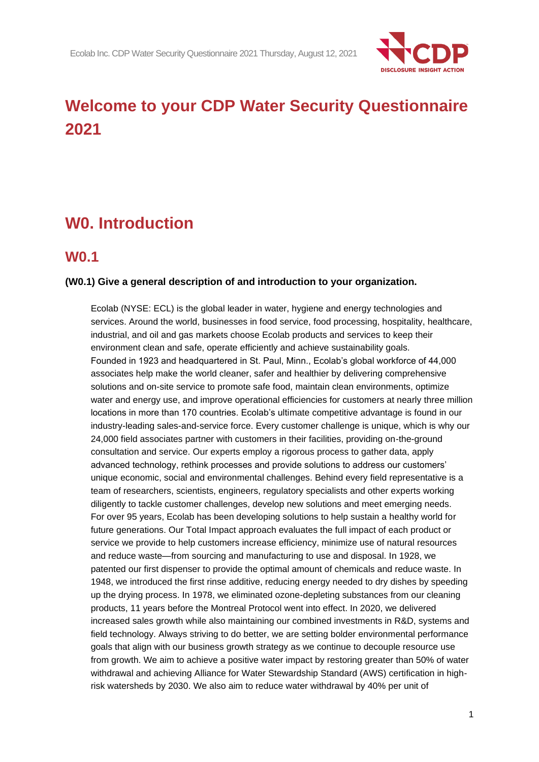# Welcome to your CDP Water Security Questionnaire 2021

## W0. Introduction

## W0.1

**(W0.1) Give a general description of and introduction to your organization.**

Ecolab (NYSE: ECL) is the global leader in water, hygiene and energy technologies and services. Around the world, businesses in food service, food processing, hospitality, healthcare, industrial, and oil and gas markets choose Ecolab products and services to keep their environment clean and safe, operate efficiently and achieve sustainability goals.
Founded in 1923 and headquartered in St. Paul, Minn., Ecolab's global workforce of 44,000 associates help make the world cleaner, safer and healthier by delivering comprehensive solutions and on-site service to promote safe food, maintain clean environments, optimize water and energy use, and improve operational efficiencies for customers at nearly three million locations in more than 170 countries. Ecolab's ultimate competitive advantage is found in our industry-leading sales-and-service force. Every customer challenge is unique, which is why our 24,000 field associates partner with customers in their facilities, providing on-the-ground consultation and service. Our experts employ a rigorous process to gather data, apply advanced technology, rethink processes and provide solutions to address our customers' unique economic, social and environmental challenges. Behind every field representative is a team of researchers, scientists, engineers, regulatory specialists and other experts working diligently to tackle customer challenges, develop new solutions and meet emerging needs. For over 95 years, Ecolab has been developing solutions to help sustain a healthy world for future generations. Our Total Impact approach evaluates the full impact of each product or service we provide to help customers increase efficiency, minimize use of natural resources and reduce waste—from sourcing and manufacturing to use and disposal. In 1928, we patented our first dispenser to provide the optimal amount of chemicals and reduce waste. In 1948, we introduced the first rinse additive, reducing energy needed to dry dishes by speeding up the drying process. In 1978, we eliminated ozone-depleting substances from our cleaning products, 11 years before the Montreal Protocol went into effect. In 2020, we delivered increased sales growth while also maintaining our combined investments in R&D, systems and field technology. Always striving to do better, we are setting bolder environmental performance goals that align with our business growth strategy as we continue to decouple resource use from growth. We aim to achieve a positive water impact by restoring greater than 50% of water withdrawal and achieving Alliance for Water Stewardship Standard (AWS) certification in high-risk watersheds by 2030. We also aim to reduce water withdrawal by 40% per unit of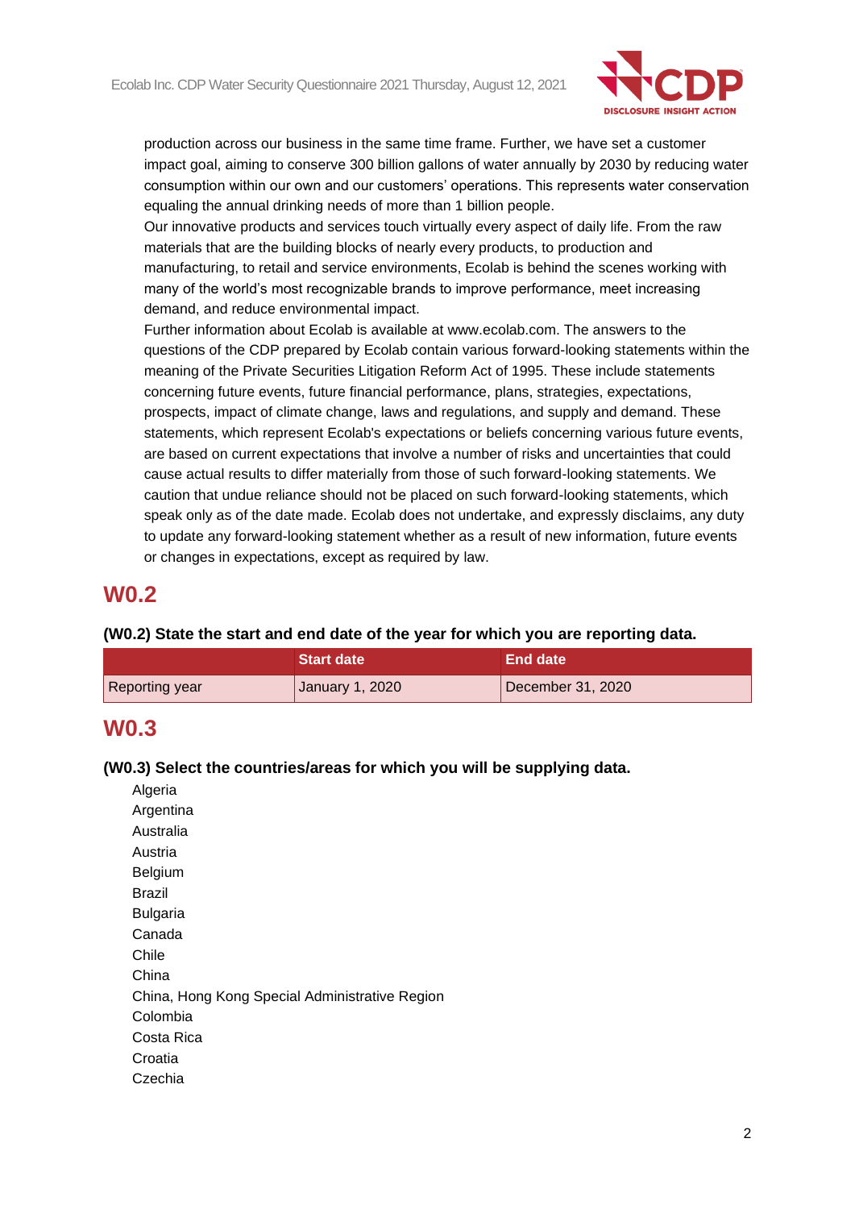production across our business in the same time frame. Further, we have set a customer impact goal, aiming to conserve 300 billion gallons of water annually by 2030 by reducing water consumption within our own and our customers' operations. This represents water conservation equaling the annual drinking needs of more than 1 billion people.

Our innovative products and services touch virtually every aspect of daily life. From the raw materials that are the building blocks of nearly every products, to production and manufacturing, to retail and service environments, Ecolab is behind the scenes working with many of the world's most recognizable brands to improve performance, meet increasing demand, and reduce environmental impact.

Further information about Ecolab is available at www.ecolab.com. The answers to the questions of the CDP prepared by Ecolab contain various forward-looking statements within the meaning of the Private Securities Litigation Reform Act of 1995. These include statements concerning future events, future financial performance, plans, strategies, expectations, prospects, impact of climate change, laws and regulations, and supply and demand. These statements, which represent Ecolab's expectations or beliefs concerning various future events, are based on current expectations that involve a number of risks and uncertainties that could cause actual results to differ materially from those of such forward-looking statements. We caution that undue reliance should not be placed on such forward-looking statements, which speak only as of the date made. Ecolab does not undertake, and expressly disclaims, any duty to update any forward-looking statement whether as a result of new information, future events or changes in expectations, except as required by law.

# W0.2

**(W0.2) State the start and end date of the year for which you are reporting data.**

| | Start date | End date |
|---|---|---|
| Reporting year | January 1, 2020 | December 31, 2020 |

# W0.3

**(W0.3) Select the countries/areas for which you will be supplying data.**

Algeria
Argentina
Australia
Austria
Belgium
Brazil
Bulgaria
Canada
Chile
China
China, Hong Kong Special Administrative Region
Colombia
Costa Rica
Croatia
Czechia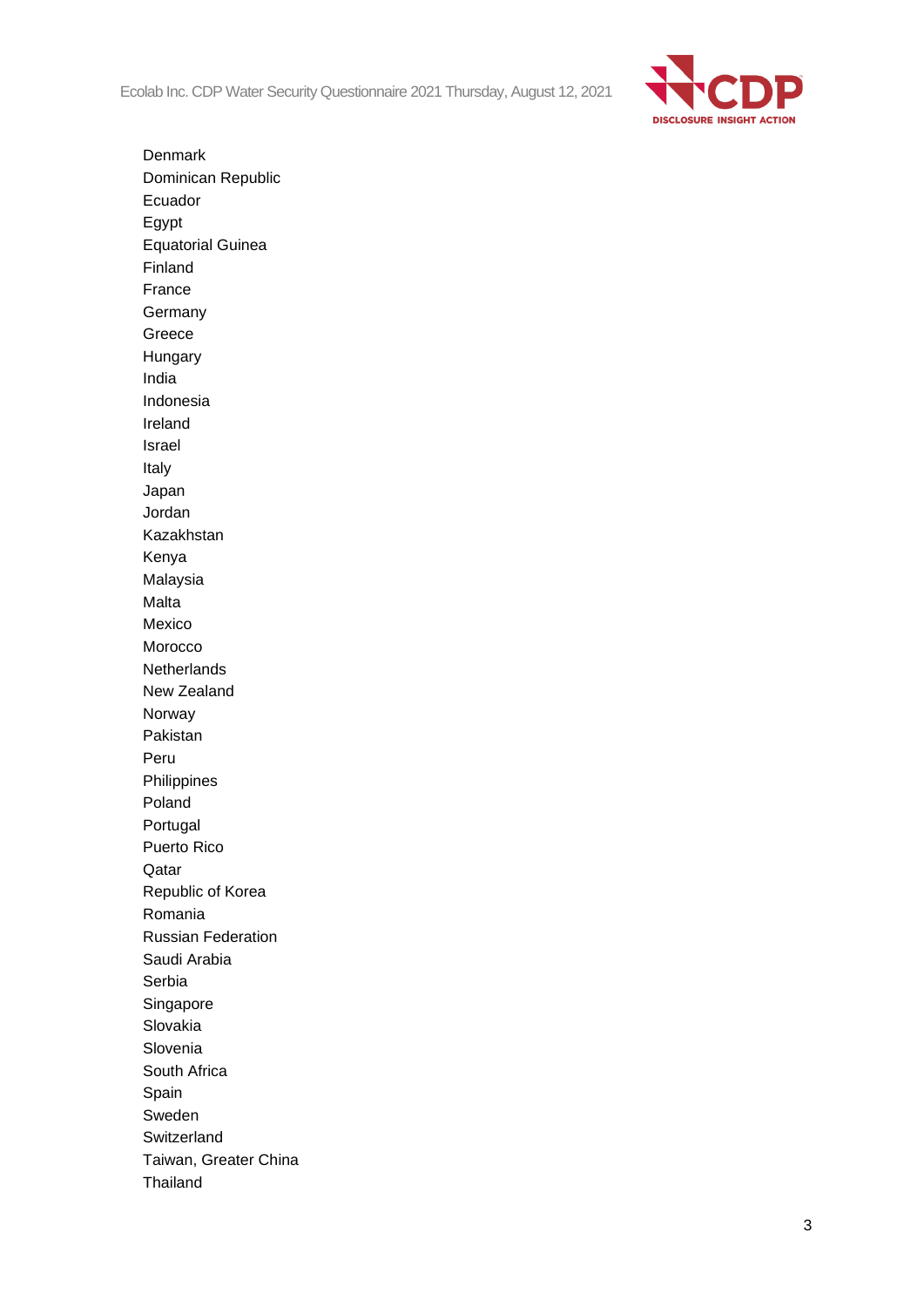Denmark
Dominican Republic
Ecuador
Egypt
Equatorial Guinea
Finland
France
Germany
Greece
Hungary
India
Indonesia
Ireland
Israel
Italy
Japan
Jordan
Kazakhstan
Kenya
Malaysia
Malta
Mexico
Morocco
Netherlands
New Zealand
Norway
Pakistan
Peru
Philippines
Poland
Portugal
Puerto Rico
Qatar
Republic of Korea
Romania
Russian Federation
Saudi Arabia
Serbia
Singapore
Slovakia
Slovenia
South Africa
Spain
Sweden
Switzerland
Taiwan, Greater China
Thailand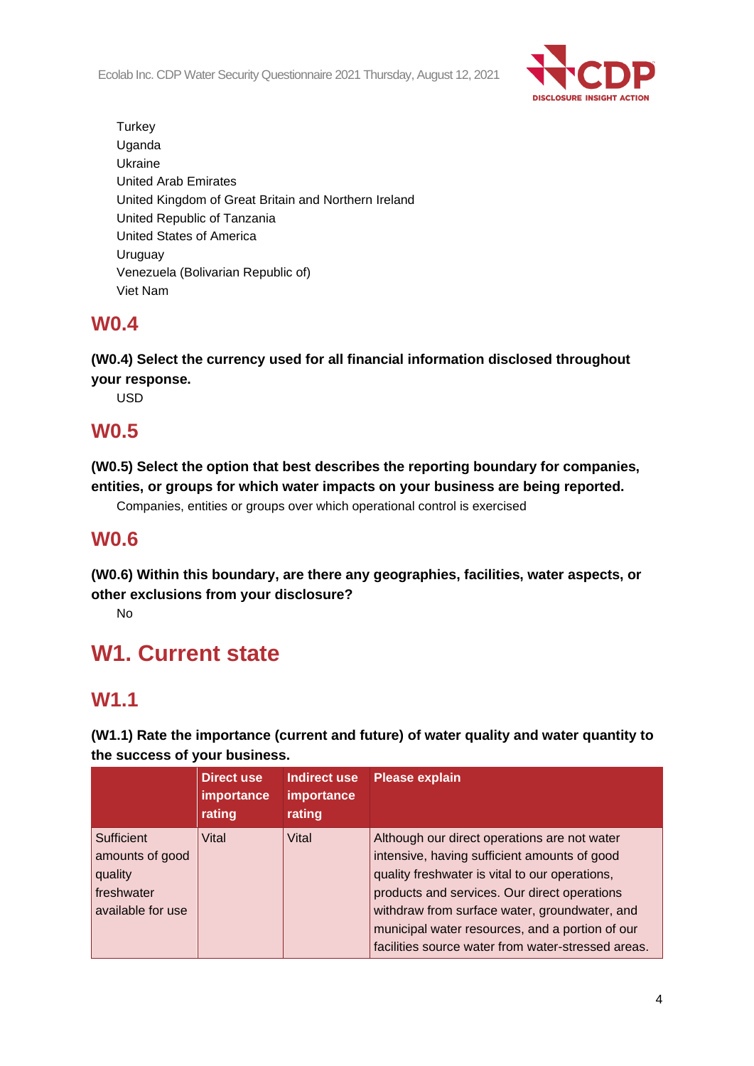Turkey
Uganda
Ukraine
United Arab Emirates
United Kingdom of Great Britain and Northern Ireland
United Republic of Tanzania
United States of America
Uruguay
Venezuela (Bolivarian Republic of)
Viet Nam

## W0.4

**(W0.4) Select the currency used for all financial information disclosed throughout your response.**

USD

## W0.5

**(W0.5) Select the option that best describes the reporting boundary for companies, entities, or groups for which water impacts on your business are being reported.**

Companies, entities or groups over which operational control is exercised

## W0.6

**(W0.6) Within this boundary, are there any geographies, facilities, water aspects, or other exclusions from your disclosure?**

No

# W1. Current state

## W1.1

**(W1.1) Rate the importance (current and future) of water quality and water quantity to the success of your business.**

| | Direct use importance rating | Indirect use importance rating | Please explain |
|---|---|---|---|
| Sufficient amounts of good quality freshwater available for use | Vital | Vital | Although our direct operations are not water intensive, having sufficient amounts of good quality freshwater is vital to our operations, products and services. Our direct operations withdraw from surface water, groundwater, and municipal water resources, and a portion of our facilities source water from water-stressed areas. |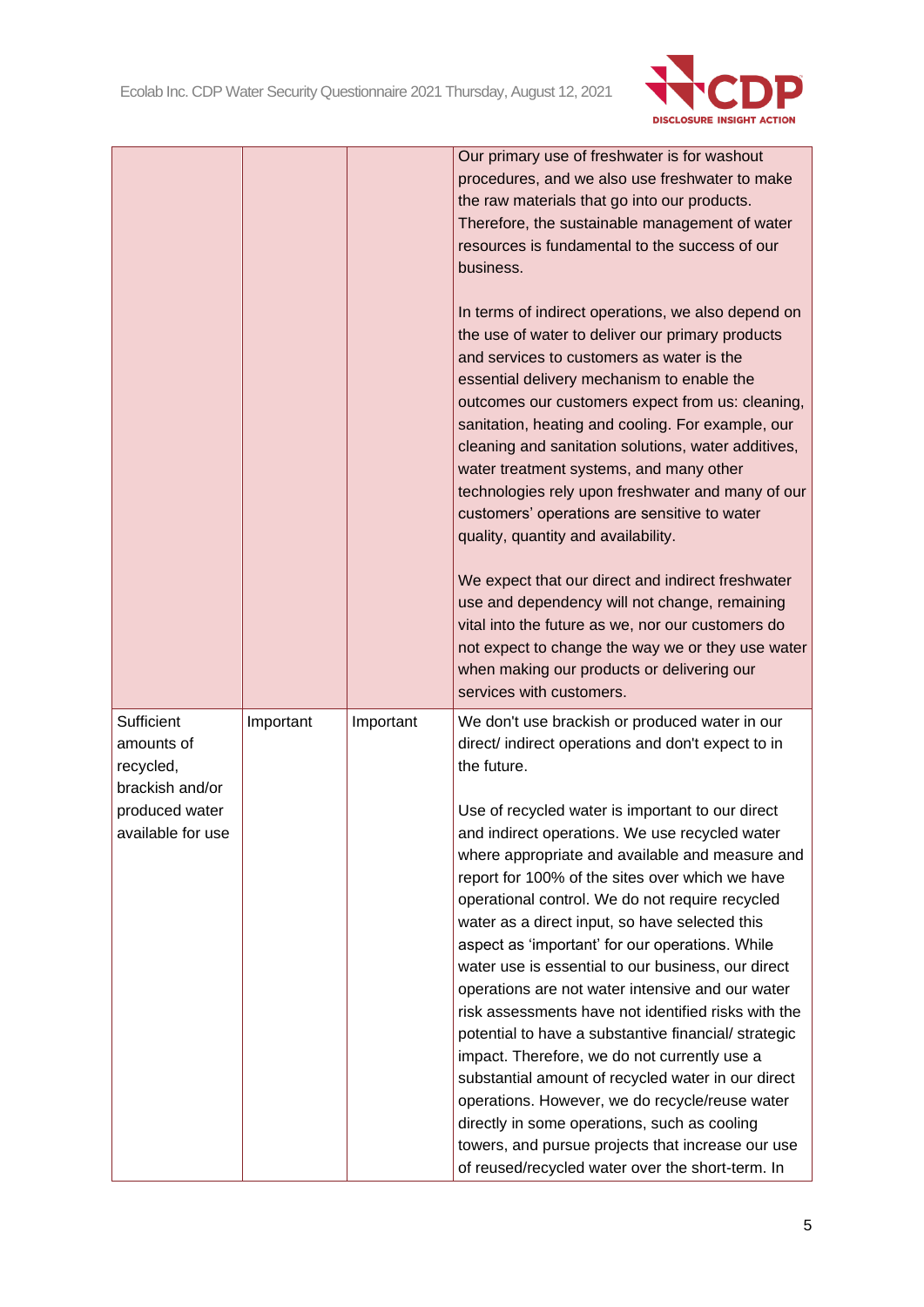| | | | |
|---|---|---|---|
| | | | Our primary use of freshwater is for washout procedures, and we also use freshwater to make the raw materials that go into our products. Therefore, the sustainable management of water resources is fundamental to the success of our business.<br><br>In terms of indirect operations, we also depend on the use of water to deliver our primary products and services to customers as water is the essential delivery mechanism to enable the outcomes our customers expect from us: cleaning, sanitation, heating and cooling. For example, our cleaning and sanitation solutions, water additives, water treatment systems, and many other technologies rely upon freshwater and many of our customers' operations are sensitive to water quality, quantity and availability.<br><br>We expect that our direct and indirect freshwater use and dependency will not change, remaining vital into the future as we, nor our customers do not expect to change the way we or they use water when making our products or delivering our services with customers. |
| Sufficient amounts of recycled, brackish and/or produced water available for use | Important | Important | We don't use brackish or produced water in our direct/ indirect operations and don't expect to in the future.<br><br>Use of recycled water is important to our direct and indirect operations. We use recycled water where appropriate and available and measure and report for 100% of the sites over which we have operational control. We do not require recycled water as a direct input, so have selected this aspect as 'important' for our operations. While water use is essential to our business, our direct operations are not water intensive and our water risk assessments have not identified risks with the potential to have a substantive financial/ strategic impact. Therefore, we do not currently use a substantial amount of recycled water in our direct operations. However, we do recycle/reuse water directly in some operations, such as cooling towers, and pursue projects that increase our use of reused/recycled water over the short-term. In |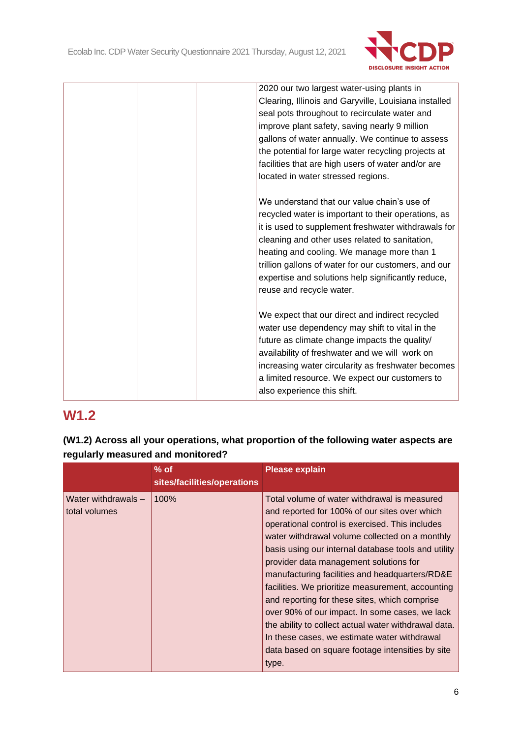| | | | 2020 our two largest water-using plants in Clearing, Illinois and Garyville, Louisiana installed seal pots throughout to recirculate water and improve plant safety, saving nearly 9 million gallons of water annually. We continue to assess the potential for large water recycling projects at facilities that are high users of water and/or are located in water stressed regions.<br><br>We understand that our value chain's use of recycled water is important to their operations, as it is used to supplement freshwater withdrawals for cleaning and other uses related to sanitation, heating and cooling. We manage more than 1 trillion gallons of water for our customers, and our expertise and solutions help significantly reduce, reuse and recycle water.<br><br>We expect that our direct and indirect recycled water use dependency may shift to vital in the future as climate change impacts the quality/ availability of freshwater and we will work on increasing water circularity as freshwater becomes a limited resource. We expect our customers to also experience this shift. |
|---|---|---|---|

## W1.2

**(W1.2) Across all your operations, what proportion of the following water aspects are regularly measured and monitored?**

| | % of sites/facilities/operations | Please explain |
|---|---|---|
| Water withdrawals – total volumes | 100% | Total volume of water withdrawal is measured and reported for 100% of our sites over which operational control is exercised. This includes water withdrawal volume collected on a monthly basis using our internal database tools and utility provider data management solutions for manufacturing facilities and headquarters/RD&E facilities. We prioritize measurement, accounting and reporting for these sites, which comprise over 90% of our impact. In some cases, we lack the ability to collect actual water withdrawal data. In these cases, we estimate water withdrawal data based on square footage intensities by site type. |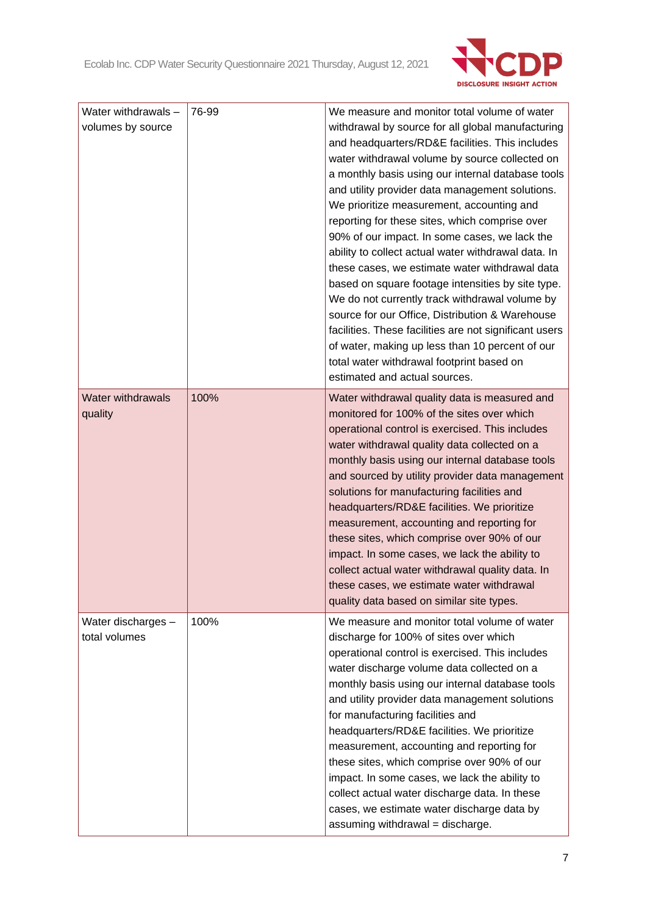| Water withdrawals – volumes by source | 76-99 | We measure and monitor total volume of water withdrawal by source for all global manufacturing and headquarters/RD&E facilities. This includes water withdrawal volume by source collected on a monthly basis using our internal database tools and utility provider data management solutions. We prioritize measurement, accounting and reporting for these sites, which comprise over 90% of our impact. In some cases, we lack the ability to collect actual water withdrawal data. In these cases, we estimate water withdrawal data based on square footage intensities by site type. We do not currently track withdrawal volume by source for our Office, Distribution & Warehouse facilities. These facilities are not significant users of water, making up less than 10 percent of our total water withdrawal footprint based on estimated and actual sources. |
|---|---|---|
| Water withdrawals quality | 100% | Water withdrawal quality data is measured and monitored for 100% of the sites over which operational control is exercised. This includes water withdrawal quality data collected on a monthly basis using our internal database tools and sourced by utility provider data management solutions for manufacturing facilities and headquarters/RD&E facilities. We prioritize measurement, accounting and reporting for these sites, which comprise over 90% of our impact. In some cases, we lack the ability to collect actual water withdrawal quality data. In these cases, we estimate water withdrawal quality data based on similar site types. |
| Water discharges – total volumes | 100% | We measure and monitor total volume of water discharge for 100% of sites over which operational control is exercised. This includes water discharge volume data collected on a monthly basis using our internal database tools and utility provider data management solutions for manufacturing facilities and headquarters/RD&E facilities. We prioritize measurement, accounting and reporting for these sites, which comprise over 90% of our impact. In some cases, we lack the ability to collect actual water discharge data. In these cases, we estimate water discharge data by assuming withdrawal = discharge. |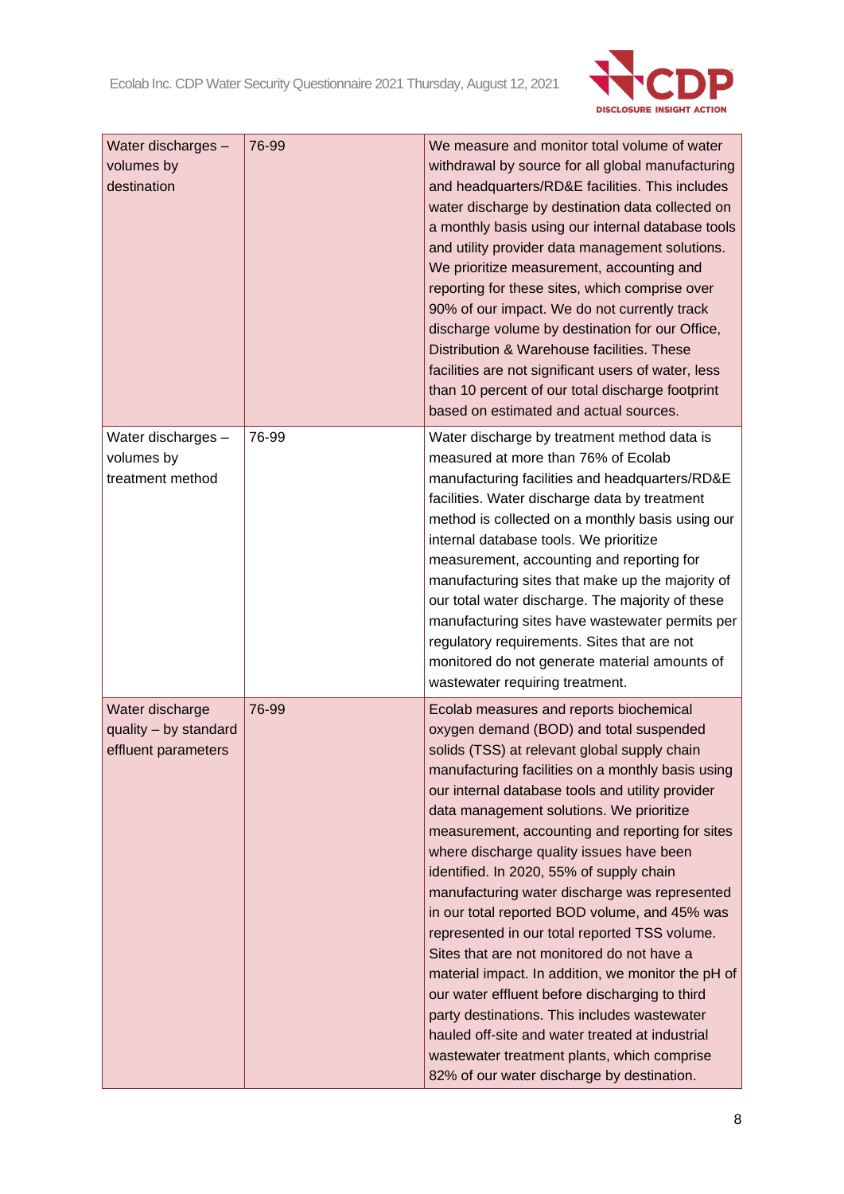| | | |
|---|---|---|
| Water discharges – volumes by destination | 76-99 | We measure and monitor total volume of water withdrawal by source for all global manufacturing and headquarters/RD&E facilities. This includes water discharge by destination data collected on a monthly basis using our internal database tools and utility provider data management solutions. We prioritize measurement, accounting and reporting for these sites, which comprise over 90% of our impact. We do not currently track discharge volume by destination for our Office, Distribution & Warehouse facilities. These facilities are not significant users of water, less than 10 percent of our total discharge footprint based on estimated and actual sources. |
| Water discharges – volumes by treatment method | 76-99 | Water discharge by treatment method data is measured at more than 76% of Ecolab manufacturing facilities and headquarters/RD&E facilities. Water discharge data by treatment method is collected on a monthly basis using our internal database tools. We prioritize measurement, accounting and reporting for manufacturing sites that make up the majority of our total water discharge. The majority of these manufacturing sites have wastewater permits per regulatory requirements. Sites that are not monitored do not generate material amounts of wastewater requiring treatment. |
| Water discharge quality – by standard effluent parameters | 76-99 | Ecolab measures and reports biochemical oxygen demand (BOD) and total suspended solids (TSS) at relevant global supply chain manufacturing facilities on a monthly basis using our internal database tools and utility provider data management solutions. We prioritize measurement, accounting and reporting for sites where discharge quality issues have been identified. In 2020, 55% of supply chain manufacturing water discharge was represented in our total reported BOD volume, and 45% was represented in our total reported TSS volume. Sites that are not monitored do not have a material impact. In addition, we monitor the pH of our water effluent before discharging to third party destinations. This includes wastewater hauled off-site and water treated at industrial wastewater treatment plants, which comprise 82% of our water discharge by destination. |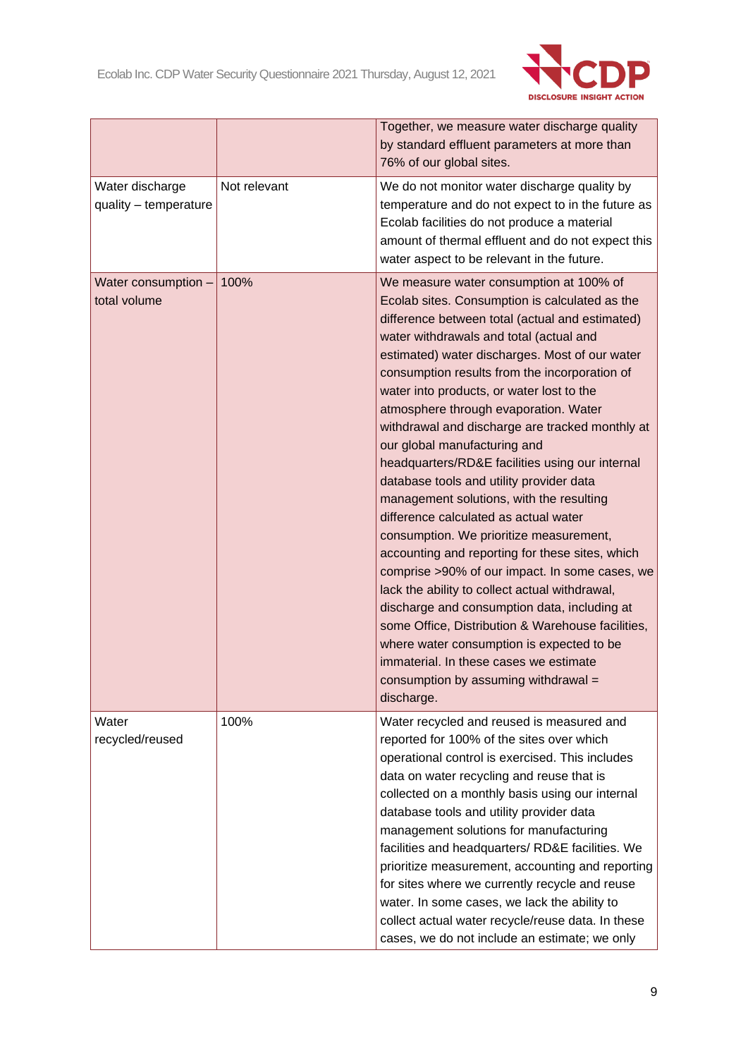|  |  |  |
|---|---|---|
|  |  | Together, we measure water discharge quality by standard effluent parameters at more than 76% of our global sites. |
| Water discharge quality – temperature | Not relevant | We do not monitor water discharge quality by temperature and do not expect to in the future as Ecolab facilities do not produce a material amount of thermal effluent and do not expect this water aspect to be relevant in the future. |
| Water consumption – total volume | 100% | We measure water consumption at 100% of Ecolab sites. Consumption is calculated as the difference between total (actual and estimated) water withdrawals and total (actual and estimated) water discharges. Most of our water consumption results from the incorporation of water into products, or water lost to the atmosphere through evaporation. Water withdrawal and discharge are tracked monthly at our global manufacturing and headquarters/RD&E facilities using our internal database tools and utility provider data management solutions, with the resulting difference calculated as actual water consumption. We prioritize measurement, accounting and reporting for these sites, which comprise >90% of our impact. In some cases, we lack the ability to collect actual withdrawal, discharge and consumption data, including at some Office, Distribution & Warehouse facilities, where water consumption is expected to be immaterial. In these cases we estimate consumption by assuming withdrawal = discharge. |
| Water recycled/reused | 100% | Water recycled and reused is measured and reported for 100% of the sites over which operational control is exercised. This includes data on water recycling and reuse that is collected on a monthly basis using our internal database tools and utility provider data management solutions for manufacturing facilities and headquarters/ RD&E facilities. We prioritize measurement, accounting and reporting for sites where we currently recycle and reuse water. In some cases, we lack the ability to collect actual water recycle/reuse data. In these cases, we do not include an estimate; we only |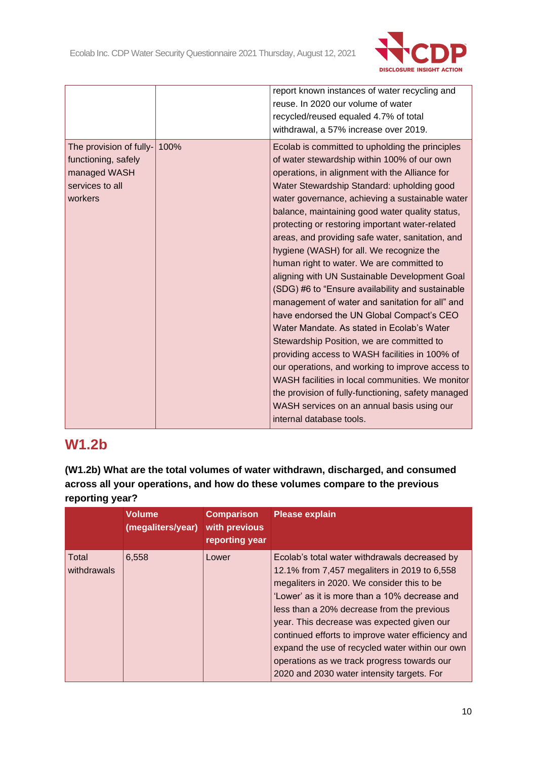| | | |
|---|---|---|
| | | report known instances of water recycling and reuse. In 2020 our volume of water recycled/reused equaled 4.7% of total withdrawal, a 57% increase over 2019. |
| The provision of fully-functioning, safely managed WASH services to all workers | 100% | Ecolab is committed to upholding the principles of water stewardship within 100% of our own operations, in alignment with the Alliance for Water Stewardship Standard: upholding good water governance, achieving a sustainable water balance, maintaining good water quality status, protecting or restoring important water-related areas, and providing safe water, sanitation, and hygiene (WASH) for all. We recognize the human right to water. We are committed to aligning with UN Sustainable Development Goal (SDG) #6 to "Ensure availability and sustainable management of water and sanitation for all" and have endorsed the UN Global Compact's CEO Water Mandate. As stated in Ecolab's Water Stewardship Position, we are committed to providing access to WASH facilities in 100% of our operations, and working to improve access to WASH facilities in local communities. We monitor the provision of fully-functioning, safety managed WASH services on an annual basis using our internal database tools. |

## W1.2b

**(W1.2b) What are the total volumes of water withdrawn, discharged, and consumed across all your operations, and how do these volumes compare to the previous reporting year?**

| | Volume (megaliters/year) | Comparison with previous reporting year | Please explain |
|---|---|---|---|
| Total withdrawals | 6,558 | Lower | Ecolab's total water withdrawals decreased by 12.1% from 7,457 megaliters in 2019 to 6,558 megaliters in 2020. We consider this to be 'Lower' as it is more than a 10% decrease and less than a 20% decrease from the previous year. This decrease was expected given our continued efforts to improve water efficiency and expand the use of recycled water within our own operations as we track progress towards our 2020 and 2030 water intensity targets. For |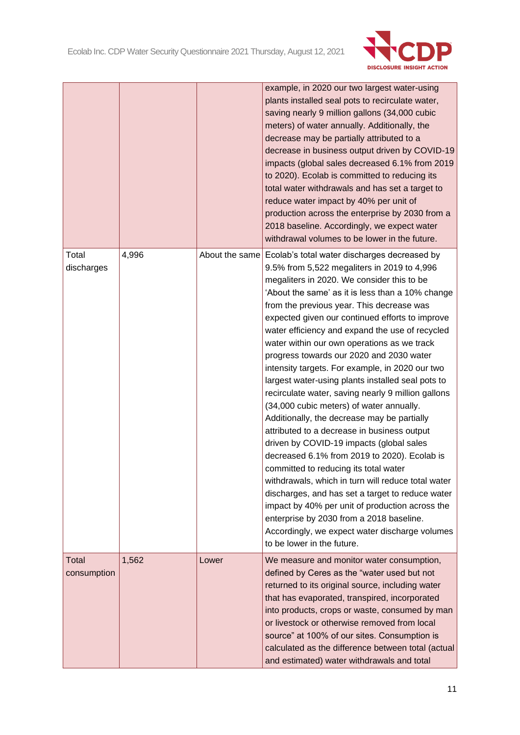|  |  |  |  |
|---|---|---|---|
|  |  |  | example, in 2020 our two largest water-using plants installed seal pots to recirculate water, saving nearly 9 million gallons (34,000 cubic meters) of water annually. Additionally, the decrease may be partially attributed to a decrease in business output driven by COVID-19 impacts (global sales decreased 6.1% from 2019 to 2020). Ecolab is committed to reducing its total water withdrawals and has set a target to reduce water impact by 40% per unit of production across the enterprise by 2030 from a 2018 baseline. Accordingly, we expect water withdrawal volumes to be lower in the future. |
| Total discharges | 4,996 | About the same | Ecolab's total water discharges decreased by 9.5% from 5,522 megaliters in 2019 to 4,996 megaliters in 2020. We consider this to be 'About the same' as it is less than a 10% change from the previous year. This decrease was expected given our continued efforts to improve water efficiency and expand the use of recycled water within our own operations as we track progress towards our 2020 and 2030 water intensity targets. For example, in 2020 our two largest water-using plants installed seal pots to recirculate water, saving nearly 9 million gallons (34,000 cubic meters) of water annually. Additionally, the decrease may be partially attributed to a decrease in business output driven by COVID-19 impacts (global sales decreased 6.1% from 2019 to 2020). Ecolab is committed to reducing its total water withdrawals, which in turn will reduce total water discharges, and has set a target to reduce water impact by 40% per unit of production across the enterprise by 2030 from a 2018 baseline. Accordingly, we expect water discharge volumes to be lower in the future. |
| Total consumption | 1,562 | Lower | We measure and monitor water consumption, defined by Ceres as the "water used but not returned to its original source, including water that has evaporated, transpired, incorporated into products, crops or waste, consumed by man or livestock or otherwise removed from local source" at 100% of our sites. Consumption is calculated as the difference between total (actual and estimated) water withdrawals and total |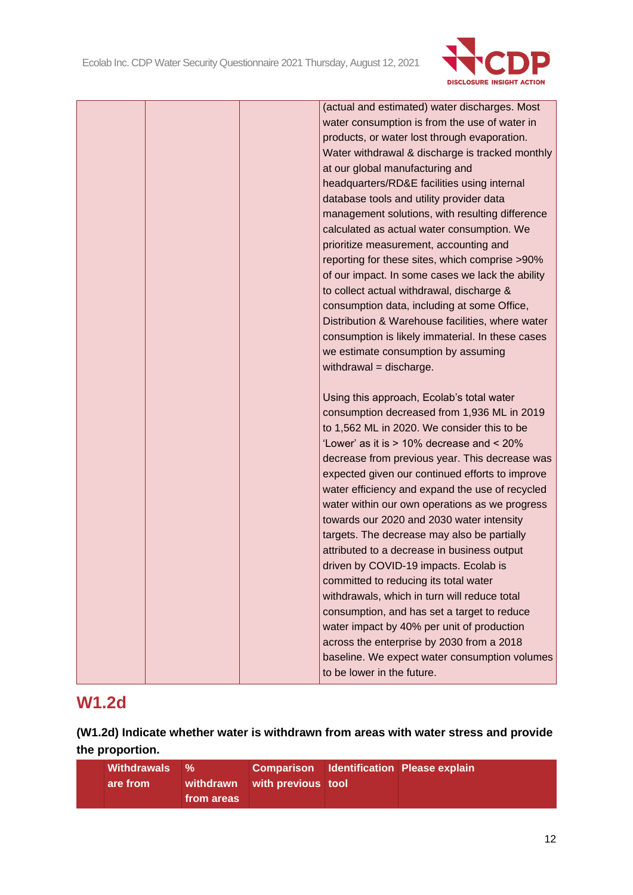| | | | |
|---|---|---|---|
| | | | (actual and estimated) water discharges. Most water consumption is from the use of water in products, or water lost through evaporation. Water withdrawal & discharge is tracked monthly at our global manufacturing and headquarters/RD&E facilities using internal database tools and utility provider data management solutions, with resulting difference calculated as actual water consumption. We prioritize measurement, accounting and reporting for these sites, which comprise >90% of our impact. In some cases we lack the ability to collect actual withdrawal, discharge & consumption data, including at some Office, Distribution & Warehouse facilities, where water consumption is likely immaterial. In these cases we estimate consumption by assuming withdrawal = discharge.<br><br>Using this approach, Ecolab's total water consumption decreased from 1,936 ML in 2019 to 1,562 ML in 2020. We consider this to be 'Lower' as it is > 10% decrease and < 20% decrease from previous year. This decrease was expected given our continued efforts to improve water efficiency and expand the use of recycled water within our own operations as we progress towards our 2020 and 2030 water intensity targets. The decrease may also be partially attributed to a decrease in business output driven by COVID-19 impacts. Ecolab is committed to reducing its total water withdrawals, which in turn will reduce total consumption, and has set a target to reduce water impact by 40% per unit of production across the enterprise by 2030 from a 2018 baseline. We expect water consumption volumes to be lower in the future. |

## W1.2d

**(W1.2d) Indicate whether water is withdrawn from areas with water stress and provide the proportion.**

| | Withdrawals are from | % withdrawn from areas | Comparison with previous | Identification tool | Please explain |
|---|---|---|---|---|---|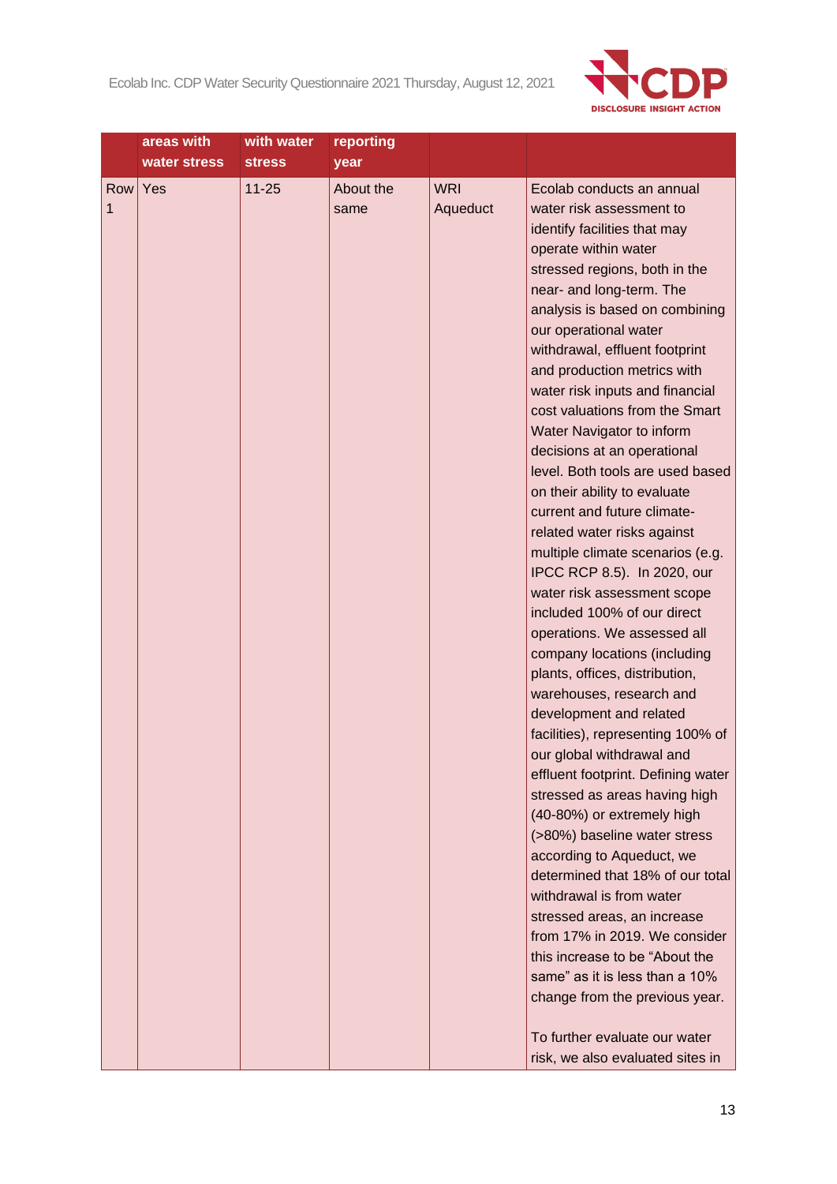| | areas with water stress | with water stress | reporting year | | |
|---|---|---|---|---|---|
| Row 1 | Yes | 11-25 | About the same | WRI Aqueduct | Ecolab conducts an annual water risk assessment to identify facilities that may operate within water stressed regions, both in the near- and long-term. The analysis is based on combining our operational water withdrawal, effluent footprint and production metrics with water risk inputs and financial cost valuations from the Smart Water Navigator to inform decisions at an operational level. Both tools are used based on their ability to evaluate current and future climate-related water risks against multiple climate scenarios (e.g. IPCC RCP 8.5). In 2020, our water risk assessment scope included 100% of our direct operations. We assessed all company locations (including plants, offices, distribution, warehouses, research and development and related facilities), representing 100% of our global withdrawal and effluent footprint. Defining water stressed as areas having high (40-80%) or extremely high (>80%) baseline water stress according to Aqueduct, we determined that 18% of our total withdrawal is from water stressed areas, an increase from 17% in 2019. We consider this increase to be "About the same" as it is less than a 10% change from the previous year.<br><br>To further evaluate our water risk, we also evaluated sites in |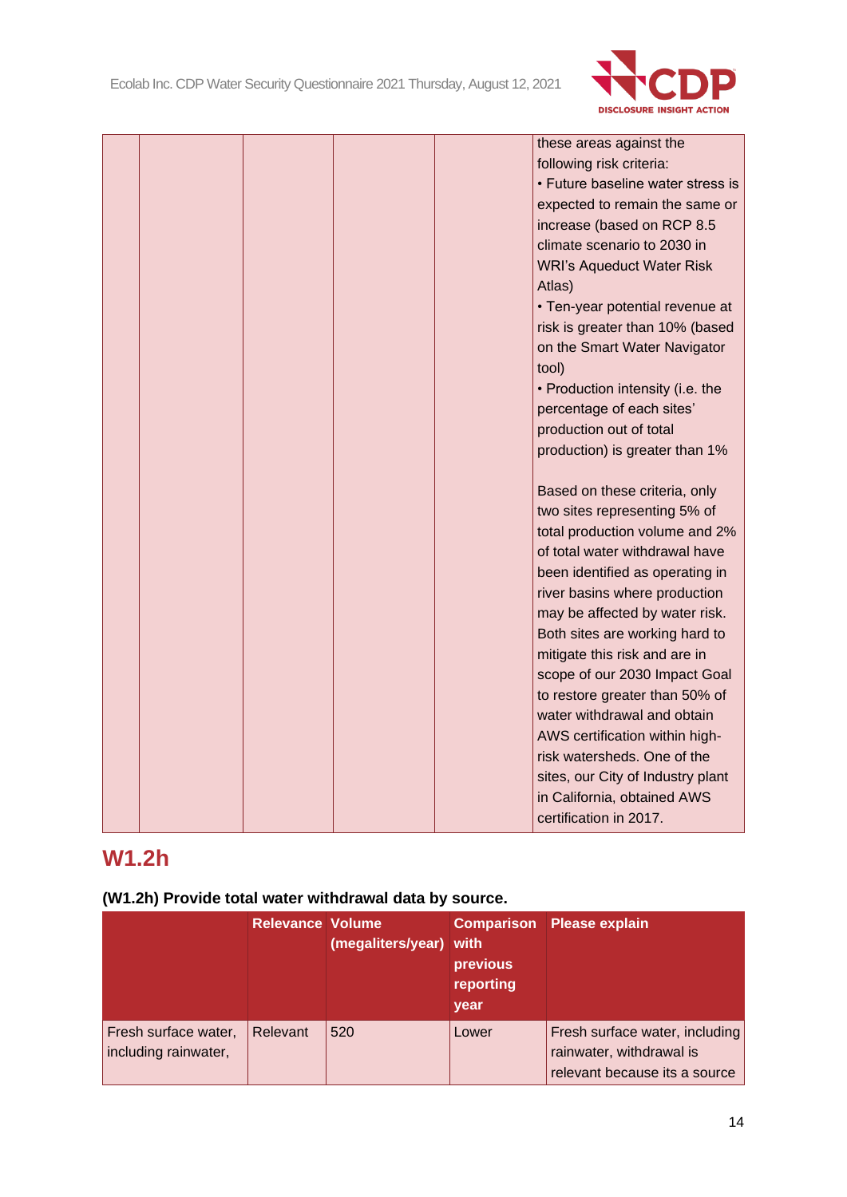| | | | | | |
|---|---|---|---|---|---|
| | | | | | these areas against the following risk criteria:<br>• Future baseline water stress is expected to remain the same or increase (based on RCP 8.5 climate scenario to 2030 in WRI's Aqueduct Water Risk Atlas)<br>• Ten-year potential revenue at risk is greater than 10% (based on the Smart Water Navigator tool)<br>• Production intensity (i.e. the percentage of each sites' production out of total production) is greater than 1%<br><br>Based on these criteria, only two sites representing 5% of total production volume and 2% of total water withdrawal have been identified as operating in river basins where production may be affected by water risk. Both sites are working hard to mitigate this risk and are in scope of our 2030 Impact Goal to restore greater than 50% of water withdrawal and obtain AWS certification within high-risk watersheds. One of the sites, our City of Industry plant in California, obtained AWS certification in 2017. |

## W1.2h

**(W1.2h) Provide total water withdrawal data by source.**

| | Relevance | Volume (megaliters/year) | Comparison with previous reporting year | Please explain |
|---|---|---|---|---|
| Fresh surface water, including rainwater, | Relevant | 520 | Lower | Fresh surface water, including rainwater, withdrawal is relevant because its a source |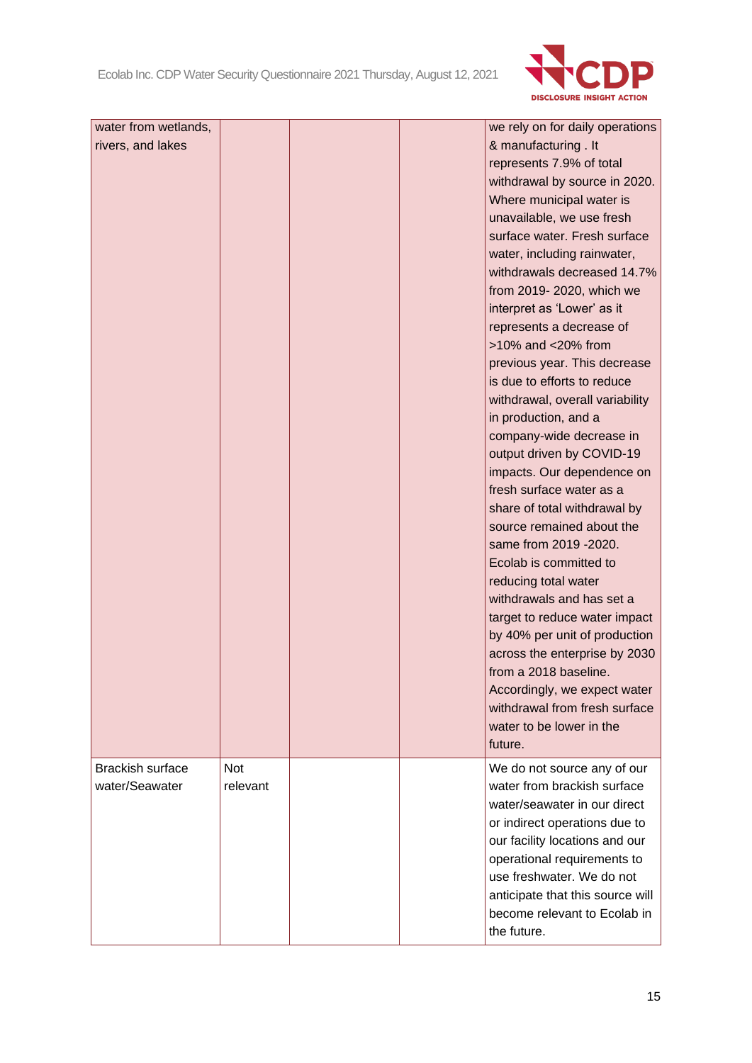| | | | | |
|---|---|---|---|---|
| water from wetlands, rivers, and lakes | | | | we rely on for daily operations & manufacturing . It represents 7.9% of total withdrawal by source in 2020. Where municipal water is unavailable, we use fresh surface water. Fresh surface water, including rainwater, withdrawals decreased 14.7% from 2019- 2020, which we interpret as 'Lower' as it represents a decrease of >10% and <20% from previous year. This decrease is due to efforts to reduce withdrawal, overall variability in production, and a company-wide decrease in output driven by COVID-19 impacts. Our dependence on fresh surface water as a share of total withdrawal by source remained about the same from 2019 -2020. Ecolab is committed to reducing total water withdrawals and has set a target to reduce water impact by 40% per unit of production across the enterprise by 2030 from a 2018 baseline. Accordingly, we expect water withdrawal from fresh surface water to be lower in the future. |
| Brackish surface water/Seawater | Not relevant | | | We do not source any of our water from brackish surface water/seawater in our direct or indirect operations due to our facility locations and our operational requirements to use freshwater. We do not anticipate that this source will become relevant to Ecolab in the future. |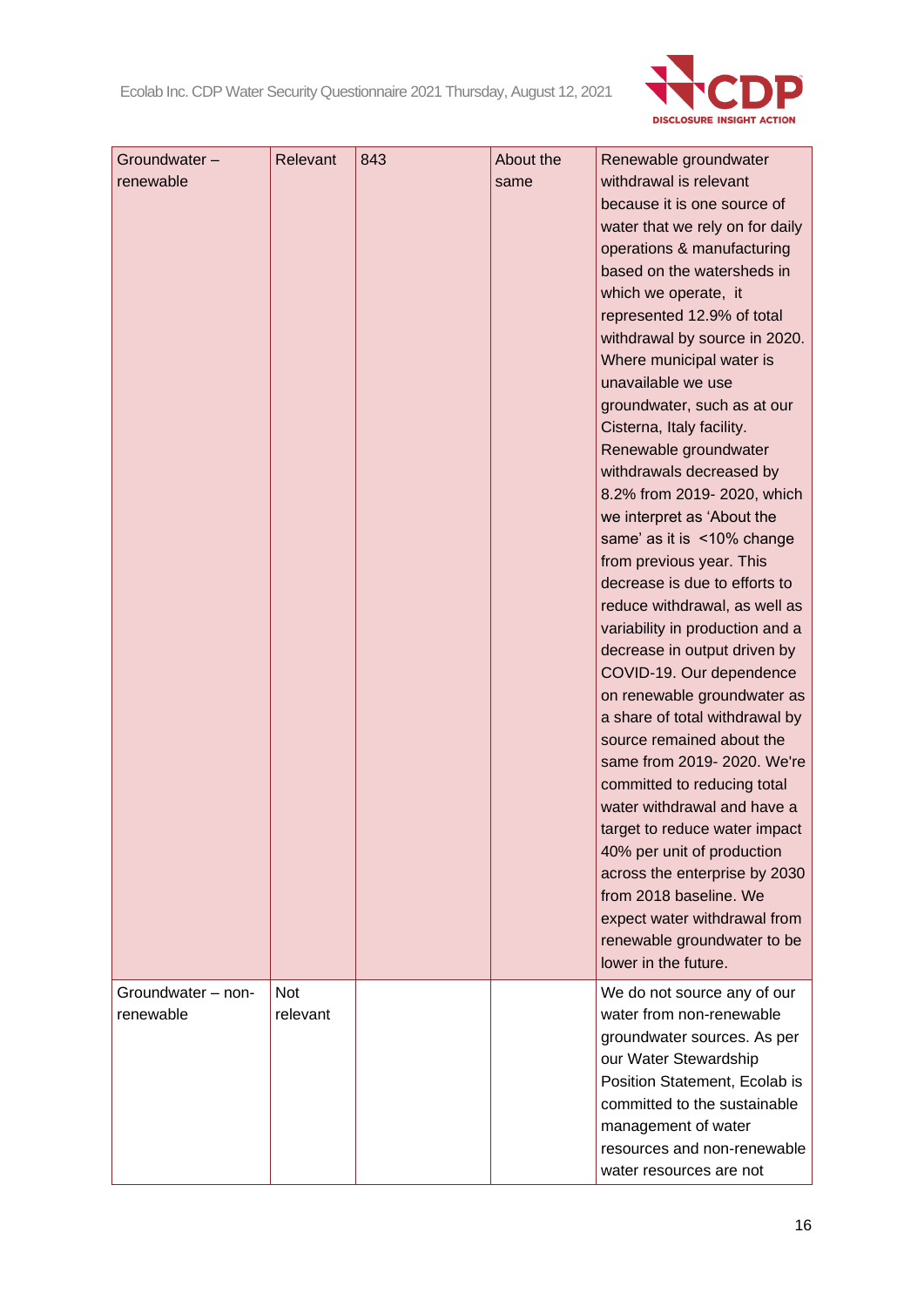| | | | | |
|---|---|---|---|---|
| Groundwater – renewable | Relevant | 843 | About the same | Renewable groundwater withdrawal is relevant because it is one source of water that we rely on for daily operations & manufacturing based on the watersheds in which we operate, it represented 12.9% of total withdrawal by source in 2020. Where municipal water is unavailable we use groundwater, such as at our Cisterna, Italy facility. Renewable groundwater withdrawals decreased by 8.2% from 2019- 2020, which we interpret as 'About the same' as it is <10% change from previous year. This decrease is due to efforts to reduce withdrawal, as well as variability in production and a decrease in output driven by COVID-19. Our dependence on renewable groundwater as a share of total withdrawal by source remained about the same from 2019- 2020. We're committed to reducing total water withdrawal and have a target to reduce water impact 40% per unit of production across the enterprise by 2030 from 2018 baseline. We expect water withdrawal from renewable groundwater to be lower in the future. |
| Groundwater – non-renewable | Not relevant | | | We do not source any of our water from non-renewable groundwater sources. As per our Water Stewardship Position Statement, Ecolab is committed to the sustainable management of water resources and non-renewable water resources are not |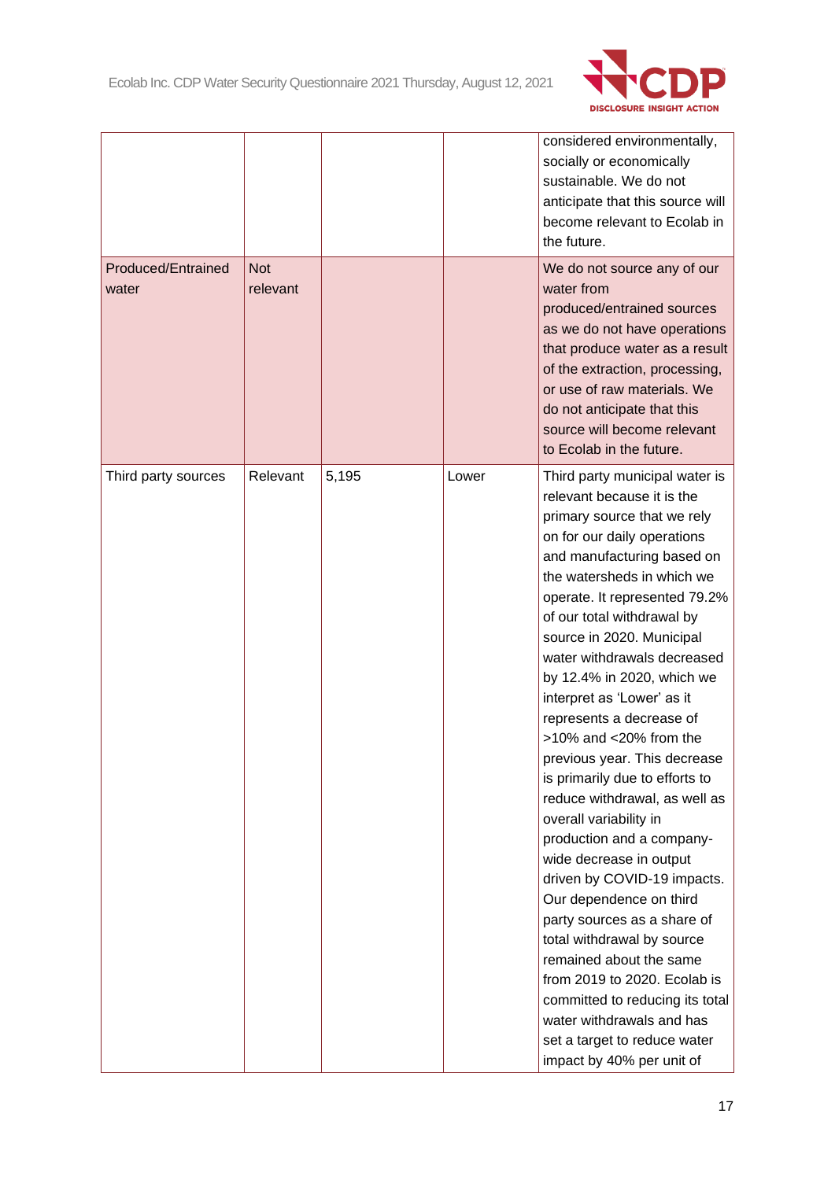| | | | | |
|---|---|---|---|---|
| | | | | considered environmentally, socially or economically sustainable. We do not anticipate that this source will become relevant to Ecolab in the future. |
| Produced/Entrained water | Not relevant | | | We do not source any of our water from produced/entrained sources as we do not have operations that produce water as a result of the extraction, processing, or use of raw materials. We do not anticipate that this source will become relevant to Ecolab in the future. |
| Third party sources | Relevant | 5,195 | Lower | Third party municipal water is relevant because it is the primary source that we rely on for our daily operations and manufacturing based on the watersheds in which we operate. It represented 79.2% of our total withdrawal by source in 2020. Municipal water withdrawals decreased by 12.4% in 2020, which we interpret as 'Lower' as it represents a decrease of >10% and <20% from the previous year. This decrease is primarily due to efforts to reduce withdrawal, as well as overall variability in production and a company-wide decrease in output driven by COVID-19 impacts. Our dependence on third party sources as a share of total withdrawal by source remained about the same from 2019 to 2020. Ecolab is committed to reducing its total water withdrawals and has set a target to reduce water impact by 40% per unit of |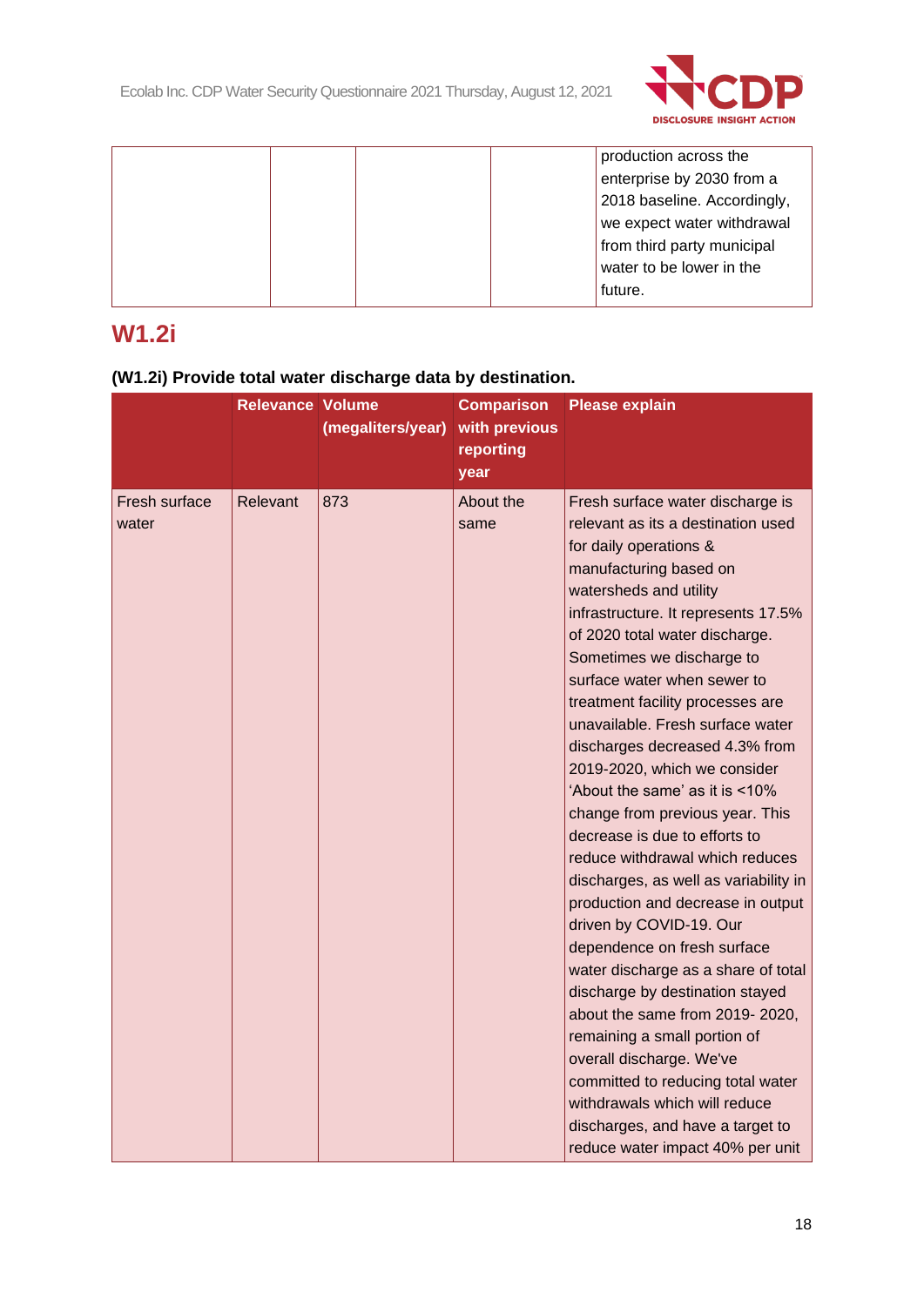|  |  |  |  | production across the enterprise by 2030 from a 2018 baseline. Accordingly, we expect water withdrawal from third party municipal water to be lower in the future. |
|---|---|---|---|---|

## W1.2i

### (W1.2i) Provide total water discharge data by destination.

|  | Relevance | Volume (megaliters/year) | Comparison with previous reporting year | Please explain |
|---|---|---|---|---|
| Fresh surface water | Relevant | 873 | About the same | Fresh surface water discharge is relevant as its a destination used for daily operations & manufacturing based on watersheds and utility infrastructure. It represents 17.5% of 2020 total water discharge. Sometimes we discharge to surface water when sewer to treatment facility processes are unavailable. Fresh surface water discharges decreased 4.3% from 2019-2020, which we consider 'About the same' as it is <10% change from previous year. This decrease is due to efforts to reduce withdrawal which reduces discharges, as well as variability in production and decrease in output driven by COVID-19. Our dependence on fresh surface water discharge as a share of total discharge by destination stayed about the same from 2019- 2020, remaining a small portion of overall discharge. We've committed to reducing total water withdrawals which will reduce discharges, and have a target to reduce water impact 40% per unit |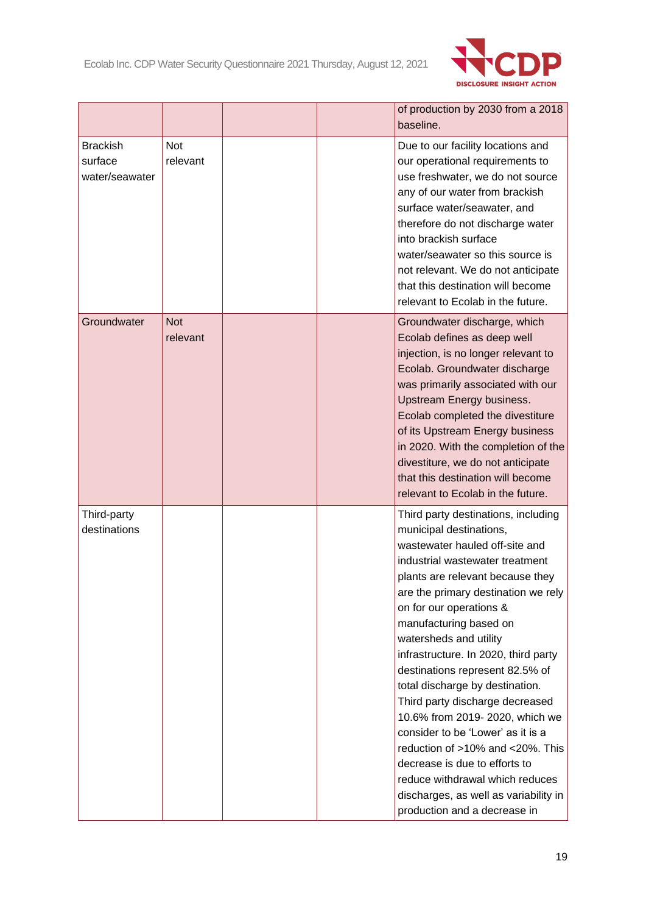|  |  |  |  |  |
|---|---|---|---|---|
|  |  |  |  | of production by 2030 from a 2018 baseline. |
| Brackish surface water/seawater | Not relevant |  |  | Due to our facility locations and our operational requirements to use freshwater, we do not source any of our water from brackish surface water/seawater, and therefore do not discharge water into brackish surface water/seawater so this source is not relevant. We do not anticipate that this destination will become relevant to Ecolab in the future. |
| Groundwater | Not relevant |  |  | Groundwater discharge, which Ecolab defines as deep well injection, is no longer relevant to Ecolab. Groundwater discharge was primarily associated with our Upstream Energy business. Ecolab completed the divestiture of its Upstream Energy business in 2020. With the completion of the divestiture, we do not anticipate that this destination will become relevant to Ecolab in the future. |
| Third-party destinations |  |  |  | Third party destinations, including municipal destinations, wastewater hauled off-site and industrial wastewater treatment plants are relevant because they are the primary destination we rely on for our operations & manufacturing based on watersheds and utility infrastructure. In 2020, third party destinations represent 82.5% of total discharge by destination. Third party discharge decreased 10.6% from 2019- 2020, which we consider to be 'Lower' as it is a reduction of >10% and <20%. This decrease is due to efforts to reduce withdrawal which reduces discharges, as well as variability in production and a decrease in |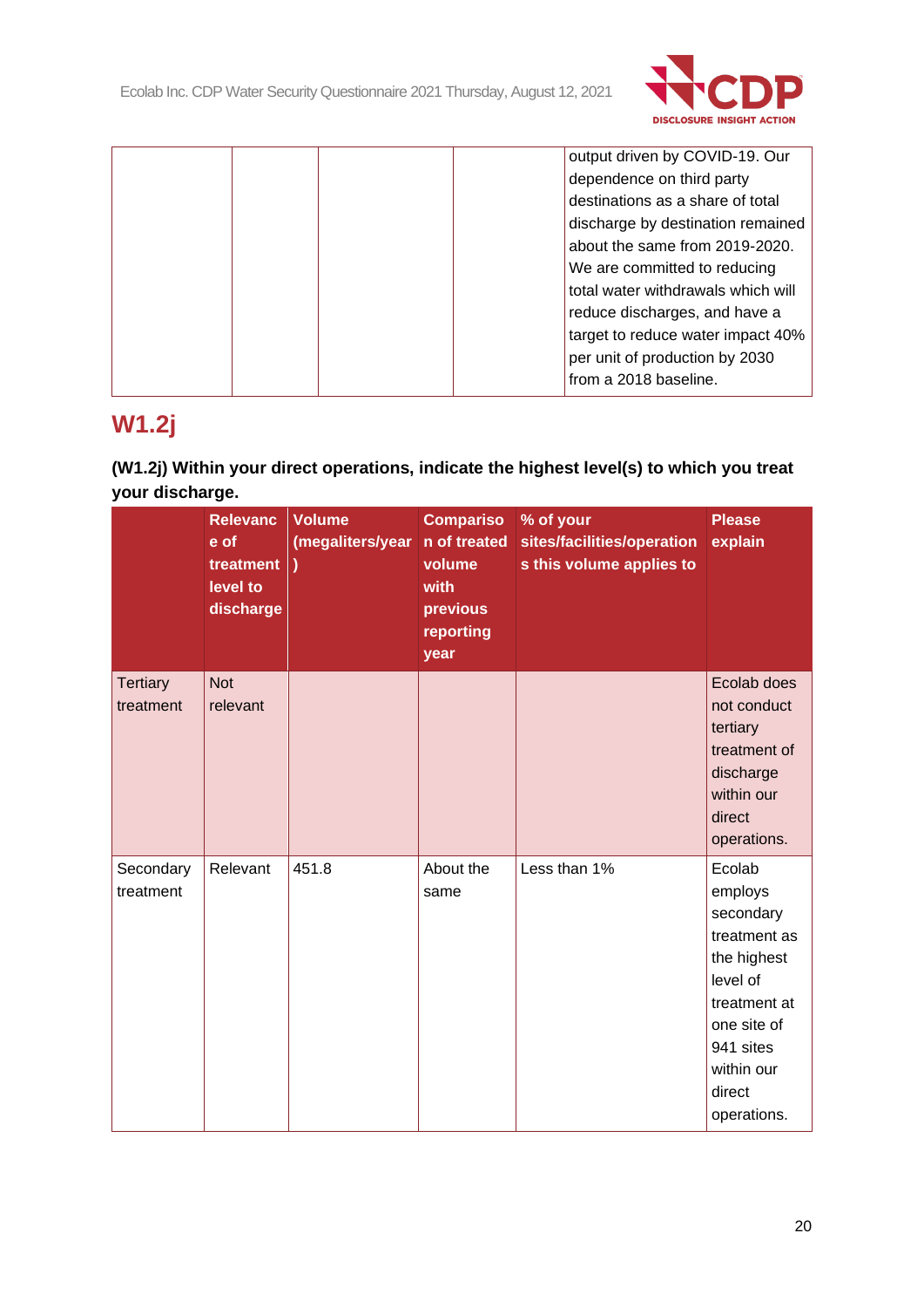| | | | | output driven by COVID-19. Our dependence on third party destinations as a share of total discharge by destination remained about the same from 2019-2020. We are committed to reducing total water withdrawals which will reduce discharges, and have a target to reduce water impact 40% per unit of production by 2030 from a 2018 baseline. |
|---|---|---|---|---|

## W1.2j

**(W1.2j) Within your direct operations, indicate the highest level(s) to which you treat your discharge.**

| | Relevance of treatment level to discharge | Volume (megaliters/year) | Comparison of treated volume with previous reporting year | % of your sites/facilities/operations this volume applies to | Please explain |
|---|---|---|---|---|---|
| Tertiary treatment | Not relevant | | | | Ecolab does not conduct tertiary treatment of discharge within our direct operations. |
| Secondary treatment | Relevant | 451.8 | About the same | Less than 1% | Ecolab employs secondary treatment as the highest level of treatment at one site of 941 sites within our direct operations. |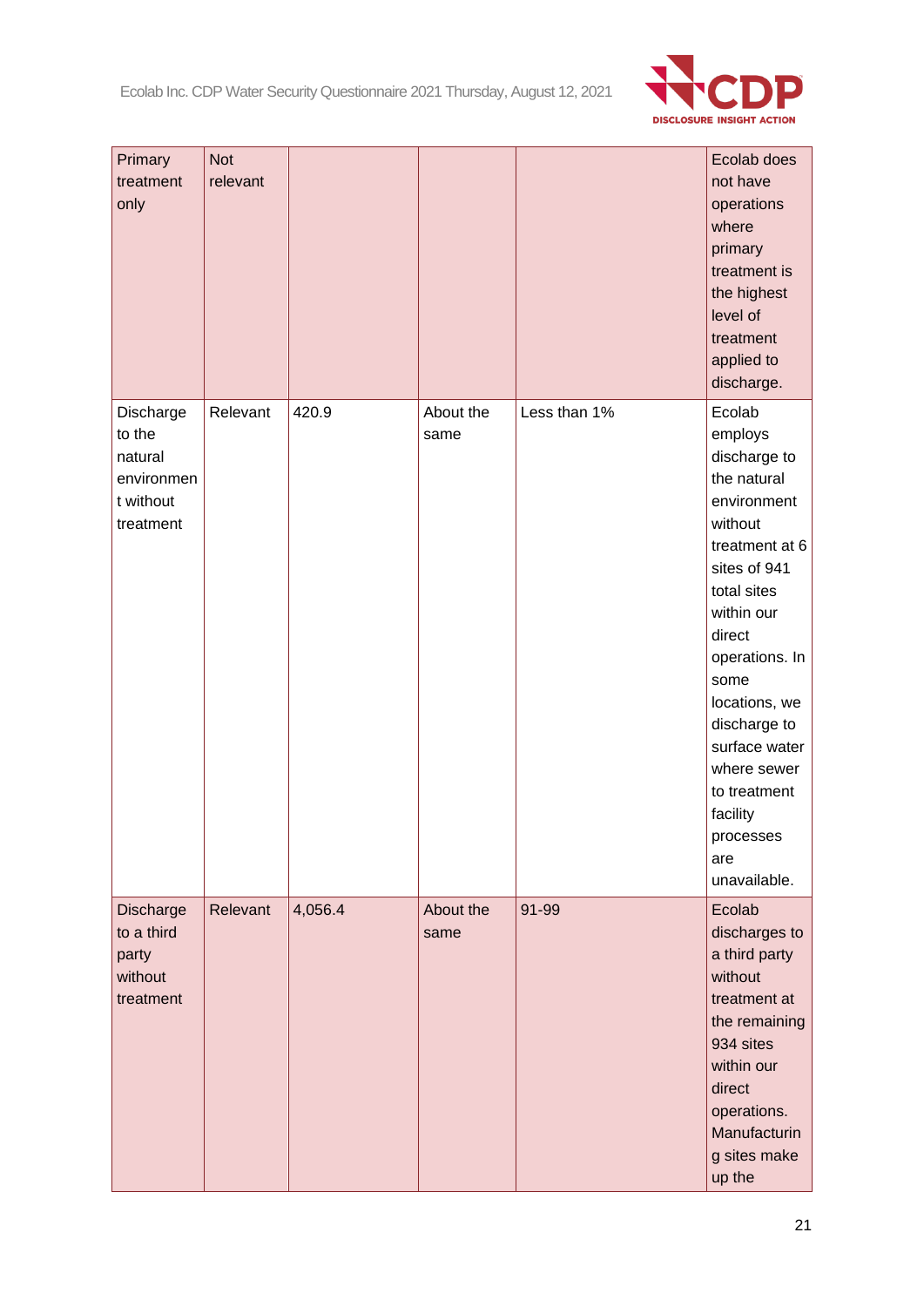| | | | | | |
|---|---|---|---|---|---|
| Primary treatment only | Not relevant | | | | Ecolab does not have operations where primary treatment is the highest level of treatment applied to discharge. |
| Discharge to the natural environment without treatment | Relevant | 420.9 | About the same | Less than 1% | Ecolab employs discharge to the natural environment without treatment at 6 sites of 941 total sites within our direct operations. In some locations, we discharge to surface water where sewer to treatment facility processes are unavailable. |
| Discharge to a third party without treatment | Relevant | 4,056.4 | About the same | 91-99 | Ecolab discharges to a third party without treatment at the remaining 934 sites within our direct operations. Manufacturing sites make up the |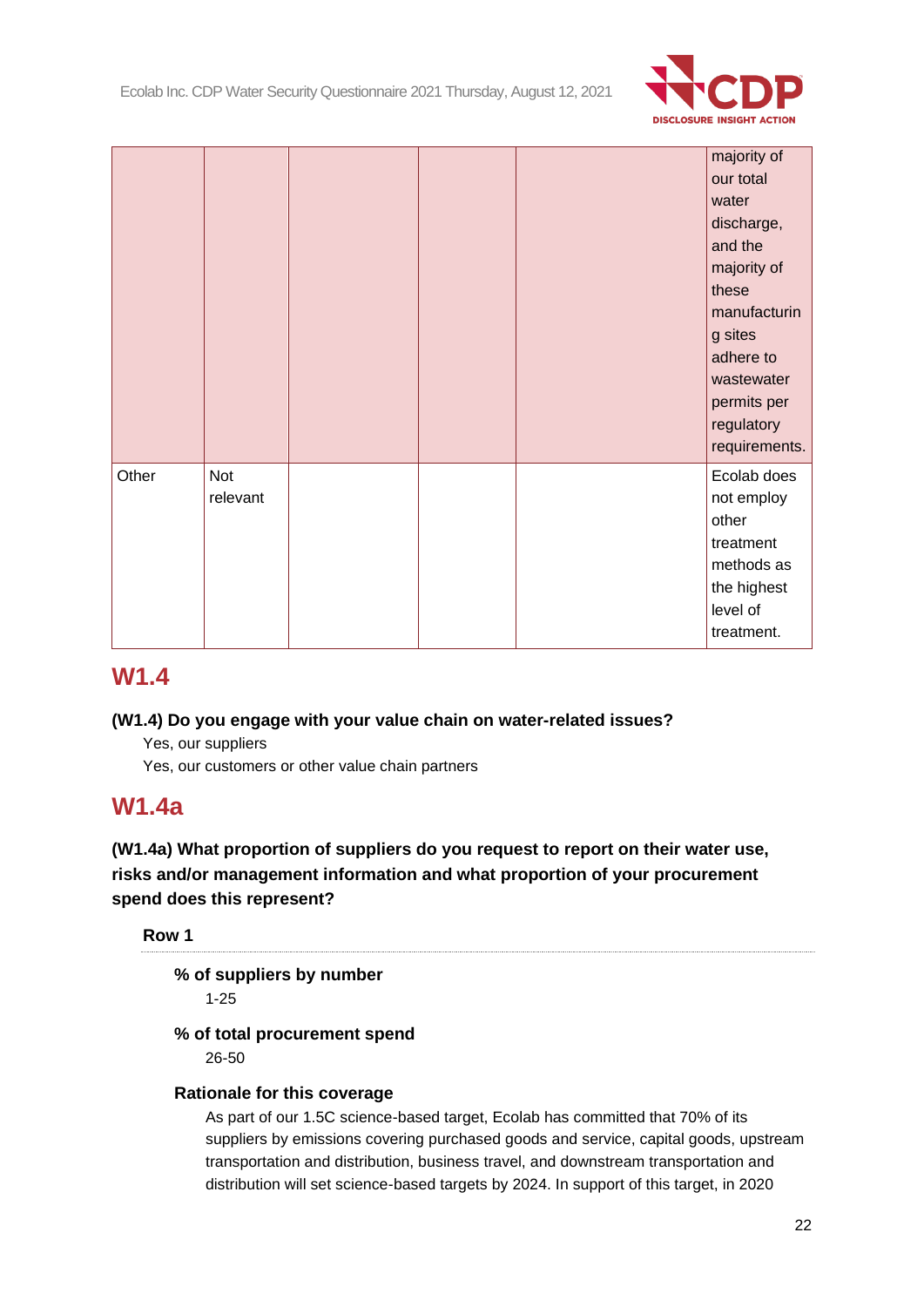|  |  |  |  |  | majority of our total water discharge, and the majority of these manufacturing sites adhere to wastewater permits per regulatory requirements. |
|---|---|---|---|---|---|
| Other | Not relevant |  |  |  | Ecolab does not employ other treatment methods as the highest level of treatment. |

## W1.4

**(W1.4) Do you engage with your value chain on water-related issues?**

Yes, our suppliers

Yes, our customers or other value chain partners

## W1.4a

**(W1.4a) What proportion of suppliers do you request to report on their water use, risks and/or management information and what proportion of your procurement spend does this represent?**

**Row 1**

**% of suppliers by number**

1-25

**% of total procurement spend**

26-50

**Rationale for this coverage**

As part of our 1.5C science-based target, Ecolab has committed that 70% of its suppliers by emissions covering purchased goods and service, capital goods, upstream transportation and distribution, business travel, and downstream transportation and distribution will set science-based targets by 2024. In support of this target, in 2020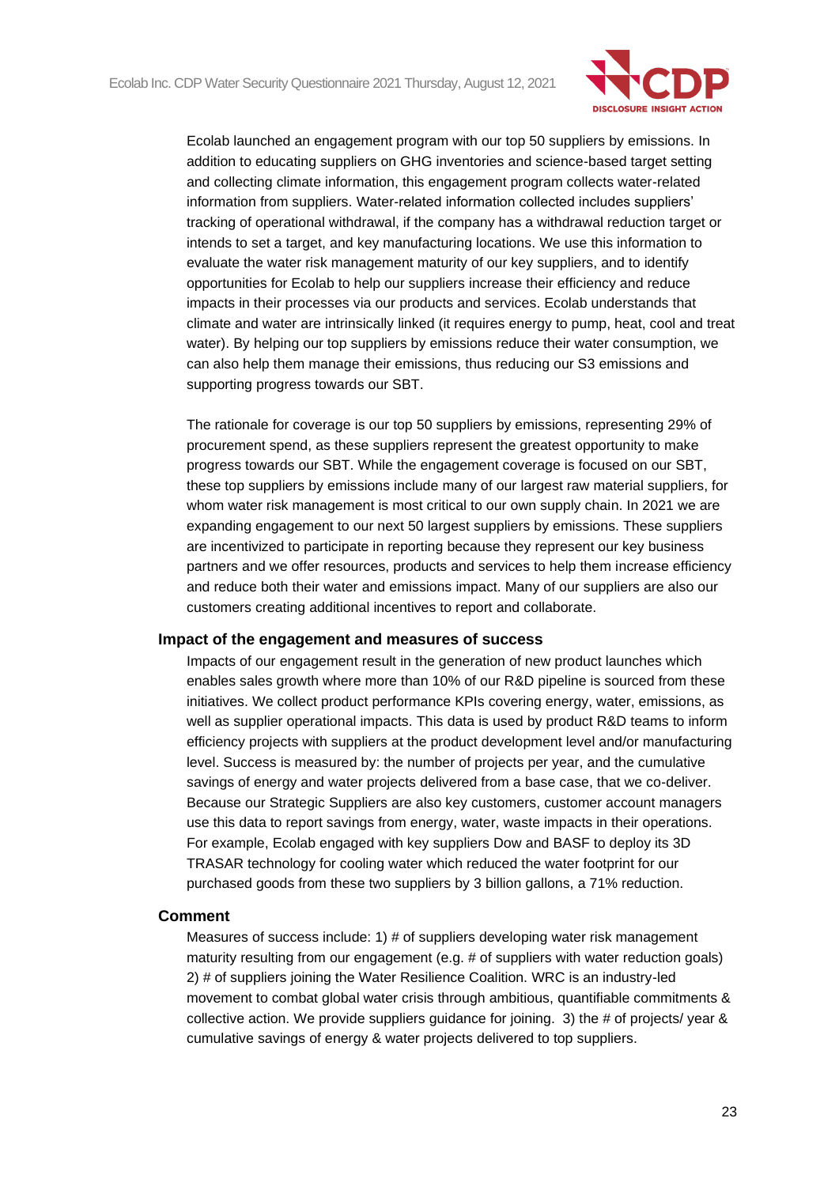Ecolab launched an engagement program with our top 50 suppliers by emissions. In addition to educating suppliers on GHG inventories and science-based target setting and collecting climate information, this engagement program collects water-related information from suppliers. Water-related information collected includes suppliers' tracking of operational withdrawal, if the company has a withdrawal reduction target or intends to set a target, and key manufacturing locations. We use this information to evaluate the water risk management maturity of our key suppliers, and to identify opportunities for Ecolab to help our suppliers increase their efficiency and reduce impacts in their processes via our products and services. Ecolab understands that climate and water are intrinsically linked (it requires energy to pump, heat, cool and treat water). By helping our top suppliers by emissions reduce their water consumption, we can also help them manage their emissions, thus reducing our S3 emissions and supporting progress towards our SBT.

The rationale for coverage is our top 50 suppliers by emissions, representing 29% of procurement spend, as these suppliers represent the greatest opportunity to make progress towards our SBT. While the engagement coverage is focused on our SBT, these top suppliers by emissions include many of our largest raw material suppliers, for whom water risk management is most critical to our own supply chain. In 2021 we are expanding engagement to our next 50 largest suppliers by emissions. These suppliers are incentivized to participate in reporting because they represent our key business partners and we offer resources, products and services to help them increase efficiency and reduce both their water and emissions impact. Many of our suppliers are also our customers creating additional incentives to report and collaborate.

#### Impact of the engagement and measures of success

Impacts of our engagement result in the generation of new product launches which enables sales growth where more than 10% of our R&D pipeline is sourced from these initiatives. We collect product performance KPIs covering energy, water, emissions, as well as supplier operational impacts. This data is used by product R&D teams to inform efficiency projects with suppliers at the product development level and/or manufacturing level. Success is measured by: the number of projects per year, and the cumulative savings of energy and water projects delivered from a base case, that we co-deliver. Because our Strategic Suppliers are also key customers, customer account managers use this data to report savings from energy, water, waste impacts in their operations. For example, Ecolab engaged with key suppliers Dow and BASF to deploy its 3D TRASAR technology for cooling water which reduced the water footprint for our purchased goods from these two suppliers by 3 billion gallons, a 71% reduction.

#### Comment

Measures of success include: 1) # of suppliers developing water risk management maturity resulting from our engagement (e.g. # of suppliers with water reduction goals) 2) # of suppliers joining the Water Resilience Coalition. WRC is an industry-led movement to combat global water crisis through ambitious, quantifiable commitments & collective action. We provide suppliers guidance for joining. 3) the # of projects/ year & cumulative savings of energy & water projects delivered to top suppliers.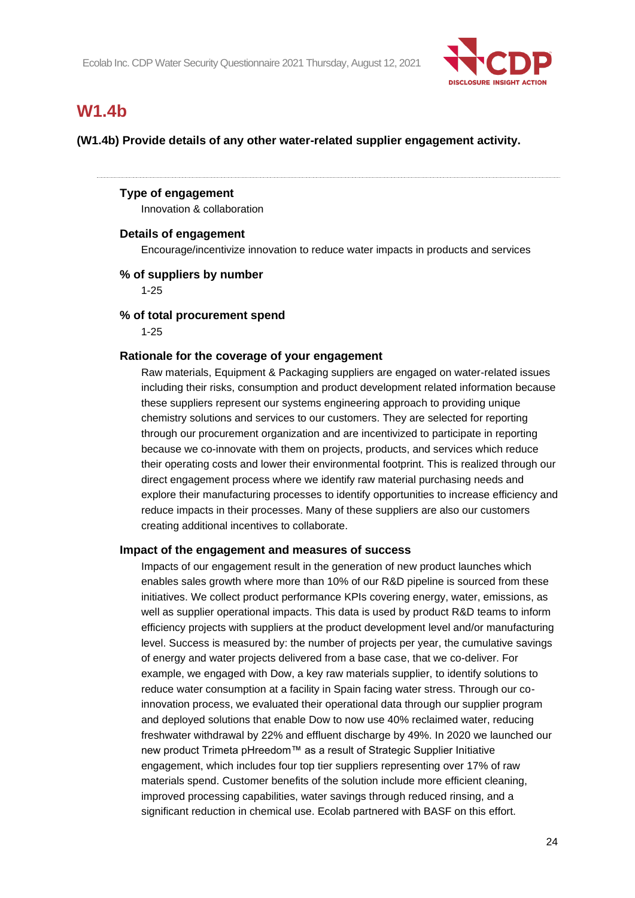## W1.4b

**(W1.4b) Provide details of any other water-related supplier engagement activity.**

---

**Type of engagement**

Innovation & collaboration

**Details of engagement**

Encourage/incentivize innovation to reduce water impacts in products and services

**% of suppliers by number**

1-25

**% of total procurement spend**

1-25

**Rationale for the coverage of your engagement**

Raw materials, Equipment & Packaging suppliers are engaged on water-related issues including their risks, consumption and product development related information because these suppliers represent our systems engineering approach to providing unique chemistry solutions and services to our customers. They are selected for reporting through our procurement organization and are incentivized to participate in reporting because we co-innovate with them on projects, products, and services which reduce their operating costs and lower their environmental footprint. This is realized through our direct engagement process where we identify raw material purchasing needs and explore their manufacturing processes to identify opportunities to increase efficiency and reduce impacts in their processes. Many of these suppliers are also our customers creating additional incentives to collaborate.

**Impact of the engagement and measures of success**

Impacts of our engagement result in the generation of new product launches which enables sales growth where more than 10% of our R&D pipeline is sourced from these initiatives. We collect product performance KPIs covering energy, water, emissions, as well as supplier operational impacts. This data is used by product R&D teams to inform efficiency projects with suppliers at the product development level and/or manufacturing level. Success is measured by: the number of projects per year, the cumulative savings of energy and water projects delivered from a base case, that we co-deliver. For example, we engaged with Dow, a key raw materials supplier, to identify solutions to reduce water consumption at a facility in Spain facing water stress. Through our co-innovation process, we evaluated their operational data through our supplier program and deployed solutions that enable Dow to now use 40% reclaimed water, reducing freshwater withdrawal by 22% and effluent discharge by 49%. In 2020 we launched our new product Trimeta pHreedom™ as a result of Strategic Supplier Initiative engagement, which includes four top tier suppliers representing over 17% of raw materials spend. Customer benefits of the solution include more efficient cleaning, improved processing capabilities, water savings through reduced rinsing, and a significant reduction in chemical use. Ecolab partnered with BASF on this effort.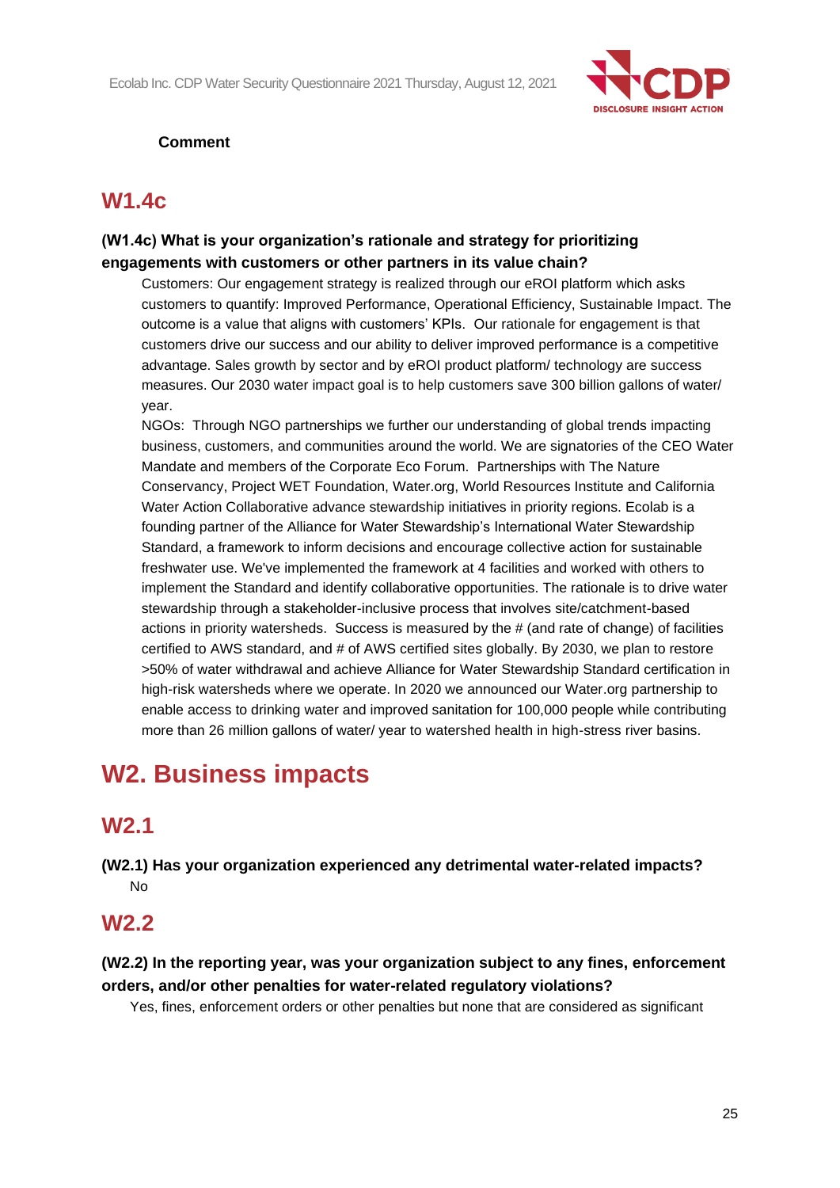**Comment**

## W1.4c

**(W1.4c) What is your organization's rationale and strategy for prioritizing engagements with customers or other partners in its value chain?**

Customers: Our engagement strategy is realized through our eROI platform which asks customers to quantify: Improved Performance, Operational Efficiency, Sustainable Impact. The outcome is a value that aligns with customers' KPIs. Our rationale for engagement is that customers drive our success and our ability to deliver improved performance is a competitive advantage. Sales growth by sector and by eROI product platform/ technology are success measures. Our 2030 water impact goal is to help customers save 300 billion gallons of water/ year.

NGOs: Through NGO partnerships we further our understanding of global trends impacting business, customers, and communities around the world. We are signatories of the CEO Water Mandate and members of the Corporate Eco Forum. Partnerships with The Nature Conservancy, Project WET Foundation, Water.org, World Resources Institute and California Water Action Collaborative advance stewardship initiatives in priority regions. Ecolab is a founding partner of the Alliance for Water Stewardship's International Water Stewardship Standard, a framework to inform decisions and encourage collective action for sustainable freshwater use. We've implemented the framework at 4 facilities and worked with others to implement the Standard and identify collaborative opportunities. The rationale is to drive water stewardship through a stakeholder-inclusive process that involves site/catchment-based actions in priority watersheds. Success is measured by the # (and rate of change) of facilities certified to AWS standard, and # of AWS certified sites globally. By 2030, we plan to restore >50% of water withdrawal and achieve Alliance for Water Stewardship Standard certification in high-risk watersheds where we operate. In 2020 we announced our Water.org partnership to enable access to drinking water and improved sanitation for 100,000 people while contributing more than 26 million gallons of water/ year to watershed health in high-stress river basins.

# W2. Business impacts

## W2.1

**(W2.1) Has your organization experienced any detrimental water-related impacts?**

No

## W2.2

**(W2.2) In the reporting year, was your organization subject to any fines, enforcement orders, and/or other penalties for water-related regulatory violations?**

Yes, fines, enforcement orders or other penalties but none that are considered as significant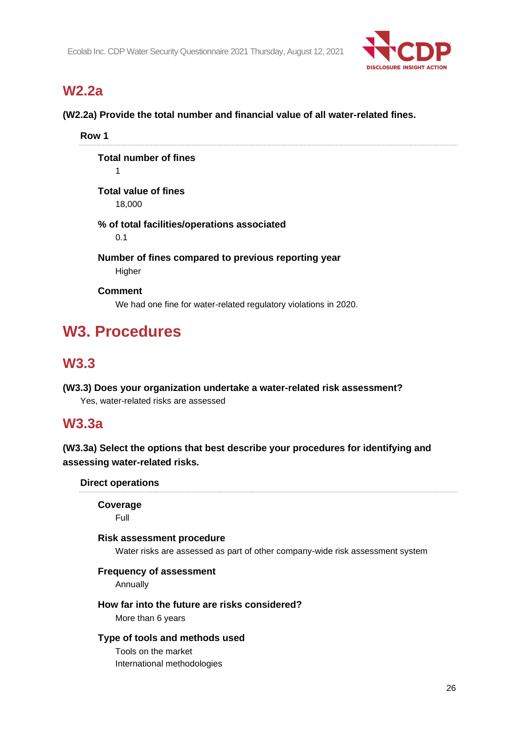## W2.2a

**(W2.2a) Provide the total number and financial value of all water-related fines.**

### Row 1

**Total number of fines**

1

**Total value of fines**

18,000

**% of total facilities/operations associated**

0.1

**Number of fines compared to previous reporting year**

Higher

**Comment**

We had one fine for water-related regulatory violations in 2020.

# W3. Procedures

## W3.3

**(W3.3) Does your organization undertake a water-related risk assessment?**

Yes, water-related risks are assessed

## W3.3a

**(W3.3a) Select the options that best describe your procedures for identifying and assessing water-related risks.**

### Direct operations

**Coverage**

Full

**Risk assessment procedure**

Water risks are assessed as part of other company-wide risk assessment system

**Frequency of assessment**

Annually

**How far into the future are risks considered?**

More than 6 years

**Type of tools and methods used**

Tools on the market
International methodologies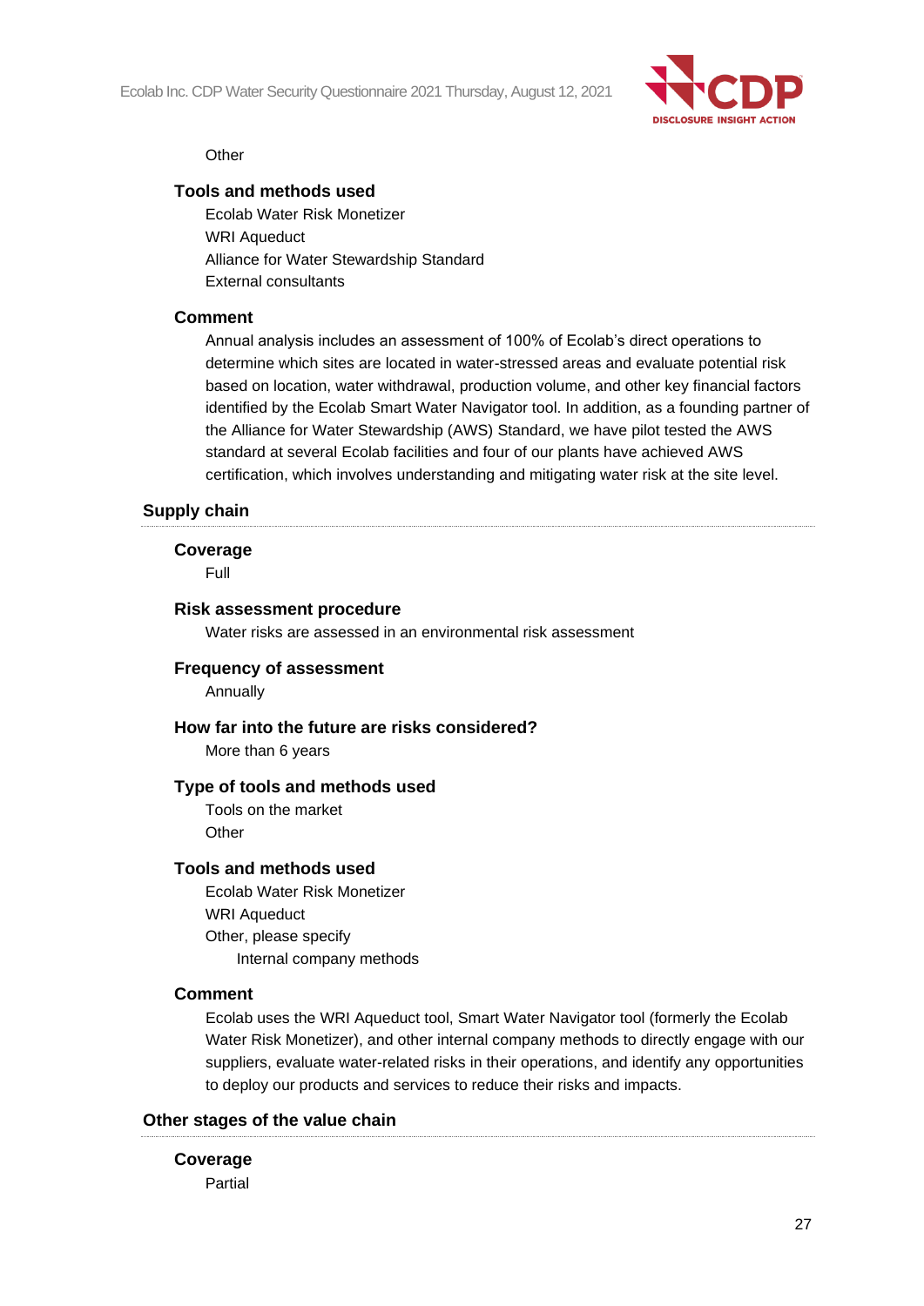Other

**Tools and methods used**

Ecolab Water Risk Monetizer
WRI Aqueduct
Alliance for Water Stewardship Standard
External consultants

**Comment**

Annual analysis includes an assessment of 100% of Ecolab's direct operations to determine which sites are located in water-stressed areas and evaluate potential risk based on location, water withdrawal, production volume, and other key financial factors identified by the Ecolab Smart Water Navigator tool. In addition, as a founding partner of the Alliance for Water Stewardship (AWS) Standard, we have pilot tested the AWS standard at several Ecolab facilities and four of our plants have achieved AWS certification, which involves understanding and mitigating water risk at the site level.

### Supply chain

**Coverage**

Full

**Risk assessment procedure**

Water risks are assessed in an environmental risk assessment

**Frequency of assessment**

Annually

**How far into the future are risks considered?**

More than 6 years

**Type of tools and methods used**

Tools on the market
Other

**Tools and methods used**

Ecolab Water Risk Monetizer
WRI Aqueduct
Other, please specify
 Internal company methods

**Comment**

Ecolab uses the WRI Aqueduct tool, Smart Water Navigator tool (formerly the Ecolab Water Risk Monetizer), and other internal company methods to directly engage with our suppliers, evaluate water-related risks in their operations, and identify any opportunities to deploy our products and services to reduce their risks and impacts.

### Other stages of the value chain

**Coverage**

Partial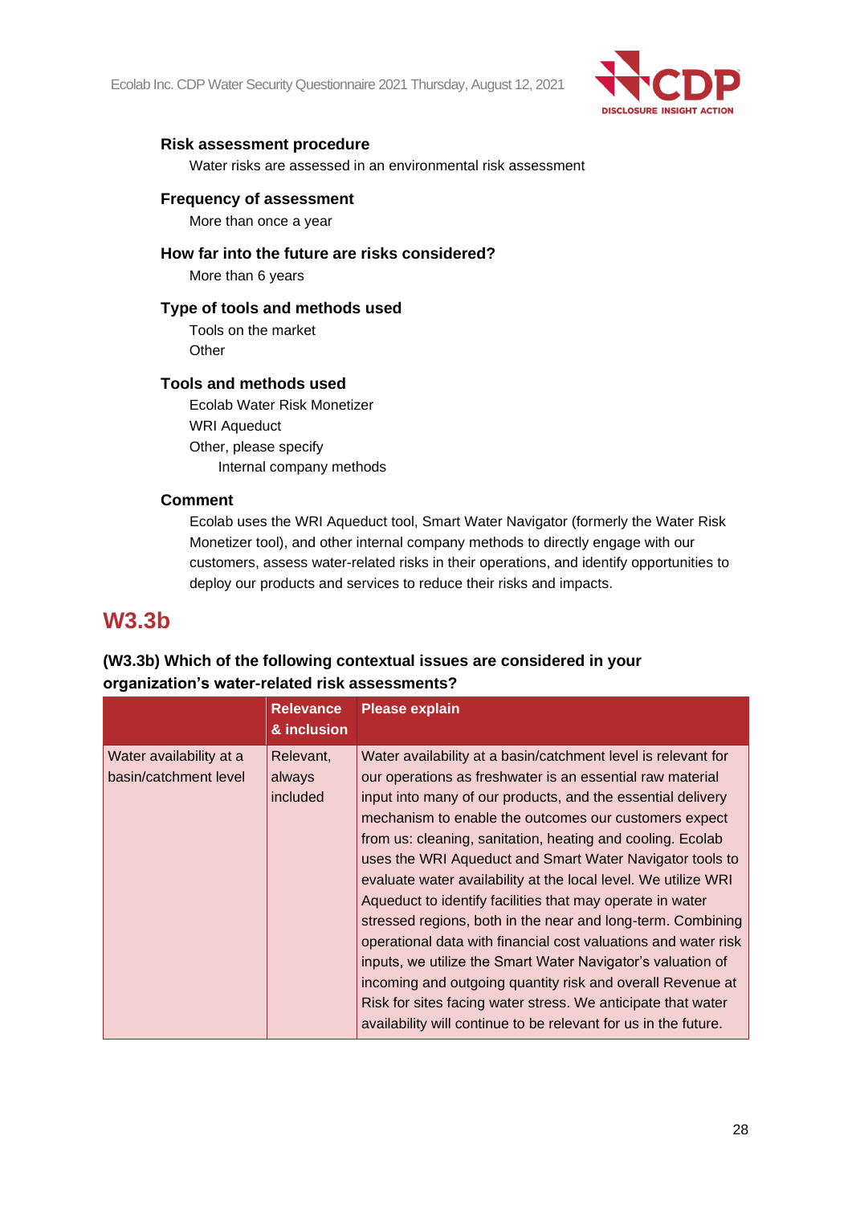**Risk assessment procedure**

Water risks are assessed in an environmental risk assessment

**Frequency of assessment**

More than once a year

**How far into the future are risks considered?**

More than 6 years

**Type of tools and methods used**

Tools on the market
Other

**Tools and methods used**

Ecolab Water Risk Monetizer
WRI Aqueduct
Other, please specify
Internal company methods

**Comment**

Ecolab uses the WRI Aqueduct tool, Smart Water Navigator (formerly the Water Risk Monetizer tool), and other internal company methods to directly engage with our customers, assess water-related risks in their operations, and identify opportunities to deploy our products and services to reduce their risks and impacts.

## W3.3b

**(W3.3b) Which of the following contextual issues are considered in your organization's water-related risk assessments?**

| | Relevance & inclusion | Please explain |
|---|---|---|
| Water availability at a basin/catchment level | Relevant, always included | Water availability at a basin/catchment level is relevant for our operations as freshwater is an essential raw material input into many of our products, and the essential delivery mechanism to enable the outcomes our customers expect from us: cleaning, sanitation, heating and cooling. Ecolab uses the WRI Aqueduct and Smart Water Navigator tools to evaluate water availability at the local level. We utilize WRI Aqueduct to identify facilities that may operate in water stressed regions, both in the near and long-term. Combining operational data with financial cost valuations and water risk inputs, we utilize the Smart Water Navigator's valuation of incoming and outgoing quantity risk and overall Revenue at Risk for sites facing water stress. We anticipate that water availability will continue to be relevant for us in the future. |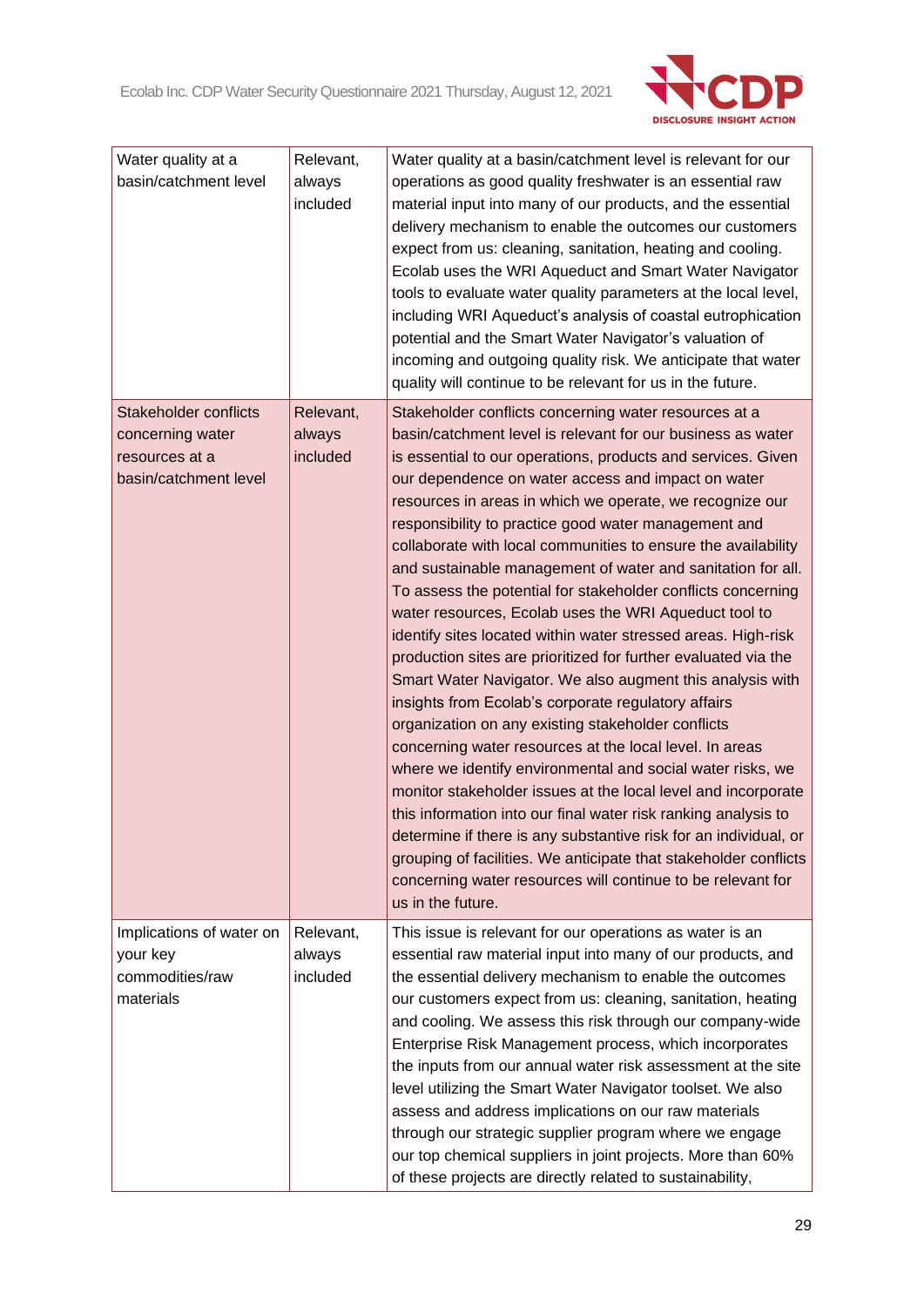| Water quality at a basin/catchment level | Relevant, always included | Water quality at a basin/catchment level is relevant for our operations as good quality freshwater is an essential raw material input into many of our products, and the essential delivery mechanism to enable the outcomes our customers expect from us: cleaning, sanitation, heating and cooling. Ecolab uses the WRI Aqueduct and Smart Water Navigator tools to evaluate water quality parameters at the local level, including WRI Aqueduct's analysis of coastal eutrophication potential and the Smart Water Navigator's valuation of incoming and outgoing quality risk. We anticipate that water quality will continue to be relevant for us in the future. |
|---|---|---|
| Stakeholder conflicts concerning water resources at a basin/catchment level | Relevant, always included | Stakeholder conflicts concerning water resources at a basin/catchment level is relevant for our business as water is essential to our operations, products and services. Given our dependence on water access and impact on water resources in areas in which we operate, we recognize our responsibility to practice good water management and collaborate with local communities to ensure the availability and sustainable management of water and sanitation for all. To assess the potential for stakeholder conflicts concerning water resources, Ecolab uses the WRI Aqueduct tool to identify sites located within water stressed areas. High-risk production sites are prioritized for further evaluated via the Smart Water Navigator. We also augment this analysis with insights from Ecolab's corporate regulatory affairs organization on any existing stakeholder conflicts concerning water resources at the local level. In areas where we identify environmental and social water risks, we monitor stakeholder issues at the local level and incorporate this information into our final water risk ranking analysis to determine if there is any substantive risk for an individual, or grouping of facilities. We anticipate that stakeholder conflicts concerning water resources will continue to be relevant for us in the future. |
| Implications of water on your key commodities/raw materials | Relevant, always included | This issue is relevant for our operations as water is an essential raw material input into many of our products, and the essential delivery mechanism to enable the outcomes our customers expect from us: cleaning, sanitation, heating and cooling. We assess this risk through our company-wide Enterprise Risk Management process, which incorporates the inputs from our annual water risk assessment at the site level utilizing the Smart Water Navigator toolset. We also assess and address implications on our raw materials through our strategic supplier program where we engage our top chemical suppliers in joint projects. More than 60% of these projects are directly related to sustainability, |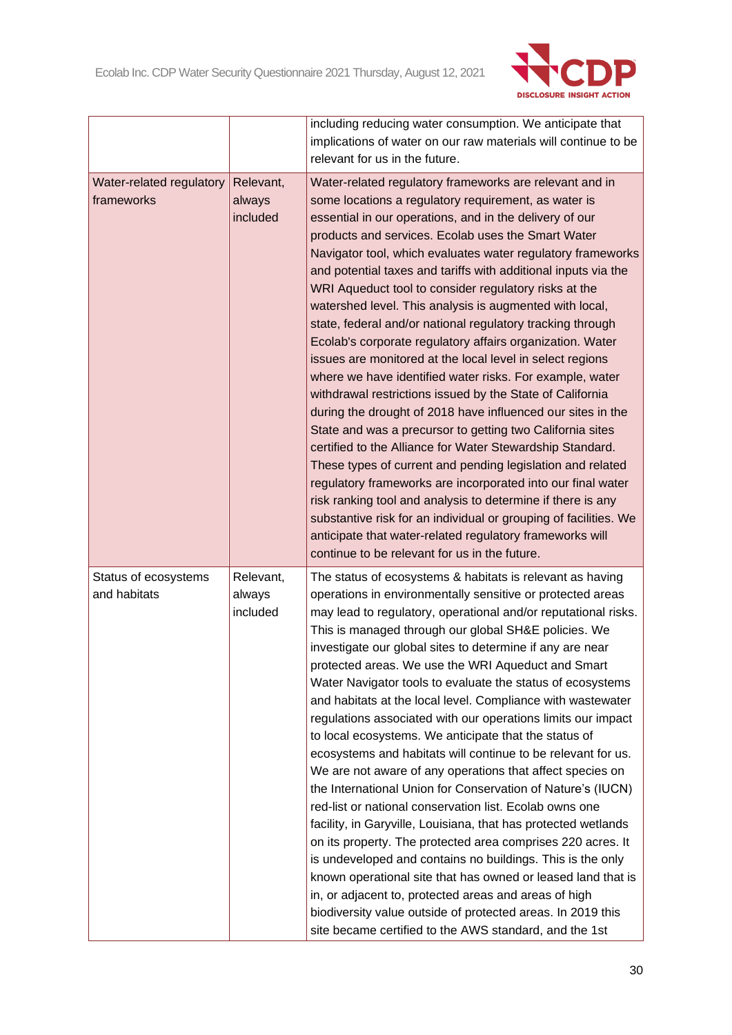| | | |
|---|---|---|
| | | including reducing water consumption. We anticipate that implications of water on our raw materials will continue to be relevant for us in the future. |
| Water-related regulatory frameworks | Relevant, always included | Water-related regulatory frameworks are relevant and in some locations a regulatory requirement, as water is essential in our operations, and in the delivery of our products and services. Ecolab uses the Smart Water Navigator tool, which evaluates water regulatory frameworks and potential taxes and tariffs with additional inputs via the WRI Aqueduct tool to consider regulatory risks at the watershed level. This analysis is augmented with local, state, federal and/or national regulatory tracking through Ecolab's corporate regulatory affairs organization. Water issues are monitored at the local level in select regions where we have identified water risks. For example, water withdrawal restrictions issued by the State of California during the drought of 2018 have influenced our sites in the State and was a precursor to getting two California sites certified to the Alliance for Water Stewardship Standard. These types of current and pending legislation and related regulatory frameworks are incorporated into our final water risk ranking tool and analysis to determine if there is any substantive risk for an individual or grouping of facilities. We anticipate that water-related regulatory frameworks will continue to be relevant for us in the future. |
| Status of ecosystems and habitats | Relevant, always included | The status of ecosystems & habitats is relevant as having operations in environmentally sensitive or protected areas may lead to regulatory, operational and/or reputational risks. This is managed through our global SH&E policies. We investigate our global sites to determine if any are near protected areas. We use the WRI Aqueduct and Smart Water Navigator tools to evaluate the status of ecosystems and habitats at the local level. Compliance with wastewater regulations associated with our operations limits our impact to local ecosystems. We anticipate that the status of ecosystems and habitats will continue to be relevant for us. We are not aware of any operations that affect species on the International Union for Conservation of Nature's (IUCN) red-list or national conservation list. Ecolab owns one facility, in Garyville, Louisiana, that has protected wetlands on its property. The protected area comprises 220 acres. It is undeveloped and contains no buildings. This is the only known operational site that has owned or leased land that is in, or adjacent to, protected areas and areas of high biodiversity value outside of protected areas. In 2019 this site became certified to the AWS standard, and the 1st |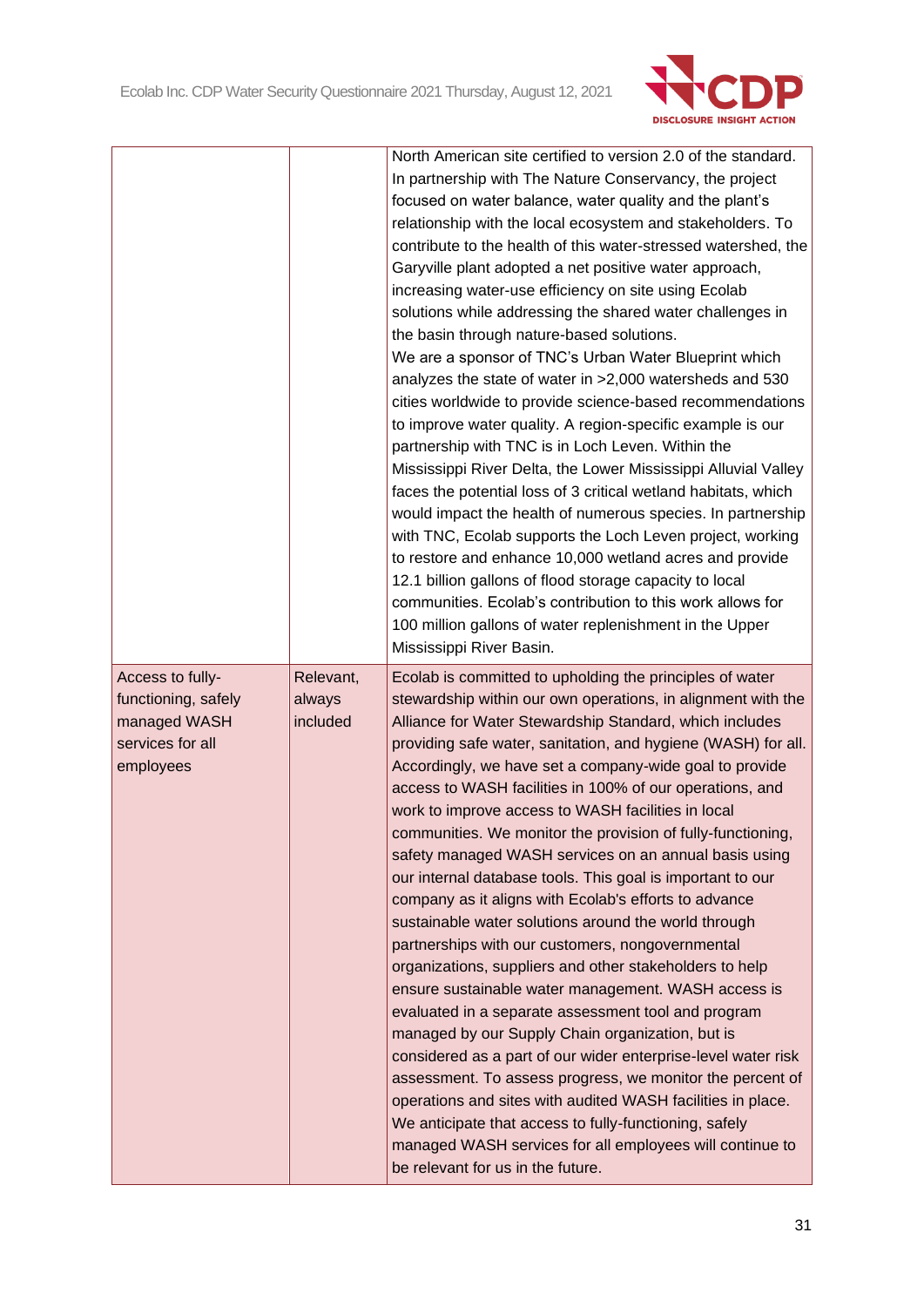| | | |
|---|---|---|
| | | North American site certified to version 2.0 of the standard. In partnership with The Nature Conservancy, the project focused on water balance, water quality and the plant's relationship with the local ecosystem and stakeholders. To contribute to the health of this water-stressed watershed, the Garyville plant adopted a net positive water approach, increasing water-use efficiency on site using Ecolab solutions while addressing the shared water challenges in the basin through nature-based solutions.<br>We are a sponsor of TNC's Urban Water Blueprint which analyzes the state of water in >2,000 watersheds and 530 cities worldwide to provide science-based recommendations to improve water quality. A region-specific example is our partnership with TNC is in Loch Leven. Within the Mississippi River Delta, the Lower Mississippi Alluvial Valley faces the potential loss of 3 critical wetland habitats, which would impact the health of numerous species. In partnership with TNC, Ecolab supports the Loch Leven project, working to restore and enhance 10,000 wetland acres and provide 12.1 billion gallons of flood storage capacity to local communities. Ecolab's contribution to this work allows for 100 million gallons of water replenishment in the Upper Mississippi River Basin. |
| Access to fully-functioning, safely managed WASH services for all employees | Relevant, always included | Ecolab is committed to upholding the principles of water stewardship within our own operations, in alignment with the Alliance for Water Stewardship Standard, which includes providing safe water, sanitation, and hygiene (WASH) for all. Accordingly, we have set a company-wide goal to provide access to WASH facilities in 100% of our operations, and work to improve access to WASH facilities in local communities. We monitor the provision of fully-functioning, safety managed WASH services on an annual basis using our internal database tools. This goal is important to our company as it aligns with Ecolab's efforts to advance sustainable water solutions around the world through partnerships with our customers, nongovernmental organizations, suppliers and other stakeholders to help ensure sustainable water management. WASH access is evaluated in a separate assessment tool and program managed by our Supply Chain organization, but is considered as a part of our wider enterprise-level water risk assessment. To assess progress, we monitor the percent of operations and sites with audited WASH facilities in place. We anticipate that access to fully-functioning, safely managed WASH services for all employees will continue to be relevant for us in the future. |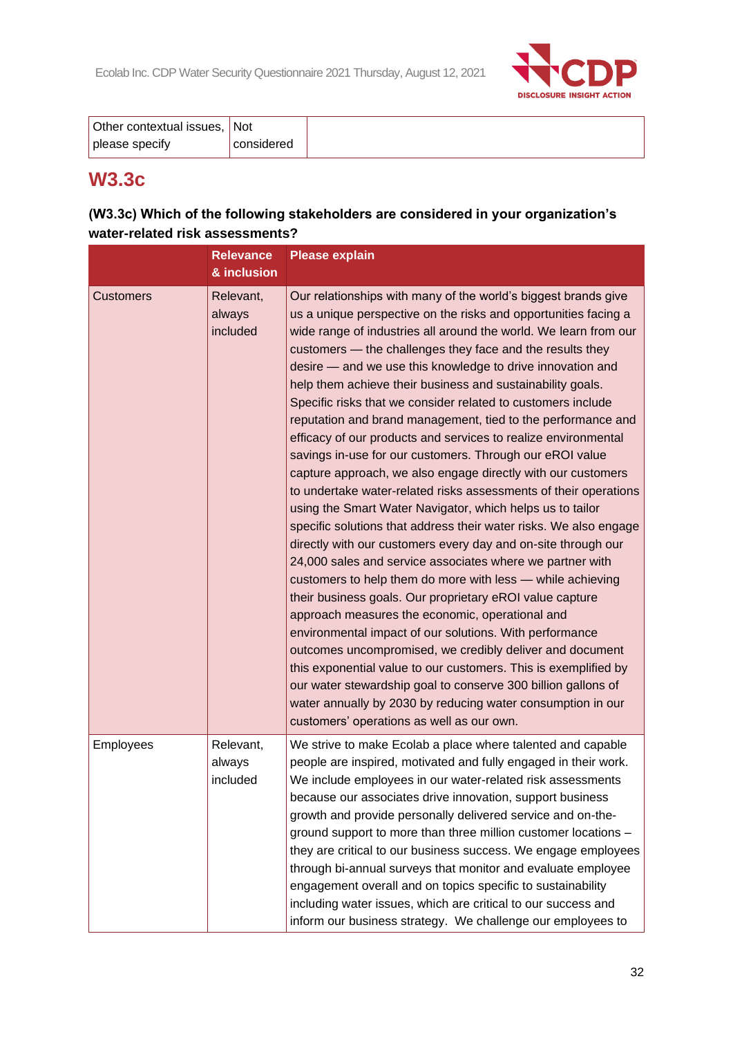| Other contextual issues, please specify | Not considered | |
|---|---|---|

## W3.3c

**(W3.3c) Which of the following stakeholders are considered in your organization's water-related risk assessments?**

| | Relevance & inclusion | Please explain |
|---|---|---|
| Customers | Relevant, always included | Our relationships with many of the world's biggest brands give us a unique perspective on the risks and opportunities facing a wide range of industries all around the world. We learn from our customers — the challenges they face and the results they desire — and we use this knowledge to drive innovation and help them achieve their business and sustainability goals. Specific risks that we consider related to customers include reputation and brand management, tied to the performance and efficacy of our products and services to realize environmental savings in-use for our customers. Through our eROI value capture approach, we also engage directly with our customers to undertake water-related risks assessments of their operations using the Smart Water Navigator, which helps us to tailor specific solutions that address their water risks. We also engage directly with our customers every day and on-site through our 24,000 sales and service associates where we partner with customers to help them do more with less — while achieving their business goals. Our proprietary eROI value capture approach measures the economic, operational and environmental impact of our solutions. With performance outcomes uncompromised, we credibly deliver and document this exponential value to our customers. This is exemplified by our water stewardship goal to conserve 300 billion gallons of water annually by 2030 by reducing water consumption in our customers' operations as well as our own. |
| Employees | Relevant, always included | We strive to make Ecolab a place where talented and capable people are inspired, motivated and fully engaged in their work. We include employees in our water-related risk assessments because our associates drive innovation, support business growth and provide personally delivered service and on-the-ground support to more than three million customer locations – they are critical to our business success. We engage employees through bi-annual surveys that monitor and evaluate employee engagement overall and on topics specific to sustainability including water issues, which are critical to our success and inform our business strategy. We challenge our employees to |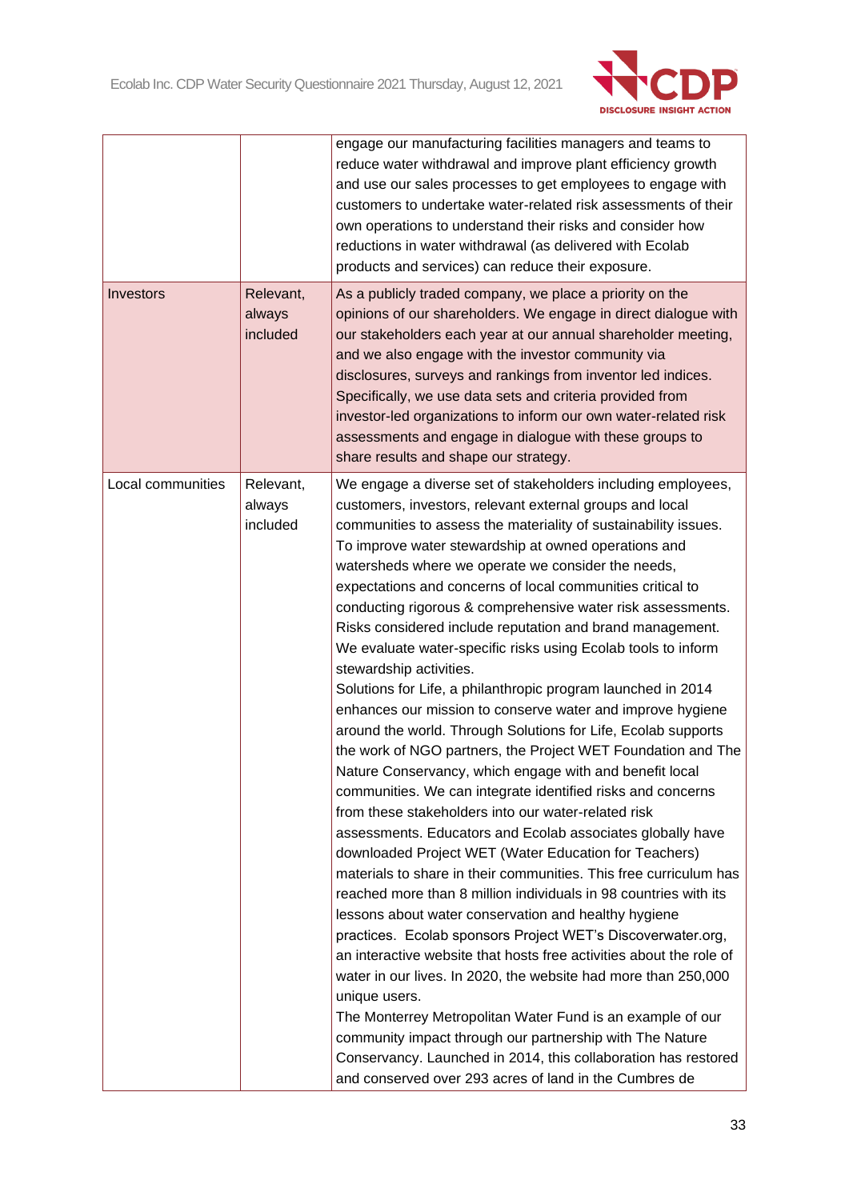| | | |
|---|---|---|
| | | engage our manufacturing facilities managers and teams to reduce water withdrawal and improve plant efficiency growth and use our sales processes to get employees to engage with customers to undertake water-related risk assessments of their own operations to understand their risks and consider how reductions in water withdrawal (as delivered with Ecolab products and services) can reduce their exposure. |
| Investors | Relevant, always included | As a publicly traded company, we place a priority on the opinions of our shareholders. We engage in direct dialogue with our stakeholders each year at our annual shareholder meeting, and we also engage with the investor community via disclosures, surveys and rankings from inventor led indices. Specifically, we use data sets and criteria provided from investor-led organizations to inform our own water-related risk assessments and engage in dialogue with these groups to share results and shape our strategy. |
| Local communities | Relevant, always included | We engage a diverse set of stakeholders including employees, customers, investors, relevant external groups and local communities to assess the materiality of sustainability issues. To improve water stewardship at owned operations and watersheds where we operate we consider the needs, expectations and concerns of local communities critical to conducting rigorous & comprehensive water risk assessments. Risks considered include reputation and brand management. We evaluate water-specific risks using Ecolab tools to inform stewardship activities.<br>Solutions for Life, a philanthropic program launched in 2014 enhances our mission to conserve water and improve hygiene around the world. Through Solutions for Life, Ecolab supports the work of NGO partners, the Project WET Foundation and The Nature Conservancy, which engage with and benefit local communities. We can integrate identified risks and concerns from these stakeholders into our water-related risk assessments. Educators and Ecolab associates globally have downloaded Project WET (Water Education for Teachers) materials to share in their communities. This free curriculum has reached more than 8 million individuals in 98 countries with its lessons about water conservation and healthy hygiene practices. Ecolab sponsors Project WET's Discoverwater.org, an interactive website that hosts free activities about the role of water in our lives. In 2020, the website had more than 250,000 unique users.<br>The Monterrey Metropolitan Water Fund is an example of our community impact through our partnership with The Nature Conservancy. Launched in 2014, this collaboration has restored and conserved over 293 acres of land in the Cumbres de |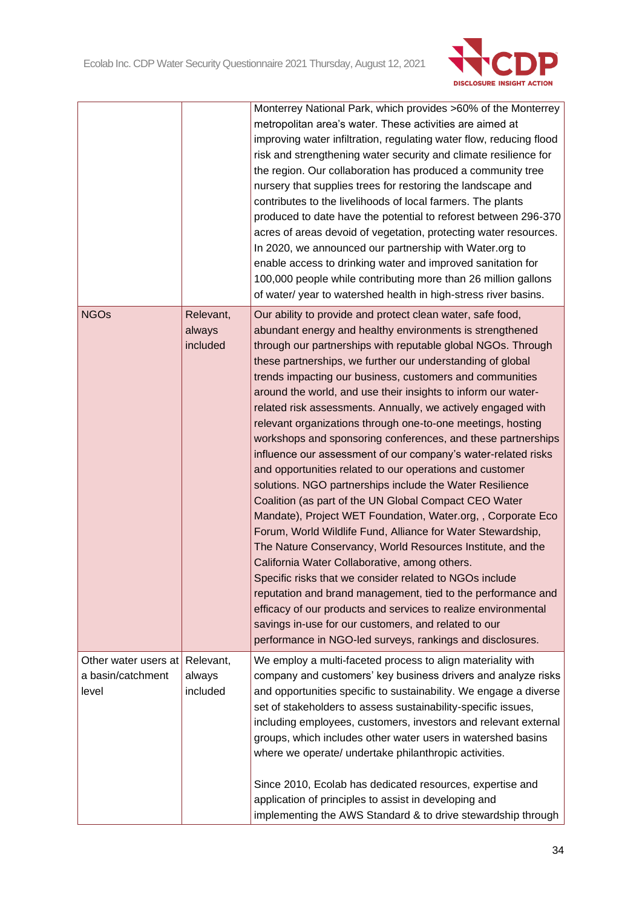| | | |
|---|---|---|
| | | Monterrey National Park, which provides >60% of the Monterrey metropolitan area's water. These activities are aimed at improving water infiltration, regulating water flow, reducing flood risk and strengthening water security and climate resilience for the region. Our collaboration has produced a community tree nursery that supplies trees for restoring the landscape and contributes to the livelihoods of local farmers. The plants produced to date have the potential to reforest between 296-370 acres of areas devoid of vegetation, protecting water resources. In 2020, we announced our partnership with Water.org to enable access to drinking water and improved sanitation for 100,000 people while contributing more than 26 million gallons of water/ year to watershed health in high-stress river basins. |
| NGOs | Relevant, always included | Our ability to provide and protect clean water, safe food, abundant energy and healthy environments is strengthened through our partnerships with reputable global NGOs. Through these partnerships, we further our understanding of global trends impacting our business, customers and communities around the world, and use their insights to inform our water-related risk assessments. Annually, we actively engaged with relevant organizations through one-to-one meetings, hosting workshops and sponsoring conferences, and these partnerships influence our assessment of our company's water-related risks and opportunities related to our operations and customer solutions. NGO partnerships include the Water Resilience Coalition (as part of the UN Global Compact CEO Water Mandate), Project WET Foundation, Water.org, , Corporate Eco Forum, World Wildlife Fund, Alliance for Water Stewardship, The Nature Conservancy, World Resources Institute, and the California Water Collaborative, among others.<br>Specific risks that we consider related to NGOs include reputation and brand management, tied to the performance and efficacy of our products and services to realize environmental savings in-use for our customers, and related to our performance in NGO-led surveys, rankings and disclosures. |
| Other water users at a basin/catchment level | Relevant, always included | We employ a multi-faceted process to align materiality with company and customers' key business drivers and analyze risks and opportunities specific to sustainability. We engage a diverse set of stakeholders to assess sustainability-specific issues, including employees, customers, investors and relevant external groups, which includes other water users in watershed basins where we operate/ undertake philanthropic activities.<br><br>Since 2010, Ecolab has dedicated resources, expertise and application of principles to assist in developing and implementing the AWS Standard & to drive stewardship through |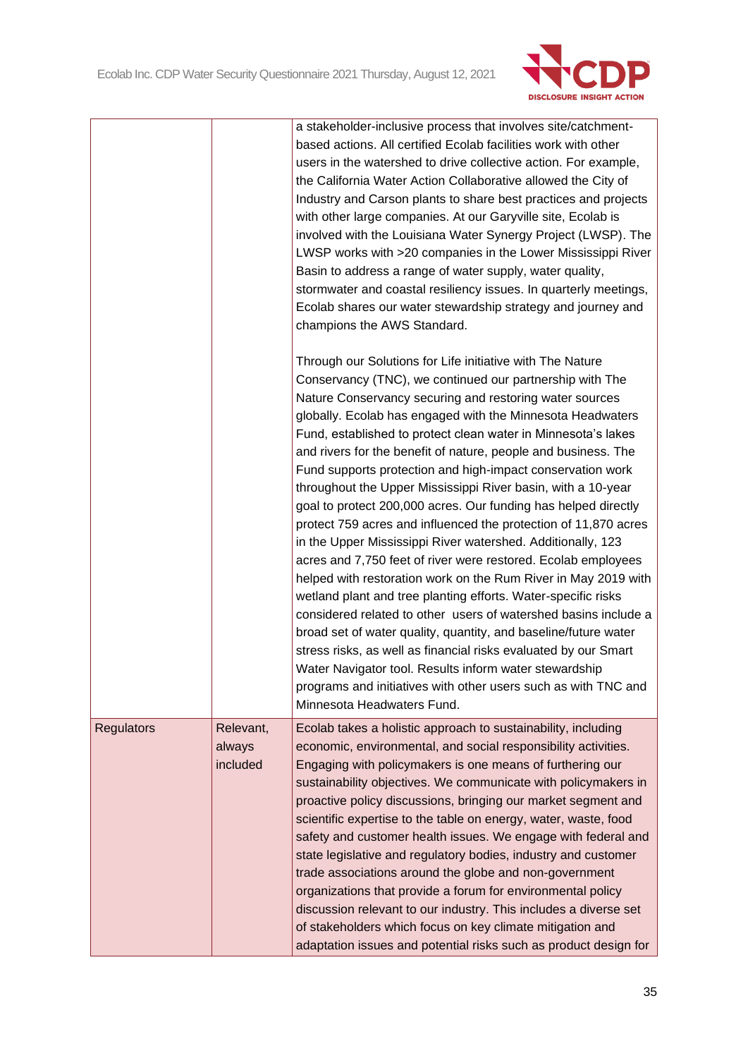| | | |
|---|---|---|
| | | a stakeholder-inclusive process that involves site/catchment-based actions. All certified Ecolab facilities work with other users in the watershed to drive collective action. For example, the California Water Action Collaborative allowed the City of Industry and Carson plants to share best practices and projects with other large companies. At our Garyville site, Ecolab is involved with the Louisiana Water Synergy Project (LWSP). The LWSP works with >20 companies in the Lower Mississippi River Basin to address a range of water supply, water quality, stormwater and coastal resiliency issues. In quarterly meetings, Ecolab shares our water stewardship strategy and journey and champions the AWS Standard.<br><br>Through our Solutions for Life initiative with The Nature Conservancy (TNC), we continued our partnership with The Nature Conservancy securing and restoring water sources globally. Ecolab has engaged with the Minnesota Headwaters Fund, established to protect clean water in Minnesota's lakes and rivers for the benefit of nature, people and business. The Fund supports protection and high-impact conservation work throughout the Upper Mississippi River basin, with a 10-year goal to protect 200,000 acres. Our funding has helped directly protect 759 acres and influenced the protection of 11,870 acres in the Upper Mississippi River watershed. Additionally, 123 acres and 7,750 feet of river were restored. Ecolab employees helped with restoration work on the Rum River in May 2019 with wetland plant and tree planting efforts. Water-specific risks considered related to other users of watershed basins include a broad set of water quality, quantity, and baseline/future water stress risks, as well as financial risks evaluated by our Smart Water Navigator tool. Results inform water stewardship programs and initiatives with other users such as with TNC and Minnesota Headwaters Fund. |
| Regulators | Relevant, always included | Ecolab takes a holistic approach to sustainability, including economic, environmental, and social responsibility activities. Engaging with policymakers is one means of furthering our sustainability objectives. We communicate with policymakers in proactive policy discussions, bringing our market segment and scientific expertise to the table on energy, water, waste, food safety and customer health issues. We engage with federal and state legislative and regulatory bodies, industry and customer trade associations around the globe and non-government organizations that provide a forum for environmental policy discussion relevant to our industry. This includes a diverse set of stakeholders which focus on key climate mitigation and adaptation issues and potential risks such as product design for |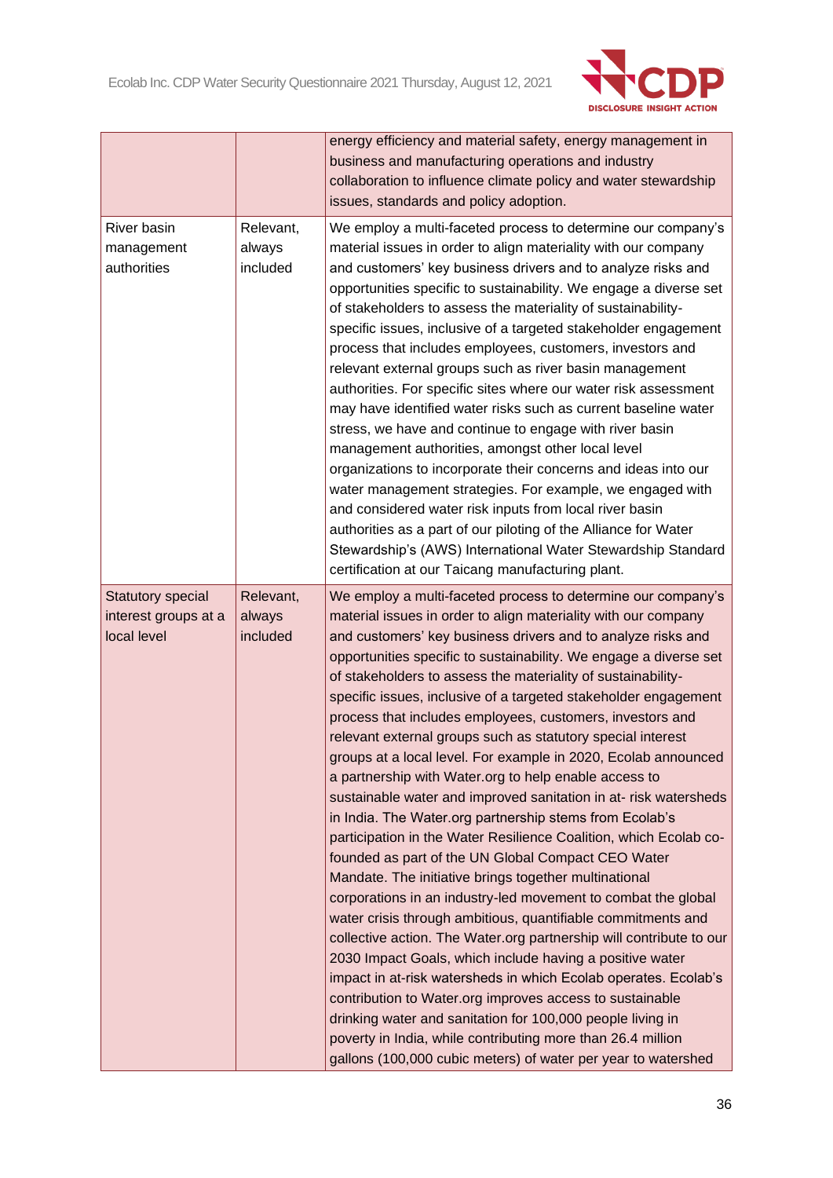| | | |
|---|---|---|
| | | energy efficiency and material safety, energy management in business and manufacturing operations and industry collaboration to influence climate policy and water stewardship issues, standards and policy adoption. |
| River basin management authorities | Relevant, always included | We employ a multi-faceted process to determine our company's material issues in order to align materiality with our company and customers' key business drivers and to analyze risks and opportunities specific to sustainability. We engage a diverse set of stakeholders to assess the materiality of sustainability-specific issues, inclusive of a targeted stakeholder engagement process that includes employees, customers, investors and relevant external groups such as river basin management authorities. For specific sites where our water risk assessment may have identified water risks such as current baseline water stress, we have and continue to engage with river basin management authorities, amongst other local level organizations to incorporate their concerns and ideas into our water management strategies. For example, we engaged with and considered water risk inputs from local river basin authorities as a part of our piloting of the Alliance for Water Stewardship's (AWS) International Water Stewardship Standard certification at our Taicang manufacturing plant. |
| Statutory special interest groups at a local level | Relevant, always included | We employ a multi-faceted process to determine our company's material issues in order to align materiality with our company and customers' key business drivers and to analyze risks and opportunities specific to sustainability. We engage a diverse set of stakeholders to assess the materiality of sustainability-specific issues, inclusive of a targeted stakeholder engagement process that includes employees, customers, investors and relevant external groups such as statutory special interest groups at a local level. For example in 2020, Ecolab announced a partnership with Water.org to help enable access to sustainable water and improved sanitation in at- risk watersheds in India. The Water.org partnership stems from Ecolab's participation in the Water Resilience Coalition, which Ecolab co-founded as part of the UN Global Compact CEO Water Mandate. The initiative brings together multinational corporations in an industry-led movement to combat the global water crisis through ambitious, quantifiable commitments and collective action. The Water.org partnership will contribute to our 2030 Impact Goals, which include having a positive water impact in at-risk watersheds in which Ecolab operates. Ecolab's contribution to Water.org improves access to sustainable drinking water and sanitation for 100,000 people living in poverty in India, while contributing more than 26.4 million gallons (100,000 cubic meters) of water per year to watershed |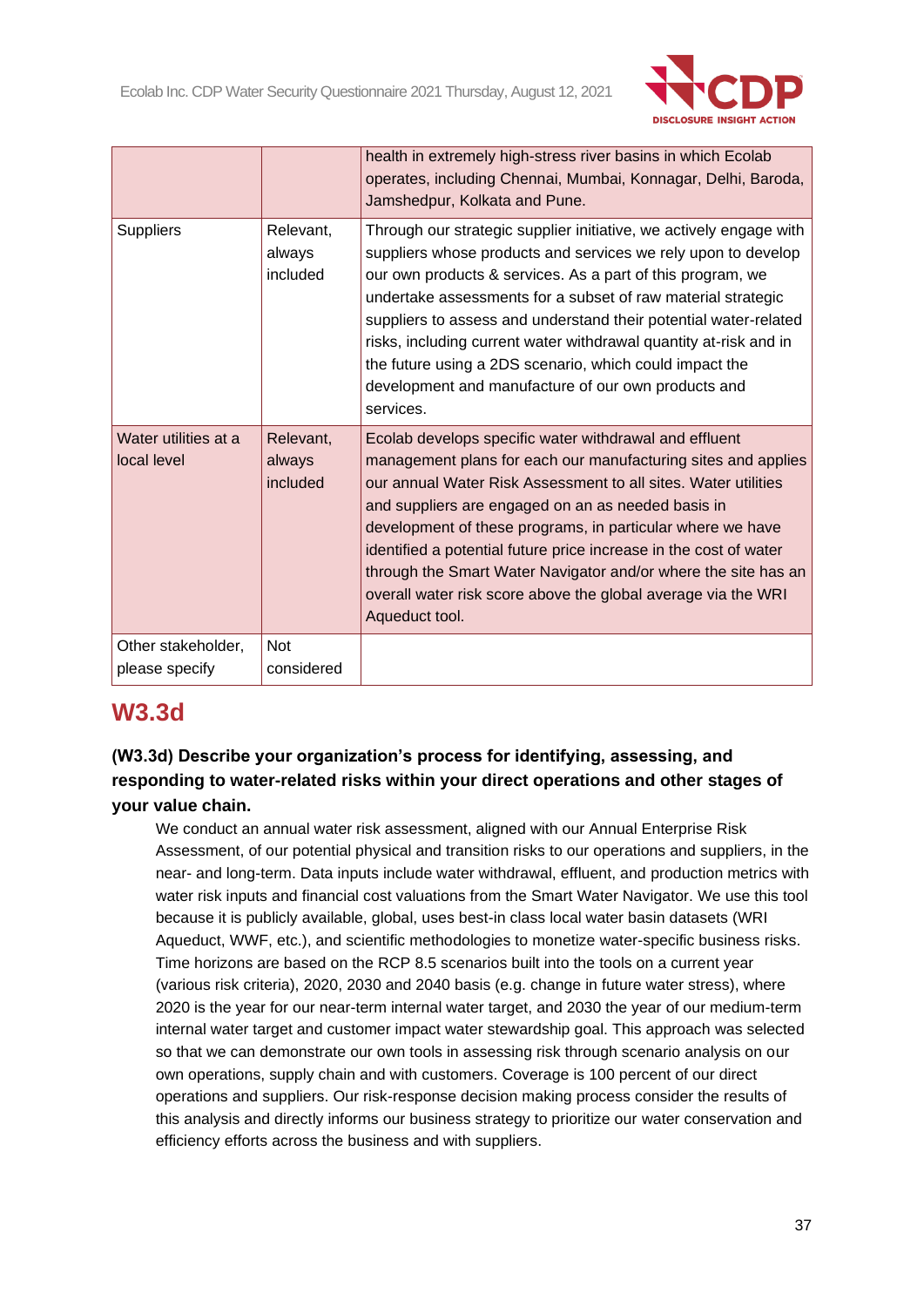| | | |
|---|---|---|
| | | health in extremely high-stress river basins in which Ecolab operates, including Chennai, Mumbai, Konnagar, Delhi, Baroda, Jamshedpur, Kolkata and Pune. |
| Suppliers | Relevant, always included | Through our strategic supplier initiative, we actively engage with suppliers whose products and services we rely upon to develop our own products & services. As a part of this program, we undertake assessments for a subset of raw material strategic suppliers to assess and understand their potential water-related risks, including current water withdrawal quantity at-risk and in the future using a 2DS scenario, which could impact the development and manufacture of our own products and services. |
| Water utilities at a local level | Relevant, always included | Ecolab develops specific water withdrawal and effluent management plans for each our manufacturing sites and applies our annual Water Risk Assessment to all sites. Water utilities and suppliers are engaged on an as needed basis in development of these programs, in particular where we have identified a potential future price increase in the cost of water through the Smart Water Navigator and/or where the site has an overall water risk score above the global average via the WRI Aqueduct tool. |
| Other stakeholder, please specify | Not considered | |

## W3.3d

**(W3.3d) Describe your organization's process for identifying, assessing, and responding to water-related risks within your direct operations and other stages of your value chain.**

We conduct an annual water risk assessment, aligned with our Annual Enterprise Risk Assessment, of our potential physical and transition risks to our operations and suppliers, in the near- and long-term. Data inputs include water withdrawal, effluent, and production metrics with water risk inputs and financial cost valuations from the Smart Water Navigator. We use this tool because it is publicly available, global, uses best-in class local water basin datasets (WRI Aqueduct, WWF, etc.), and scientific methodologies to monetize water-specific business risks. Time horizons are based on the RCP 8.5 scenarios built into the tools on a current year (various risk criteria), 2020, 2030 and 2040 basis (e.g. change in future water stress), where 2020 is the year for our near-term internal water target, and 2030 the year of our medium-term internal water target and customer impact water stewardship goal. This approach was selected so that we can demonstrate our own tools in assessing risk through scenario analysis on our own operations, supply chain and with customers. Coverage is 100 percent of our direct operations and suppliers. Our risk-response decision making process consider the results of this analysis and directly informs our business strategy to prioritize our water conservation and efficiency efforts across the business and with suppliers.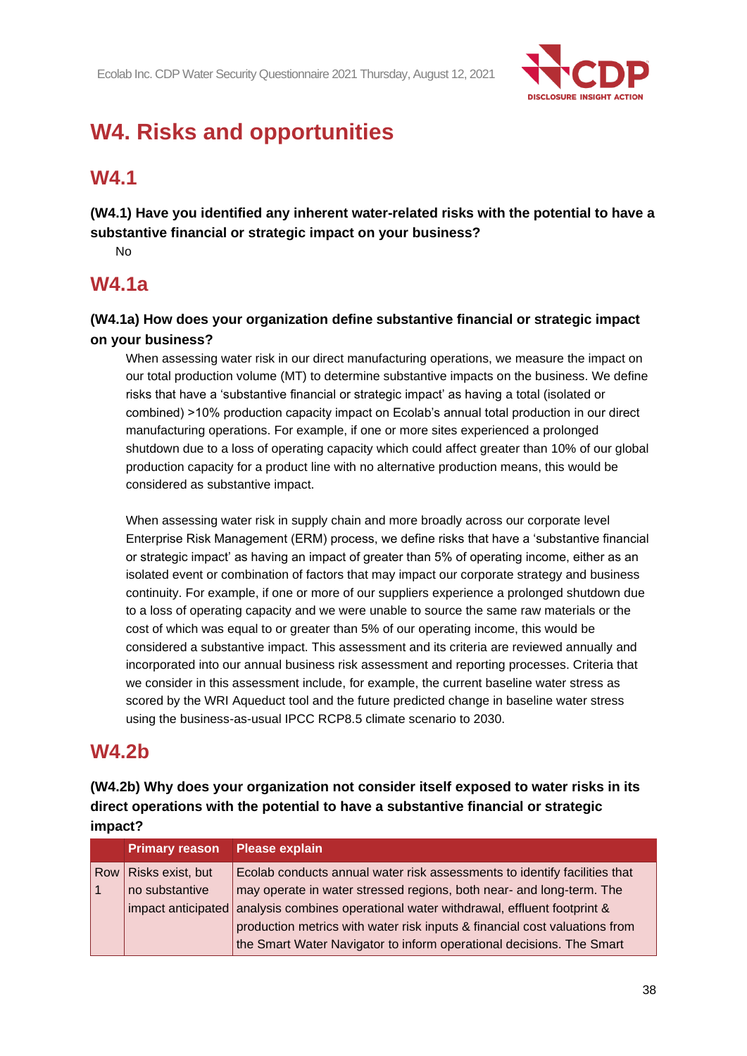# W4. Risks and opportunities

## W4.1

**(W4.1) Have you identified any inherent water-related risks with the potential to have a substantive financial or strategic impact on your business?**

No

## W4.1a

**(W4.1a) How does your organization define substantive financial or strategic impact on your business?**

When assessing water risk in our direct manufacturing operations, we measure the impact on our total production volume (MT) to determine substantive impacts on the business. We define risks that have a 'substantive financial or strategic impact' as having a total (isolated or combined) >10% production capacity impact on Ecolab's annual total production in our direct manufacturing operations. For example, if one or more sites experienced a prolonged shutdown due to a loss of operating capacity which could affect greater than 10% of our global production capacity for a product line with no alternative production means, this would be considered as substantive impact.

When assessing water risk in supply chain and more broadly across our corporate level Enterprise Risk Management (ERM) process, we define risks that have a 'substantive financial or strategic impact' as having an impact of greater than 5% of operating income, either as an isolated event or combination of factors that may impact our corporate strategy and business continuity. For example, if one or more of our suppliers experience a prolonged shutdown due to a loss of operating capacity and we were unable to source the same raw materials or the cost of which was equal to or greater than 5% of our operating income, this would be considered a substantive impact. This assessment and its criteria are reviewed annually and incorporated into our annual business risk assessment and reporting processes. Criteria that we consider in this assessment include, for example, the current baseline water stress as scored by the WRI Aqueduct tool and the future predicted change in baseline water stress using the business-as-usual IPCC RCP8.5 climate scenario to 2030.

## W4.2b

**(W4.2b) Why does your organization not consider itself exposed to water risks in its direct operations with the potential to have a substantive financial or strategic impact?**

| | Primary reason | Please explain |
|---|---|---|
| Row 1 | Risks exist, but no substantive impact anticipated | Ecolab conducts annual water risk assessments to identify facilities that may operate in water stressed regions, both near- and long-term. The analysis combines operational water withdrawal, effluent footprint & production metrics with water risk inputs & financial cost valuations from the Smart Water Navigator to inform operational decisions. The Smart |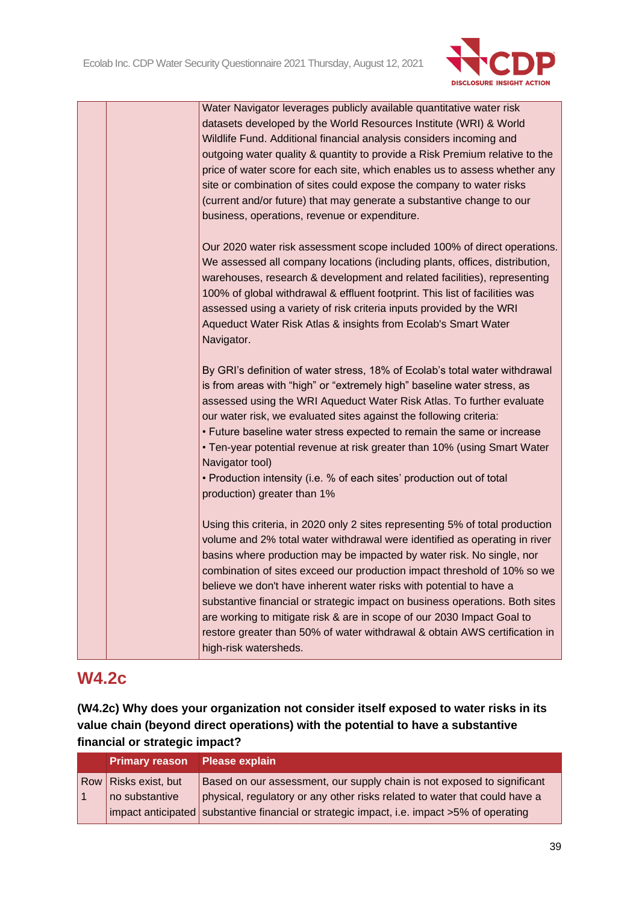| | | |
|---|---|---|
| | | Water Navigator leverages publicly available quantitative water risk datasets developed by the World Resources Institute (WRI) & World Wildlife Fund. Additional financial analysis considers incoming and outgoing water quality & quantity to provide a Risk Premium relative to the price of water score for each site, which enables us to assess whether any site or combination of sites could expose the company to water risks (current and/or future) that may generate a substantive change to our business, operations, revenue or expenditure.<br><br>Our 2020 water risk assessment scope included 100% of direct operations. We assessed all company locations (including plants, offices, distribution, warehouses, research & development and related facilities), representing 100% of global withdrawal & effluent footprint. This list of facilities was assessed using a variety of risk criteria inputs provided by the WRI Aqueduct Water Risk Atlas & insights from Ecolab's Smart Water Navigator.<br><br>By GRI's definition of water stress, 18% of Ecolab's total water withdrawal is from areas with "high" or "extremely high" baseline water stress, as assessed using the WRI Aqueduct Water Risk Atlas. To further evaluate our water risk, we evaluated sites against the following criteria:<br>• Future baseline water stress expected to remain the same or increase<br>• Ten-year potential revenue at risk greater than 10% (using Smart Water Navigator tool)<br>• Production intensity (i.e. % of each sites' production out of total production) greater than 1%<br><br>Using this criteria, in 2020 only 2 sites representing 5% of total production volume and 2% total water withdrawal were identified as operating in river basins where production may be impacted by water risk. No single, nor combination of sites exceed our production impact threshold of 10% so we believe we don't have inherent water risks with potential to have a substantive financial or strategic impact on business operations. Both sites are working to mitigate risk & are in scope of our 2030 Impact Goal to restore greater than 50% of water withdrawal & obtain AWS certification in high-risk watersheds. |

## W4.2c

**(W4.2c) Why does your organization not consider itself exposed to water risks in its value chain (beyond direct operations) with the potential to have a substantive financial or strategic impact?**

| | Primary reason | Please explain |
|---|---|---|
| Row 1 | Risks exist, but no substantive impact anticipated | Based on our assessment, our supply chain is not exposed to significant physical, regulatory or any other risks related to water that could have a substantive financial or strategic impact, i.e. impact >5% of operating |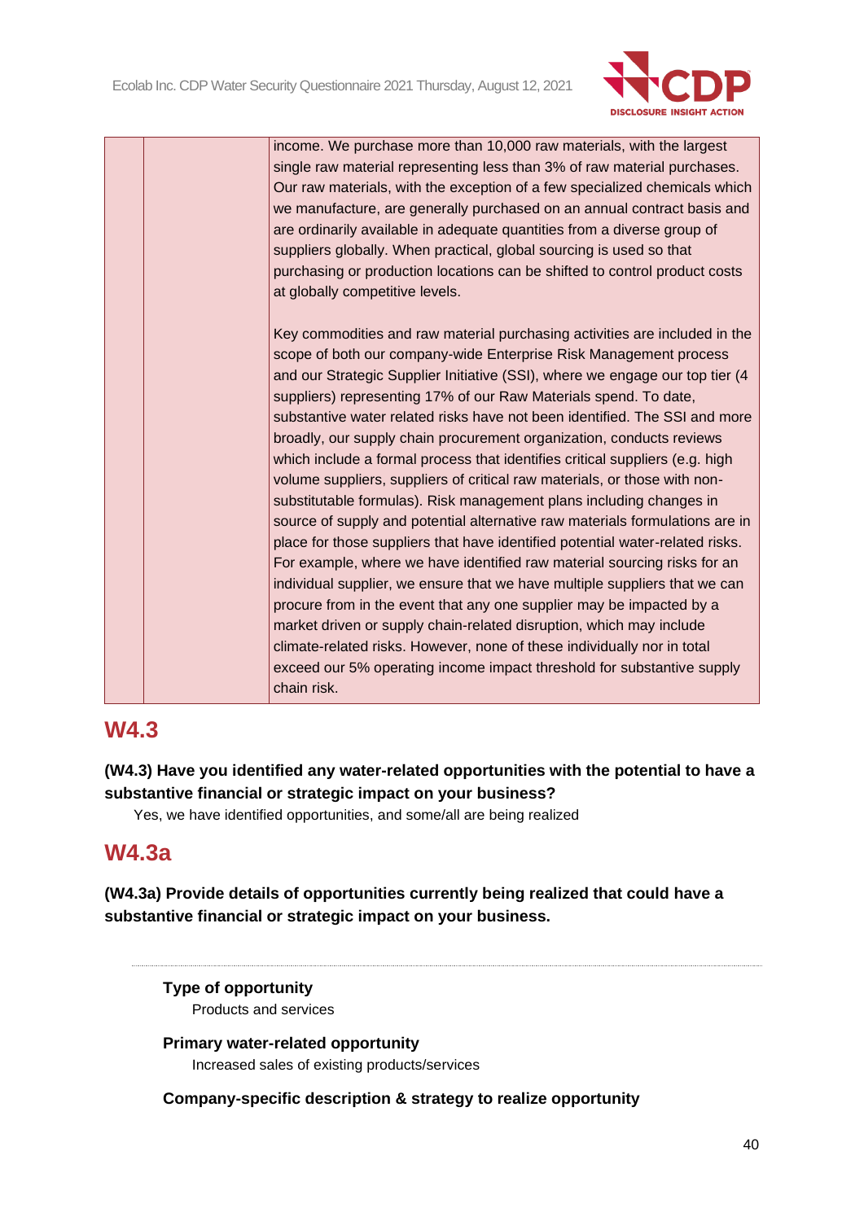|  |  | income. We purchase more than 10,000 raw materials, with the largest single raw material representing less than 3% of raw material purchases. Our raw materials, with the exception of a few specialized chemicals which we manufacture, are generally purchased on an annual contract basis and are ordinarily available in adequate quantities from a diverse group of suppliers globally. When practical, global sourcing is used so that purchasing or production locations can be shifted to control product costs at globally competitive levels.<br><br>Key commodities and raw material purchasing activities are included in the scope of both our company-wide Enterprise Risk Management process and our Strategic Supplier Initiative (SSI), where we engage our top tier (4 suppliers) representing 17% of our Raw Materials spend. To date, substantive water related risks have not been identified. The SSI and more broadly, our supply chain procurement organization, conducts reviews which include a formal process that identifies critical suppliers (e.g. high volume suppliers, suppliers of critical raw materials, or those with non-substitutable formulas). Risk management plans including changes in source of supply and potential alternative raw materials formulations are in place for those suppliers that have identified potential water-related risks. For example, where we have identified raw material sourcing risks for an individual supplier, we ensure that we have multiple suppliers that we can procure from in the event that any one supplier may be impacted by a market driven or supply chain-related disruption, which may include climate-related risks. However, none of these individually nor in total exceed our 5% operating income impact threshold for substantive supply chain risk. |
|---|---|---|

## W4.3

**(W4.3) Have you identified any water-related opportunities with the potential to have a substantive financial or strategic impact on your business?**

Yes, we have identified opportunities, and some/all are being realized

## W4.3a

**(W4.3a) Provide details of opportunities currently being realized that could have a substantive financial or strategic impact on your business.**

---

**Type of opportunity**

Products and services

**Primary water-related opportunity**

Increased sales of existing products/services

**Company-specific description & strategy to realize opportunity**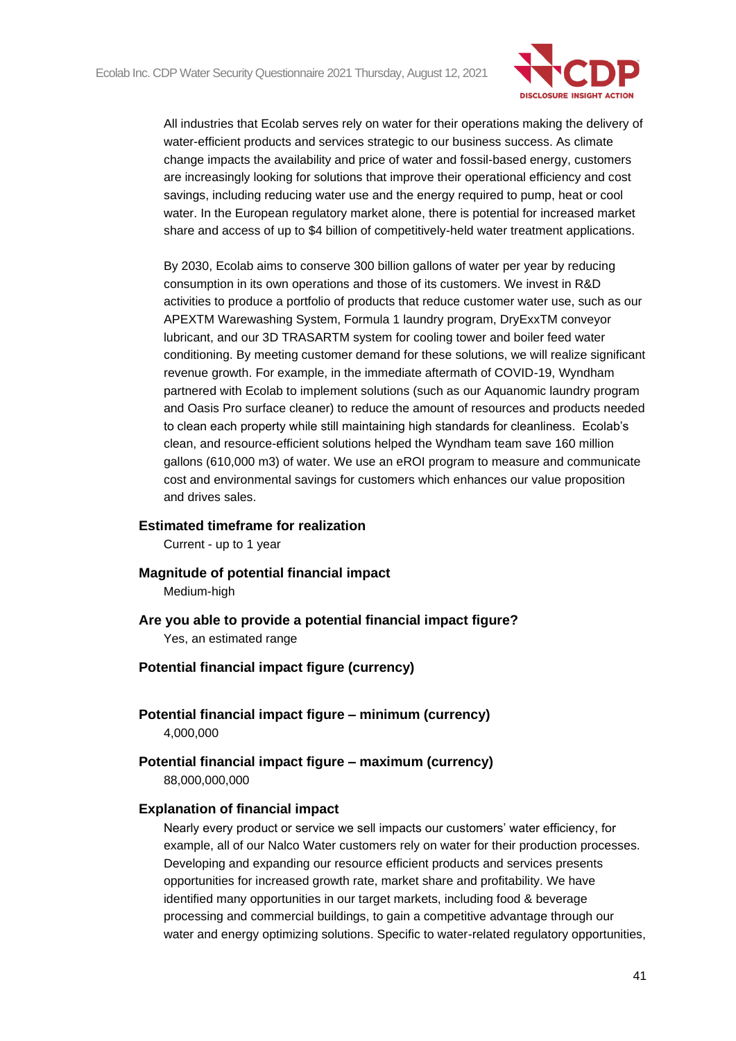All industries that Ecolab serves rely on water for their operations making the delivery of water-efficient products and services strategic to our business success. As climate change impacts the availability and price of water and fossil-based energy, customers are increasingly looking for solutions that improve their operational efficiency and cost savings, including reducing water use and the energy required to pump, heat or cool water. In the European regulatory market alone, there is potential for increased market share and access of up to $4 billion of competitively-held water treatment applications.

By 2030, Ecolab aims to conserve 300 billion gallons of water per year by reducing consumption in its own operations and those of its customers. We invest in R&D activities to produce a portfolio of products that reduce customer water use, such as our APEXTM Warewashing System, Formula 1 laundry program, DryExxTM conveyor lubricant, and our 3D TRASARTM system for cooling tower and boiler feed water conditioning. By meeting customer demand for these solutions, we will realize significant revenue growth. For example, in the immediate aftermath of COVID-19, Wyndham partnered with Ecolab to implement solutions (such as our Aquanomic laundry program and Oasis Pro surface cleaner) to reduce the amount of resources and products needed to clean each property while still maintaining high standards for cleanliness. Ecolab's clean, and resource-efficient solutions helped the Wyndham team save 160 million gallons (610,000 m3) of water. We use an eROI program to measure and communicate cost and environmental savings for customers which enhances our value proposition and drives sales.

**Estimated timeframe for realization**

Current - up to 1 year

**Magnitude of potential financial impact**

Medium-high

**Are you able to provide a potential financial impact figure?**

Yes, an estimated range

**Potential financial impact figure (currency)**

**Potential financial impact figure – minimum (currency)**

4,000,000

**Potential financial impact figure – maximum (currency)**

88,000,000,000

**Explanation of financial impact**

Nearly every product or service we sell impacts our customers' water efficiency, for example, all of our Nalco Water customers rely on water for their production processes. Developing and expanding our resource efficient products and services presents opportunities for increased growth rate, market share and profitability. We have identified many opportunities in our target markets, including food & beverage processing and commercial buildings, to gain a competitive advantage through our water and energy optimizing solutions. Specific to water-related regulatory opportunities,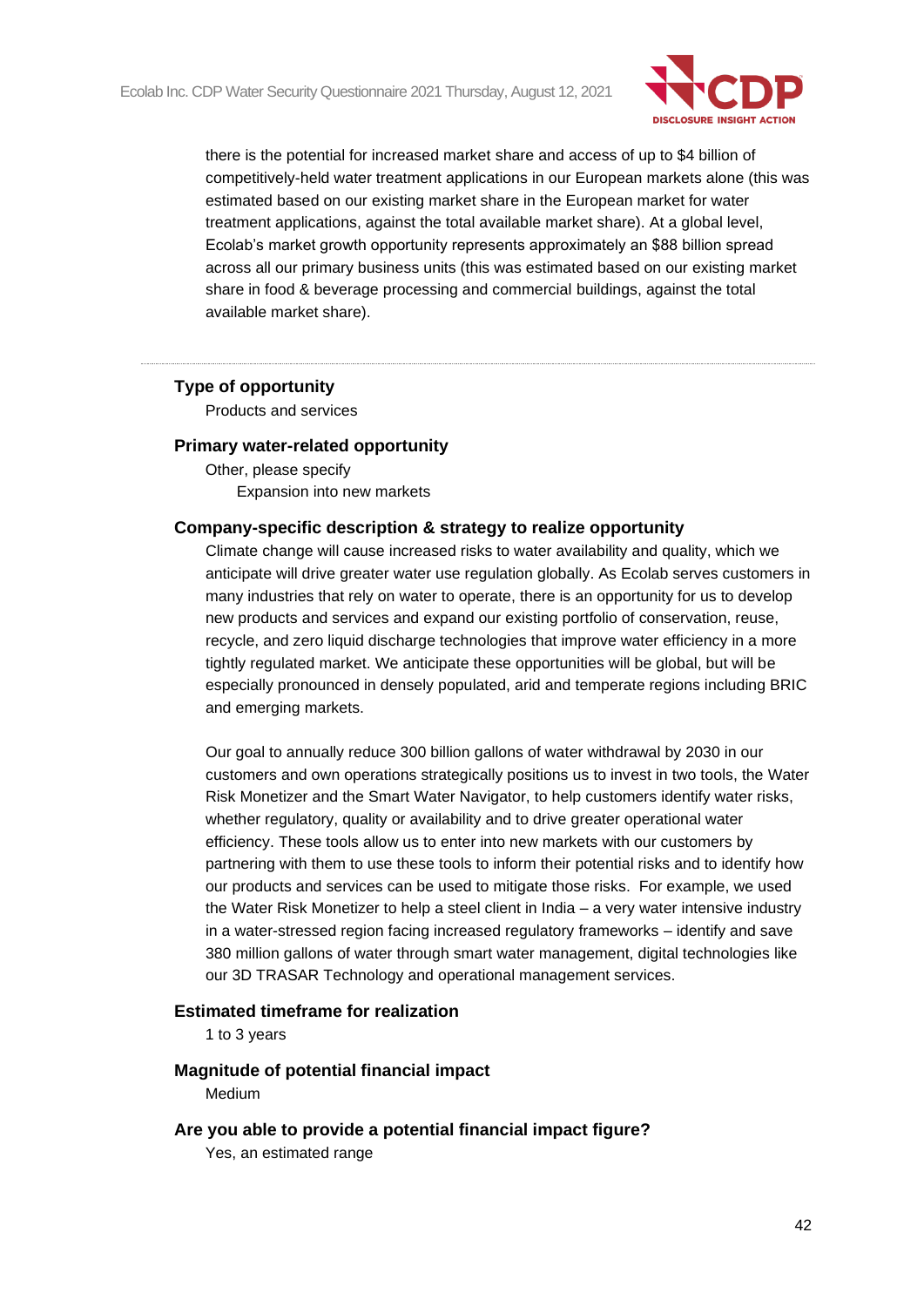there is the potential for increased market share and access of up to $4 billion of competitively-held water treatment applications in our European markets alone (this was estimated based on our existing market share in the European market for water treatment applications, against the total available market share). At a global level, Ecolab's market growth opportunity represents approximately an $88 billion spread across all our primary business units (this was estimated based on our existing market share in food & beverage processing and commercial buildings, against the total available market share).

---

**Type of opportunity**

Products and services

**Primary water-related opportunity**

Other, please specify

Expansion into new markets

**Company-specific description & strategy to realize opportunity**

Climate change will cause increased risks to water availability and quality, which we anticipate will drive greater water use regulation globally. As Ecolab serves customers in many industries that rely on water to operate, there is an opportunity for us to develop new products and services and expand our existing portfolio of conservation, reuse, recycle, and zero liquid discharge technologies that improve water efficiency in a more tightly regulated market. We anticipate these opportunities will be global, but will be especially pronounced in densely populated, arid and temperate regions including BRIC and emerging markets.

Our goal to annually reduce 300 billion gallons of water withdrawal by 2030 in our customers and own operations strategically positions us to invest in two tools, the Water Risk Monetizer and the Smart Water Navigator, to help customers identify water risks, whether regulatory, quality or availability and to drive greater operational water efficiency. These tools allow us to enter into new markets with our customers by partnering with them to use these tools to inform their potential risks and to identify how our products and services can be used to mitigate those risks. For example, we used the Water Risk Monetizer to help a steel client in India – a very water intensive industry in a water-stressed region facing increased regulatory frameworks – identify and save 380 million gallons of water through smart water management, digital technologies like our 3D TRASAR Technology and operational management services.

**Estimated timeframe for realization**

1 to 3 years

**Magnitude of potential financial impact**

Medium

**Are you able to provide a potential financial impact figure?**

Yes, an estimated range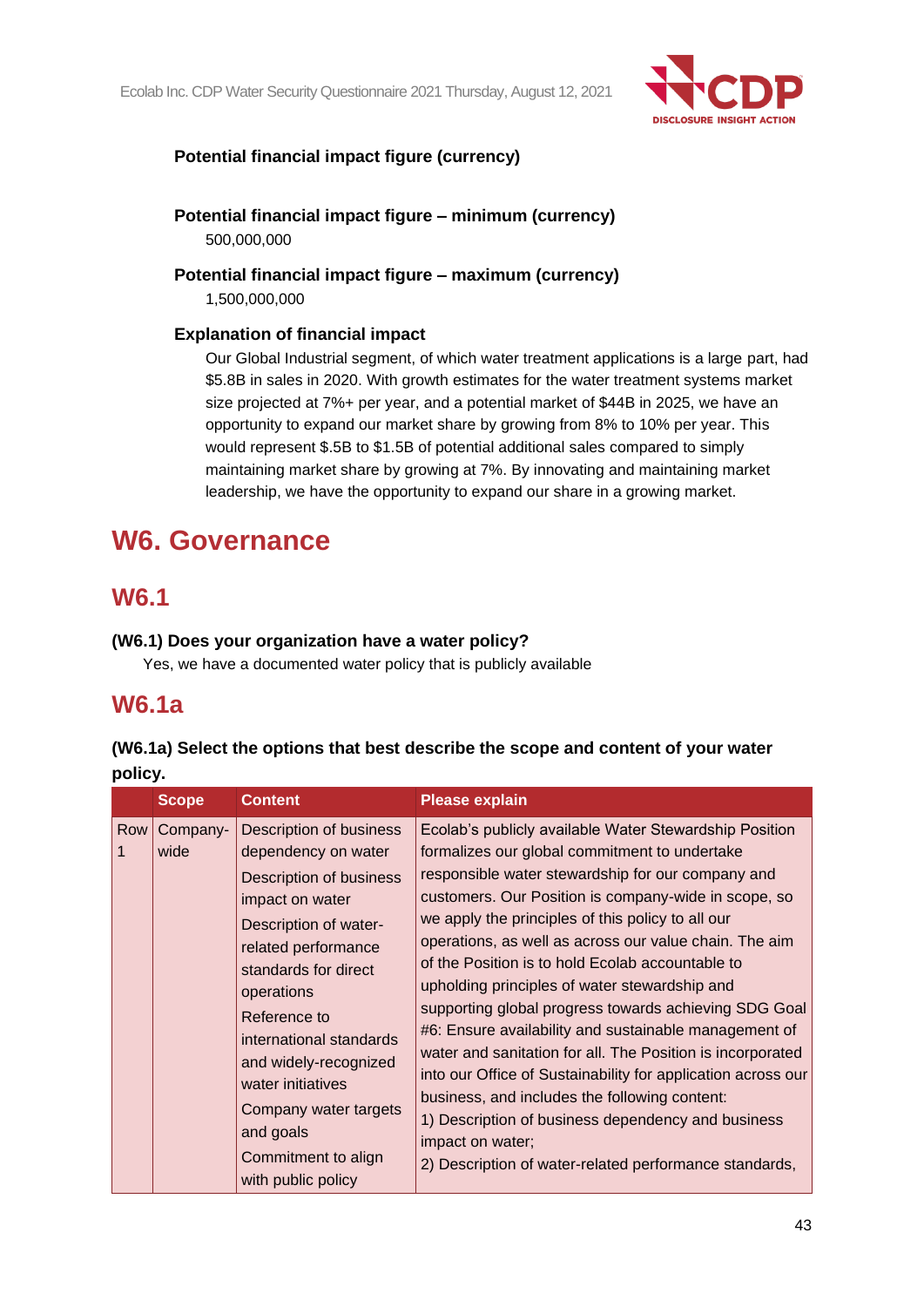**Potential financial impact figure (currency)**

**Potential financial impact figure – minimum (currency)**

500,000,000

**Potential financial impact figure – maximum (currency)**

1,500,000,000

**Explanation of financial impact**

Our Global Industrial segment, of which water treatment applications is a large part, had $5.8B in sales in 2020. With growth estimates for the water treatment systems market size projected at 7%+ per year, and a potential market of $44B in 2025, we have an opportunity to expand our market share by growing from 8% to 10% per year. This would represent $.5B to $1.5B of potential additional sales compared to simply maintaining market share by growing at 7%. By innovating and maintaining market leadership, we have the opportunity to expand our share in a growing market.

# W6. Governance

## W6.1

**(W6.1) Does your organization have a water policy?**

Yes, we have a documented water policy that is publicly available

## W6.1a

**(W6.1a) Select the options that best describe the scope and content of your water policy.**

| | Scope | Content | Please explain |
|---|---|---|---|
| Row 1 | Company-wide | Description of business dependency on water<br>Description of business impact on water<br>Description of water-related performance standards for direct operations<br>Reference to international standards and widely-recognized water initiatives<br>Company water targets and goals<br>Commitment to align with public policy | Ecolab's publicly available Water Stewardship Position formalizes our global commitment to undertake responsible water stewardship for our company and customers. Our Position is company-wide in scope, so we apply the principles of this policy to all our operations, as well as across our value chain. The aim of the Position is to hold Ecolab accountable to upholding principles of water stewardship and supporting global progress towards achieving SDG Goal #6: Ensure availability and sustainable management of water and sanitation for all. The Position is incorporated into our Office of Sustainability for application across our business, and includes the following content:<br>1) Description of business dependency and business impact on water;<br>2) Description of water-related performance standards, |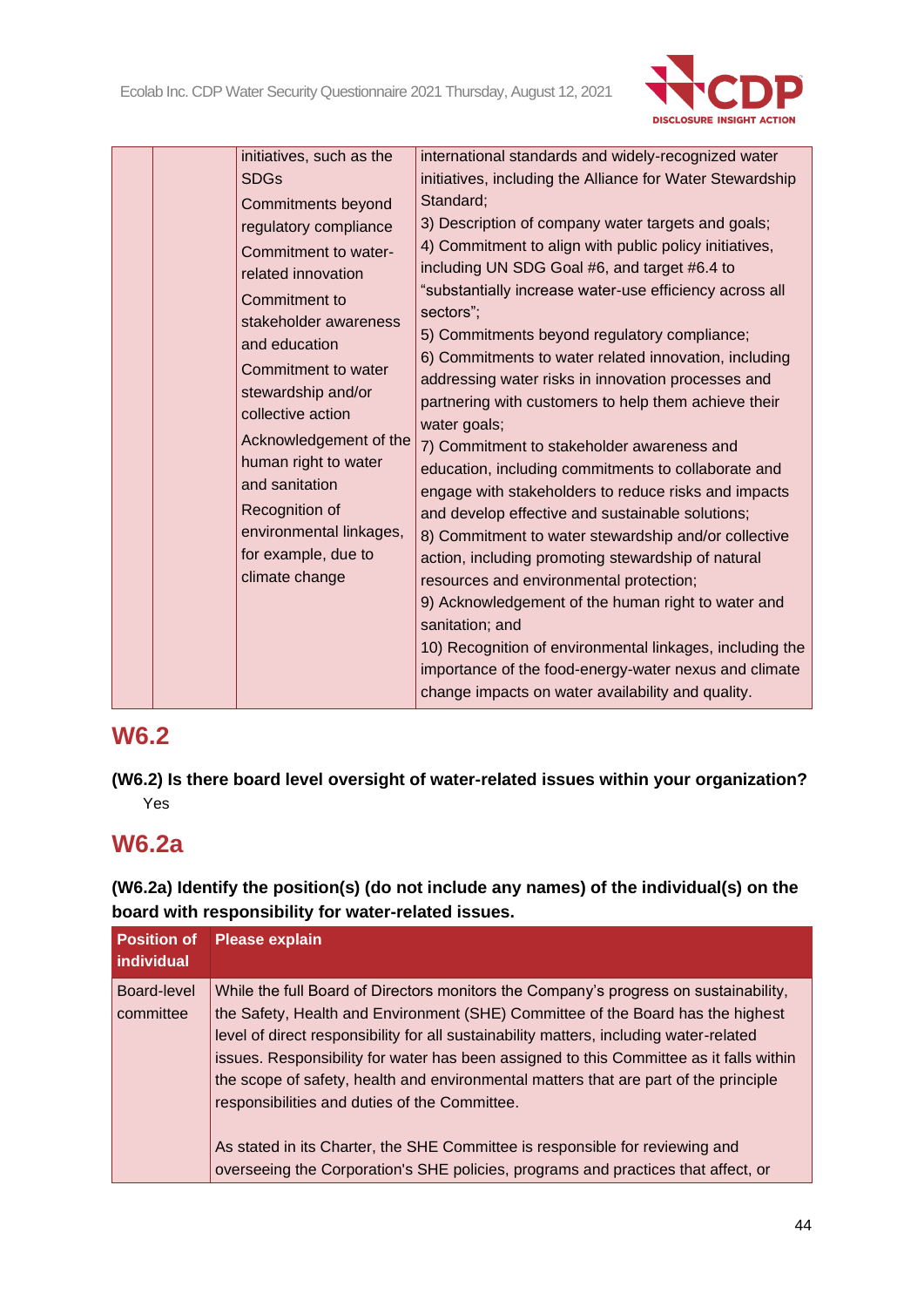| | | initiatives, such as the SDGs<br>Commitments beyond regulatory compliance<br>Commitment to water-related innovation<br>Commitment to stakeholder awareness and education<br>Commitment to water stewardship and/or collective action<br>Acknowledgement of the human right to water and sanitation<br>Recognition of environmental linkages, for example, due to climate change | international standards and widely-recognized water initiatives, including the Alliance for Water Stewardship Standard;<br>3) Description of company water targets and goals;<br>4) Commitment to align with public policy initiatives, including UN SDG Goal #6, and target #6.4 to "substantially increase water-use efficiency across all sectors";<br>5) Commitments beyond regulatory compliance;<br>6) Commitments to water related innovation, including addressing water risks in innovation processes and partnering with customers to help them achieve their water goals;<br>7) Commitment to stakeholder awareness and education, including commitments to collaborate and engage with stakeholders to reduce risks and impacts and develop effective and sustainable solutions;<br>8) Commitment to water stewardship and/or collective action, including promoting stewardship of natural resources and environmental protection;<br>9) Acknowledgement of the human right to water and sanitation; and<br>10) Recognition of environmental linkages, including the importance of the food-energy-water nexus and climate change impacts on water availability and quality. |
|---|---|---|---|

## W6.2

**(W6.2) Is there board level oversight of water-related issues within your organization?**

Yes

## W6.2a

**(W6.2a) Identify the position(s) (do not include any names) of the individual(s) on the board with responsibility for water-related issues.**

| Position of individual | Please explain |
|---|---|
| Board-level committee | While the full Board of Directors monitors the Company's progress on sustainability, the Safety, Health and Environment (SHE) Committee of the Board has the highest level of direct responsibility for all sustainability matters, including water-related issues. Responsibility for water has been assigned to this Committee as it falls within the scope of safety, health and environmental matters that are part of the principle responsibilities and duties of the Committee.<br><br>As stated in its Charter, the SHE Committee is responsible for reviewing and overseeing the Corporation's SHE policies, programs and practices that affect, or |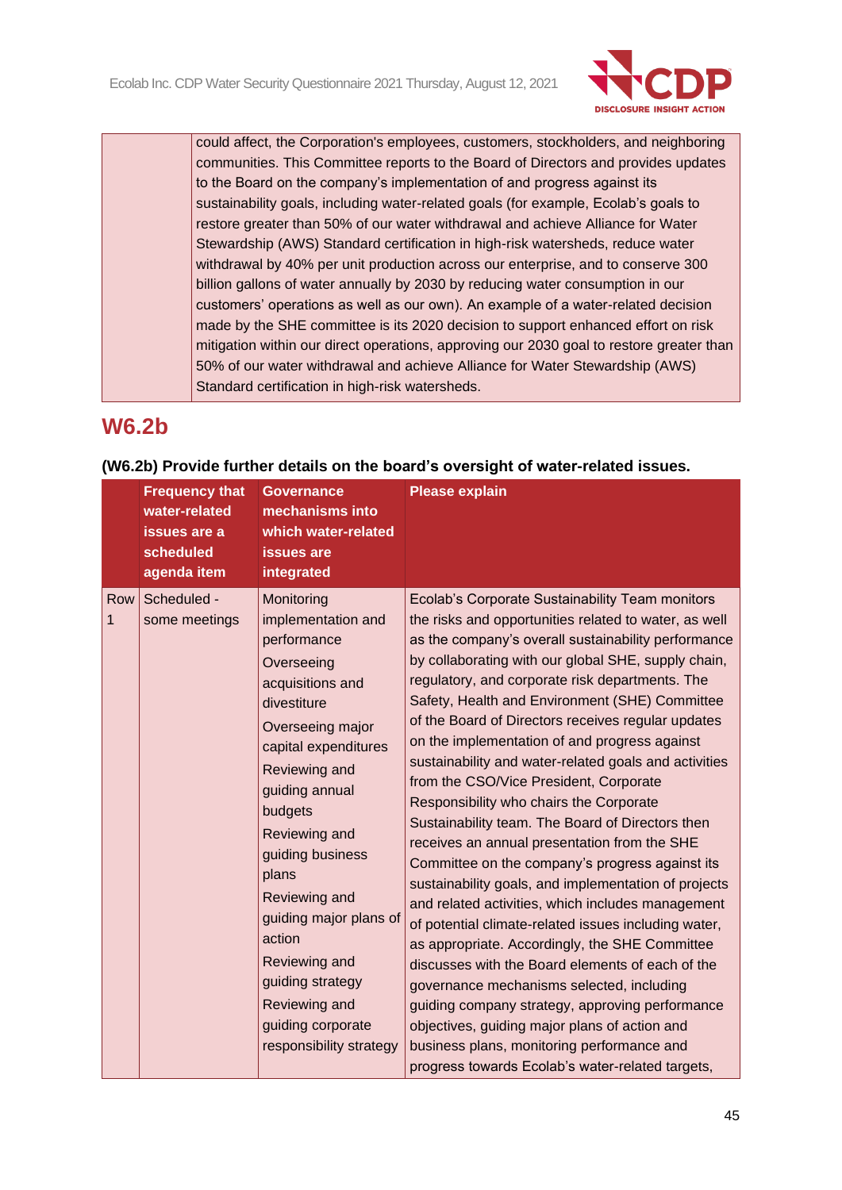| | |
|---|---|
| | could affect, the Corporation's employees, customers, stockholders, and neighboring communities. This Committee reports to the Board of Directors and provides updates to the Board on the company's implementation of and progress against its sustainability goals, including water-related goals (for example, Ecolab's goals to restore greater than 50% of our water withdrawal and achieve Alliance for Water Stewardship (AWS) Standard certification in high-risk watersheds, reduce water withdrawal by 40% per unit production across our enterprise, and to conserve 300 billion gallons of water annually by 2030 by reducing water consumption in our customers' operations as well as our own). An example of a water-related decision made by the SHE committee is its 2020 decision to support enhanced effort on risk mitigation within our direct operations, approving our 2030 goal to restore greater than 50% of our water withdrawal and achieve Alliance for Water Stewardship (AWS) Standard certification in high-risk watersheds. |

## W6.2b

**(W6.2b) Provide further details on the board's oversight of water-related issues.**

| | Frequency that water-related issues are a scheduled agenda item | Governance mechanisms into which water-related issues are integrated | Please explain |
|---|---|---|---|
| Row 1 | Scheduled - some meetings | Monitoring implementation and performance<br>Overseeing acquisitions and divestiture<br>Overseeing major capital expenditures<br>Reviewing and guiding annual budgets<br>Reviewing and guiding business plans<br>Reviewing and guiding major plans of action<br>Reviewing and guiding strategy<br>Reviewing and guiding corporate responsibility strategy | Ecolab's Corporate Sustainability Team monitors the risks and opportunities related to water, as well as the company's overall sustainability performance by collaborating with our global SHE, supply chain, regulatory, and corporate risk departments. The Safety, Health and Environment (SHE) Committee of the Board of Directors receives regular updates on the implementation of and progress against sustainability and water-related goals and activities from the CSO/Vice President, Corporate Responsibility who chairs the Corporate Sustainability team. The Board of Directors then receives an annual presentation from the SHE Committee on the company's progress against its sustainability goals, and implementation of projects and related activities, which includes management of potential climate-related issues including water, as appropriate. Accordingly, the SHE Committee discusses with the Board elements of each of the governance mechanisms selected, including guiding company strategy, approving performance objectives, guiding major plans of action and business plans, monitoring performance and progress towards Ecolab's water-related targets, |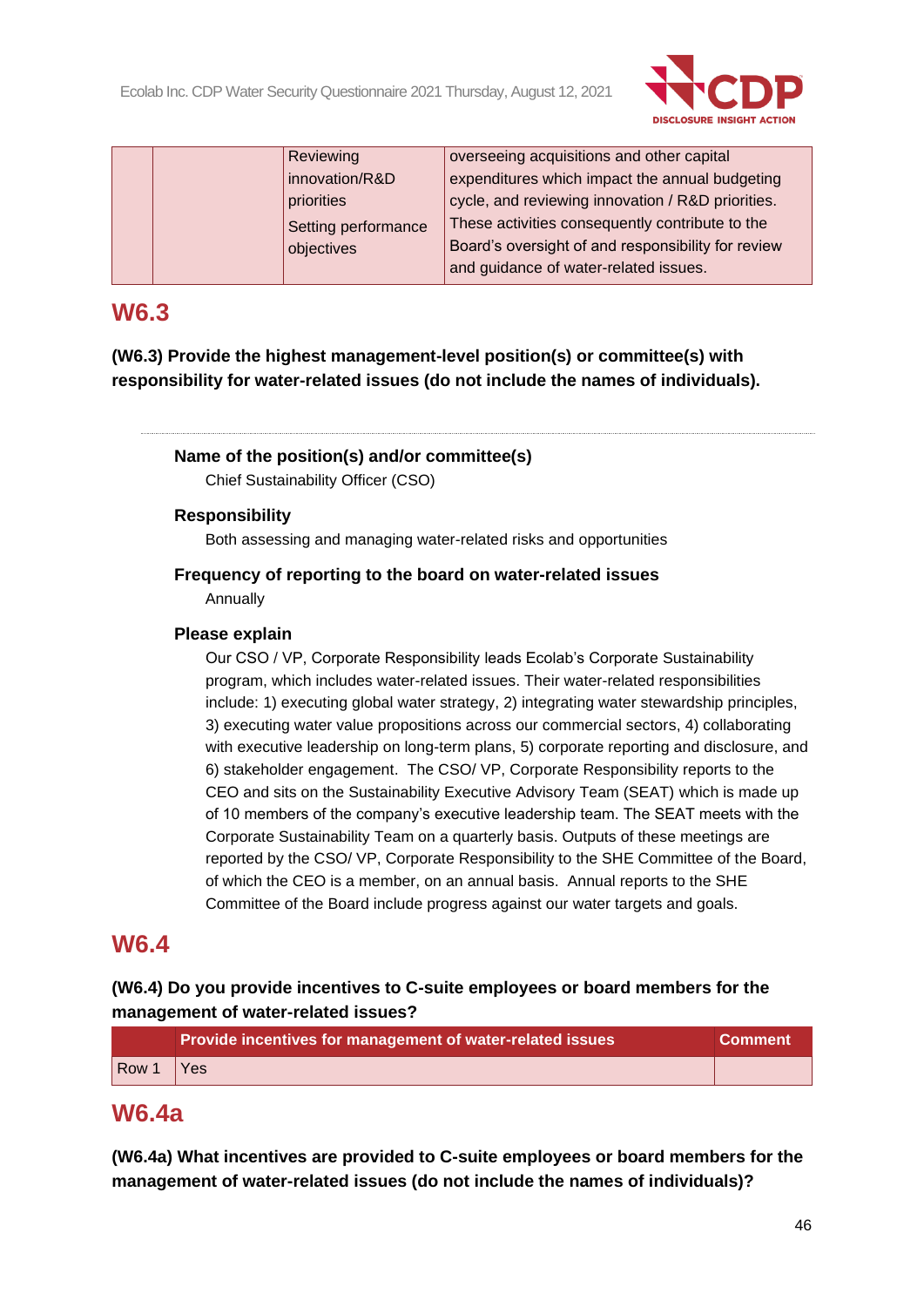| | | Reviewing innovation/R&D priorities<br>Setting performance objectives | overseeing acquisitions and other capital expenditures which impact the annual budgeting cycle, and reviewing innovation / R&D priorities. These activities consequently contribute to the Board's oversight of and responsibility for review and guidance of water-related issues. |
|---|---|---|---|

## W6.3

**(W6.3) Provide the highest management-level position(s) or committee(s) with responsibility for water-related issues (do not include the names of individuals).**

---

**Name of the position(s) and/or committee(s)**

Chief Sustainability Officer (CSO)

**Responsibility**

Both assessing and managing water-related risks and opportunities

**Frequency of reporting to the board on water-related issues**

Annually

**Please explain**

Our CSO / VP, Corporate Responsibility leads Ecolab's Corporate Sustainability program, which includes water-related issues. Their water-related responsibilities include: 1) executing global water strategy, 2) integrating water stewardship principles, 3) executing water value propositions across our commercial sectors, 4) collaborating with executive leadership on long-term plans, 5) corporate reporting and disclosure, and 6) stakeholder engagement. The CSO/ VP, Corporate Responsibility reports to the CEO and sits on the Sustainability Executive Advisory Team (SEAT) which is made up of 10 members of the company's executive leadership team. The SEAT meets with the Corporate Sustainability Team on a quarterly basis. Outputs of these meetings are reported by the CSO/ VP, Corporate Responsibility to the SHE Committee of the Board, of which the CEO is a member, on an annual basis. Annual reports to the SHE Committee of the Board include progress against our water targets and goals.

## W6.4

**(W6.4) Do you provide incentives to C-suite employees or board members for the management of water-related issues?**

| | Provide incentives for management of water-related issues | Comment |
|---|---|---|
| Row 1 | Yes | |

## W6.4a

**(W6.4a) What incentives are provided to C-suite employees or board members for the management of water-related issues (do not include the names of individuals)?**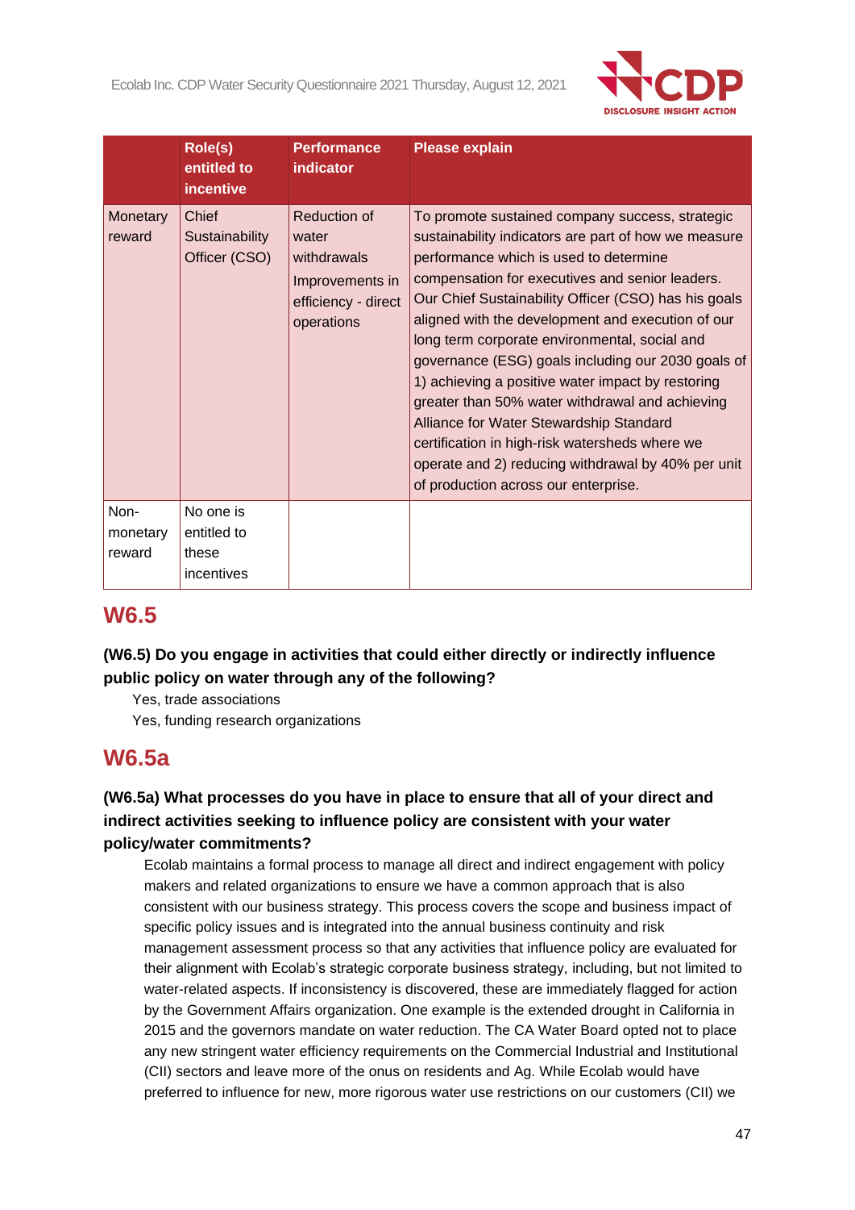|  | Role(s) entitled to incentive | Performance indicator | Please explain |
|---|---|---|---|
| Monetary reward | Chief Sustainability Officer (CSO) | Reduction of water withdrawals<br>Improvements in efficiency - direct operations | To promote sustained company success, strategic sustainability indicators are part of how we measure performance which is used to determine compensation for executives and senior leaders. Our Chief Sustainability Officer (CSO) has his goals aligned with the development and execution of our long term corporate environmental, social and governance (ESG) goals including our 2030 goals of 1) achieving a positive water impact by restoring greater than 50% water withdrawal and achieving Alliance for Water Stewardship Standard certification in high-risk watersheds where we operate and 2) reducing withdrawal by 40% per unit of production across our enterprise. |
| Non-monetary reward | No one is entitled to these incentives |  |  |

## W6.5

**(W6.5) Do you engage in activities that could either directly or indirectly influence public policy on water through any of the following?**

Yes, trade associations
Yes, funding research organizations

## W6.5a

**(W6.5a) What processes do you have in place to ensure that all of your direct and indirect activities seeking to influence policy are consistent with your water policy/water commitments?**

Ecolab maintains a formal process to manage all direct and indirect engagement with policy makers and related organizations to ensure we have a common approach that is also consistent with our business strategy. This process covers the scope and business impact of specific policy issues and is integrated into the annual business continuity and risk management assessment process so that any activities that influence policy are evaluated for their alignment with Ecolab's strategic corporate business strategy, including, but not limited to water-related aspects. If inconsistency is discovered, these are immediately flagged for action by the Government Affairs organization. One example is the extended drought in California in 2015 and the governors mandate on water reduction. The CA Water Board opted not to place any new stringent water efficiency requirements on the Commercial Industrial and Institutional (CII) sectors and leave more of the onus on residents and Ag. While Ecolab would have preferred to influence for new, more rigorous water use restrictions on our customers (CII) we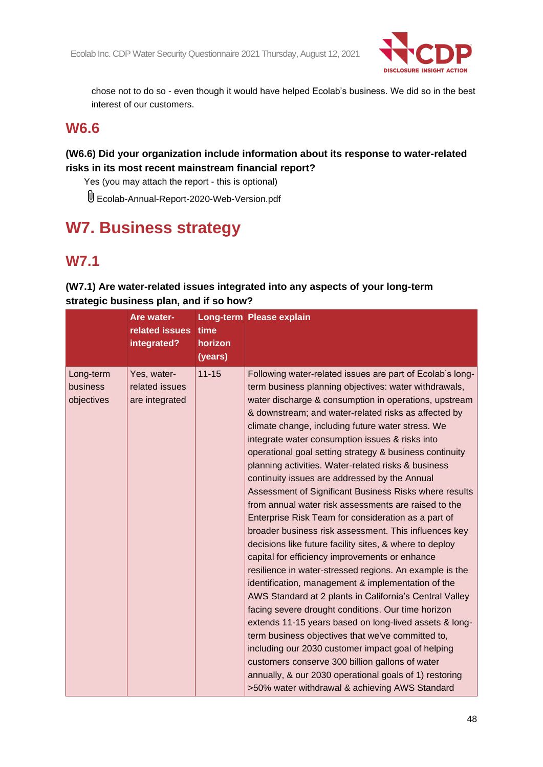chose not to do so - even though it would have helped Ecolab's business. We did so in the best interest of our customers.

## W6.6

**(W6.6) Did your organization include information about its response to water-related risks in its most recent mainstream financial report?**

Yes (you may attach the report - this is optional)

Ecolab-Annual-Report-2020-Web-Version.pdf

# W7. Business strategy

## W7.1

**(W7.1) Are water-related issues integrated into any aspects of your long-term strategic business plan, and if so how?**

| | Are water-related issues integrated? | Long-term time horizon (years) | Please explain |
|---|---|---|---|
| Long-term business objectives | Yes, water-related issues are integrated | 11-15 | Following water-related issues are part of Ecolab's long-term business planning objectives: water withdrawals, water discharge & consumption in operations, upstream & downstream; and water-related risks as affected by climate change, including future water stress. We integrate water consumption issues & risks into operational goal setting strategy & business continuity planning activities. Water-related risks & business continuity issues are addressed by the Annual Assessment of Significant Business Risks where results from annual water risk assessments are raised to the Enterprise Risk Team for consideration as a part of broader business risk assessment. This influences key decisions like future facility sites, & where to deploy capital for efficiency improvements or enhance resilience in water-stressed regions. An example is the identification, management & implementation of the AWS Standard at 2 plants in California's Central Valley facing severe drought conditions. Our time horizon extends 11-15 years based on long-lived assets & long-term business objectives that we've committed to, including our 2030 customer impact goal of helping customers conserve 300 billion gallons of water annually, & our 2030 operational goals of 1) restoring >50% water withdrawal & achieving AWS Standard |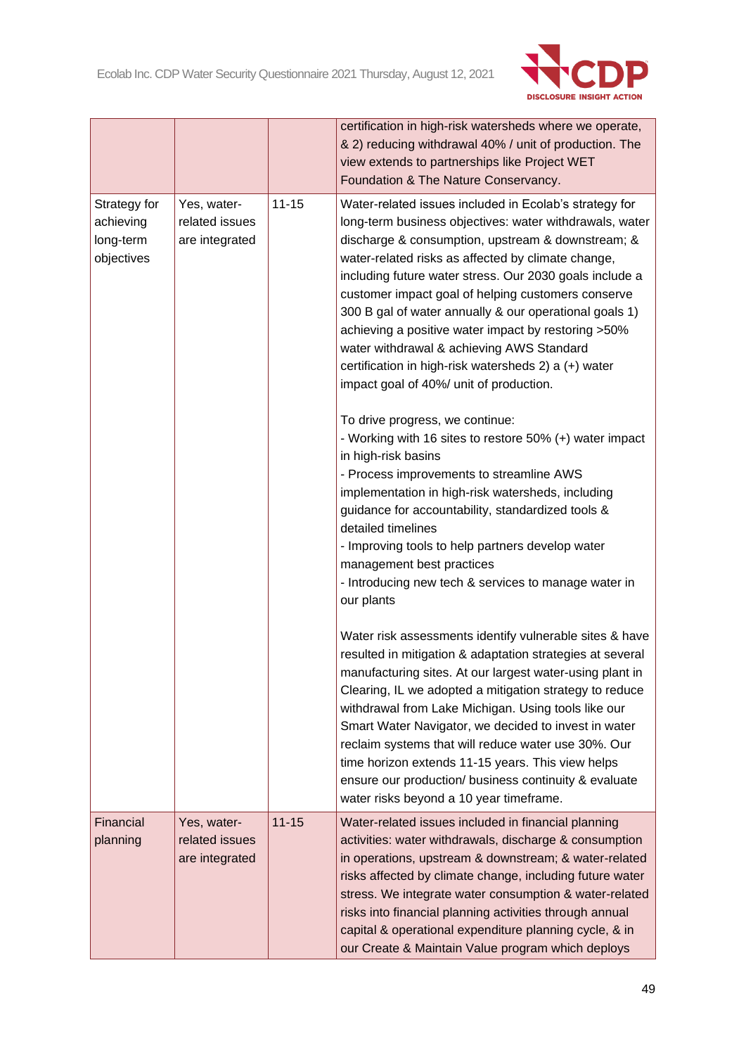|  |  |  |  |
|---|---|---|---|
|  |  |  | certification in high-risk watersheds where we operate, & 2) reducing withdrawal 40% / unit of production. The view extends to partnerships like Project WET Foundation & The Nature Conservancy. |
| Strategy for achieving long-term objectives | Yes, water-related issues are integrated | 11-15 | Water-related issues included in Ecolab's strategy for long-term business objectives: water withdrawals, water discharge & consumption, upstream & downstream; & water-related risks as affected by climate change, including future water stress. Our 2030 goals include a customer impact goal of helping customers conserve 300 B gal of water annually & our operational goals 1) achieving a positive water impact by restoring >50% water withdrawal & achieving AWS Standard certification in high-risk watersheds 2) a (+) water impact goal of 40%/ unit of production.<br><br>To drive progress, we continue:<br>- Working with 16 sites to restore 50% (+) water impact in high-risk basins<br>- Process improvements to streamline AWS implementation in high-risk watersheds, including guidance for accountability, standardized tools & detailed timelines<br>- Improving tools to help partners develop water management best practices<br>- Introducing new tech & services to manage water in our plants<br><br>Water risk assessments identify vulnerable sites & have resulted in mitigation & adaptation strategies at several manufacturing sites. At our largest water-using plant in Clearing, IL we adopted a mitigation strategy to reduce withdrawal from Lake Michigan. Using tools like our Smart Water Navigator, we decided to invest in water reclaim systems that will reduce water use 30%. Our time horizon extends 11-15 years. This view helps ensure our production/ business continuity & evaluate water risks beyond a 10 year timeframe. |
| Financial planning | Yes, water-related issues are integrated | 11-15 | Water-related issues included in financial planning activities: water withdrawals, discharge & consumption in operations, upstream & downstream; & water-related risks affected by climate change, including future water stress. We integrate water consumption & water-related risks into financial planning activities through annual capital & operational expenditure planning cycle, & in our Create & Maintain Value program which deploys |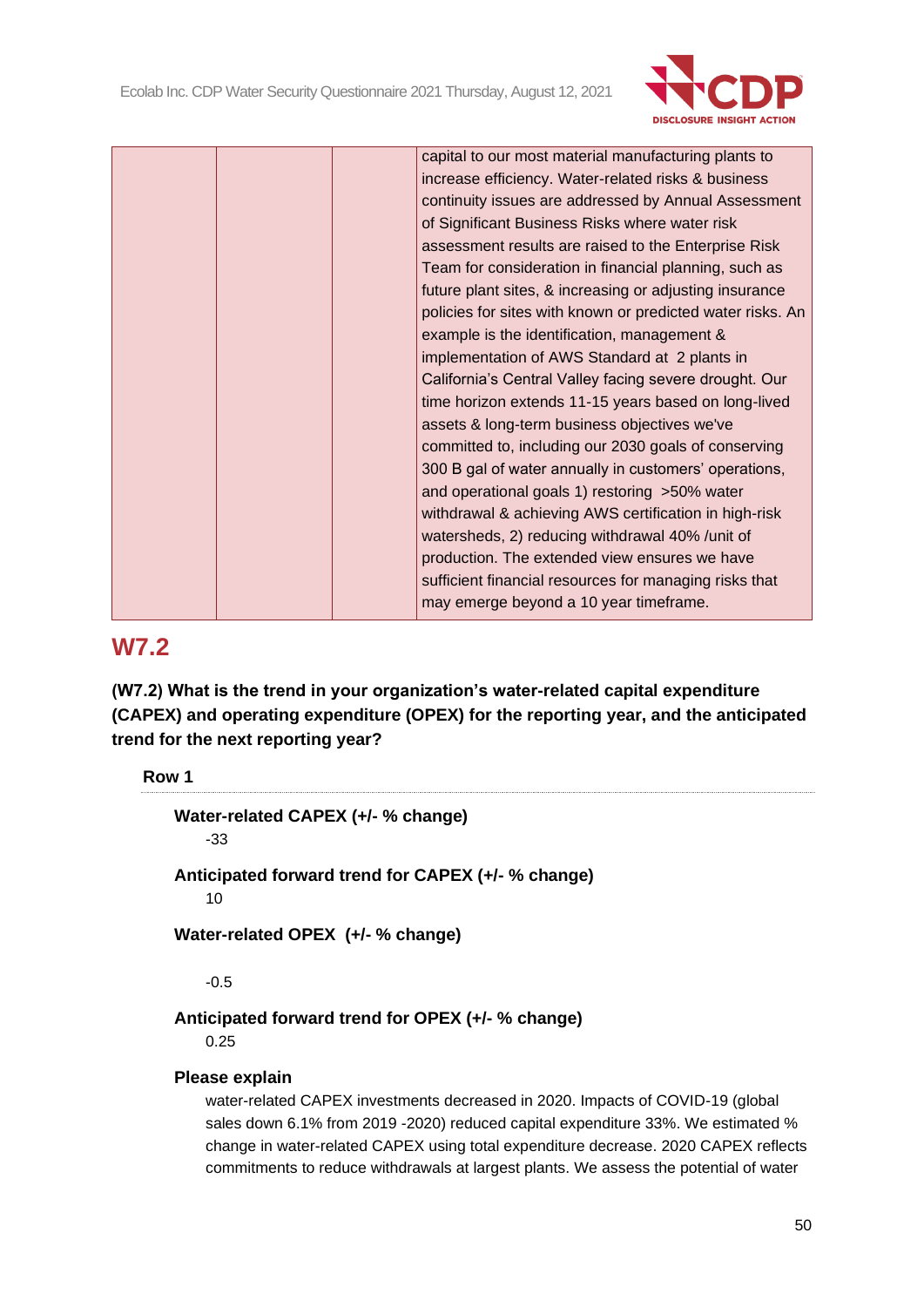| | | | capital to our most material manufacturing plants to increase efficiency. Water-related risks & business continuity issues are addressed by Annual Assessment of Significant Business Risks where water risk assessment results are raised to the Enterprise Risk Team for consideration in financial planning, such as future plant sites, & increasing or adjusting insurance policies for sites with known or predicted water risks. An example is the identification, management & implementation of AWS Standard at 2 plants in California's Central Valley facing severe drought. Our time horizon extends 11-15 years based on long-lived assets & long-term business objectives we've committed to, including our 2030 goals of conserving 300 B gal of water annually in customers' operations, and operational goals 1) restoring >50% water withdrawal & achieving AWS certification in high-risk watersheds, 2) reducing withdrawal 40% /unit of production. The extended view ensures we have sufficient financial resources for managing risks that may emerge beyond a 10 year timeframe. |
|---|---|---|---|

## W7.2

**(W7.2) What is the trend in your organization's water-related capital expenditure (CAPEX) and operating expenditure (OPEX) for the reporting year, and the anticipated trend for the next reporting year?**

**Row 1**

**Water-related CAPEX (+/- % change)**

-33

**Anticipated forward trend for CAPEX (+/- % change)**

10

**Water-related OPEX (+/- % change)**

-0.5

**Anticipated forward trend for OPEX (+/- % change)**

0.25

**Please explain**

water-related CAPEX investments decreased in 2020. Impacts of COVID-19 (global sales down 6.1% from 2019 -2020) reduced capital expenditure 33%. We estimated % change in water-related CAPEX using total expenditure decrease. 2020 CAPEX reflects commitments to reduce withdrawals at largest plants. We assess the potential of water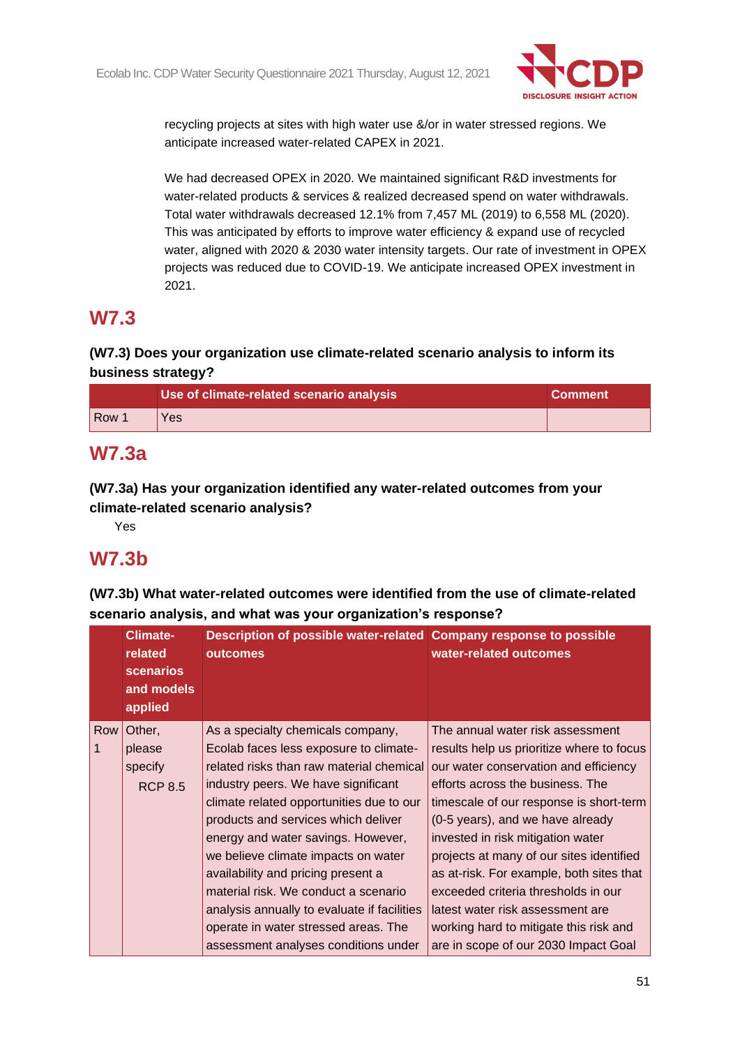recycling projects at sites with high water use &/or in water stressed regions. We anticipate increased water-related CAPEX in 2021.

We had decreased OPEX in 2020. We maintained significant R&D investments for water-related products & services & realized decreased spend on water withdrawals. Total water withdrawals decreased 12.1% from 7,457 ML (2019) to 6,558 ML (2020). This was anticipated by efforts to improve water efficiency & expand use of recycled water, aligned with 2020 & 2030 water intensity targets. Our rate of investment in OPEX projects was reduced due to COVID-19. We anticipate increased OPEX investment in 2021.

## W7.3

**(W7.3) Does your organization use climate-related scenario analysis to inform its business strategy?**

| | Use of climate-related scenario analysis | Comment |
|---|---|---|
| Row 1 | Yes | |

## W7.3a

**(W7.3a) Has your organization identified any water-related outcomes from your climate-related scenario analysis?**

Yes

## W7.3b

**(W7.3b) What water-related outcomes were identified from the use of climate-related scenario analysis, and what was your organization's response?**

| | Climate-related scenarios and models applied | Description of possible water-related outcomes | Company response to possible water-related outcomes |
|---|---|---|---|
| Row 1 | Other, please specify<br>RCP 8.5 | As a specialty chemicals company, Ecolab faces less exposure to climate-related risks than raw material chemical industry peers. We have significant climate related opportunities due to our products and services which deliver energy and water savings. However, we believe climate impacts on water availability and pricing present a material risk. We conduct a scenario analysis annually to evaluate if facilities operate in water stressed areas. The assessment analyses conditions under | The annual water risk assessment results help us prioritize where to focus our water conservation and efficiency efforts across the business. The timescale of our response is short-term (0-5 years), and we have already invested in risk mitigation water projects at many of our sites identified as at-risk. For example, both sites that exceeded criteria thresholds in our latest water risk assessment are working hard to mitigate this risk and are in scope of our 2030 Impact Goal |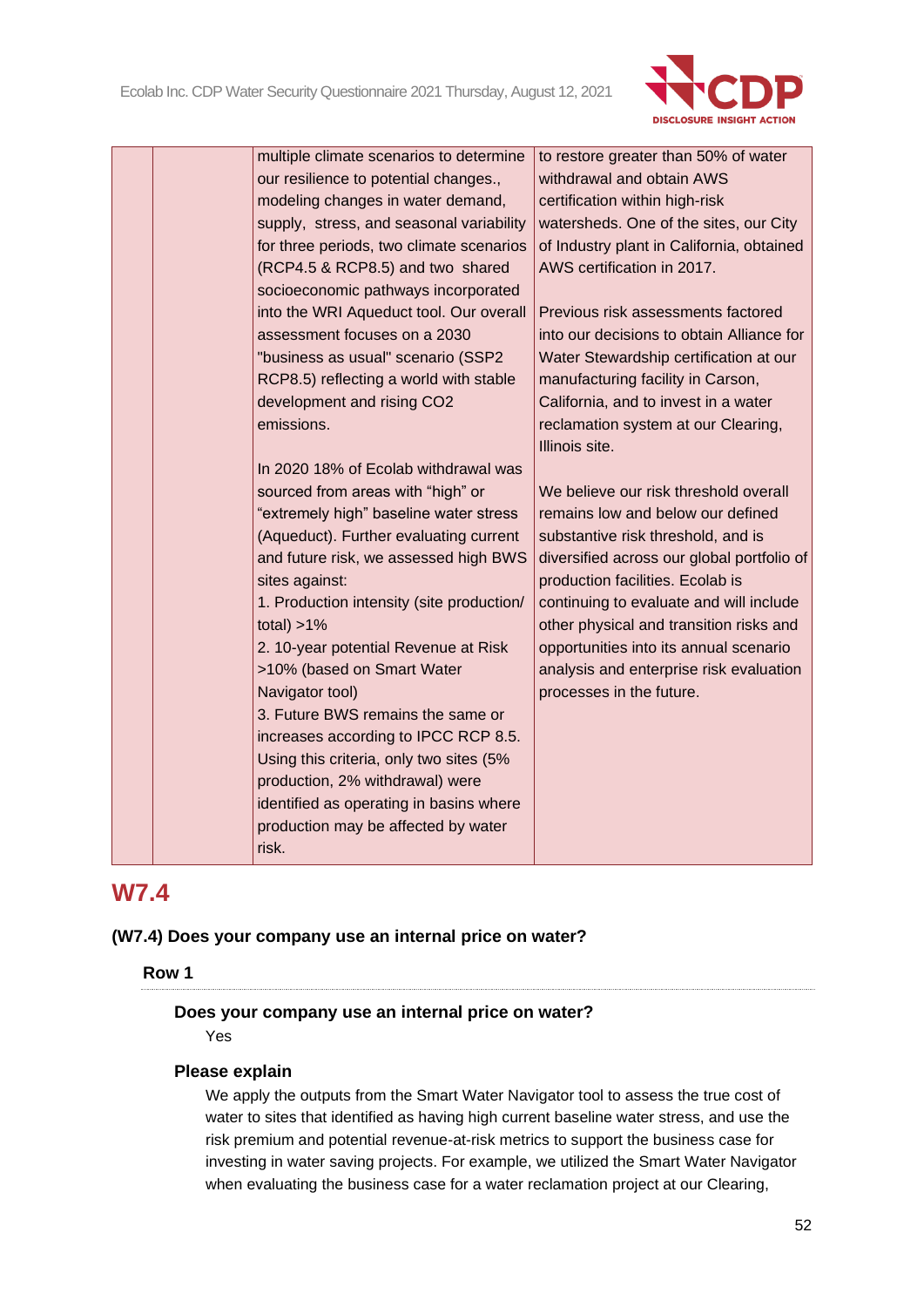|  |  | multiple climate scenarios to determine our resilience to potential changes., modeling changes in water demand, supply, stress, and seasonal variability for three periods, two climate scenarios (RCP4.5 & RCP8.5) and two shared socioeconomic pathways incorporated into the WRI Aqueduct tool. Our overall assessment focuses on a 2030 "business as usual" scenario (SSP2 RCP8.5) reflecting a world with stable development and rising CO2 emissions.<br><br>In 2020 18% of Ecolab withdrawal was sourced from areas with "high" or "extremely high" baseline water stress (Aqueduct). Further evaluating current and future risk, we assessed high BWS sites against:<br>1. Production intensity (site production/ total) >1%<br>2. 10-year potential Revenue at Risk >10% (based on Smart Water Navigator tool)<br>3. Future BWS remains the same or increases according to IPCC RCP 8.5.<br>Using this criteria, only two sites (5% production, 2% withdrawal) were identified as operating in basins where production may be affected by water risk. | to restore greater than 50% of water withdrawal and obtain AWS certification within high-risk watersheds. One of the sites, our City of Industry plant in California, obtained AWS certification in 2017.<br><br>Previous risk assessments factored into our decisions to obtain Alliance for Water Stewardship certification at our manufacturing facility in Carson, California, and to invest in a water reclamation system at our Clearing, Illinois site.<br><br>We believe our risk threshold overall remains low and below our defined substantive risk threshold, and is diversified across our global portfolio of production facilities. Ecolab is continuing to evaluate and will include other physical and transition risks and opportunities into its annual scenario analysis and enterprise risk evaluation processes in the future. |
|---|---|---|---|

## W7.4

**(W7.4) Does your company use an internal price on water?**

**Row 1**

**Does your company use an internal price on water?**

Yes

**Please explain**

We apply the outputs from the Smart Water Navigator tool to assess the true cost of water to sites that identified as having high current baseline water stress, and use the risk premium and potential revenue-at-risk metrics to support the business case for investing in water saving projects. For example, we utilized the Smart Water Navigator when evaluating the business case for a water reclamation project at our Clearing,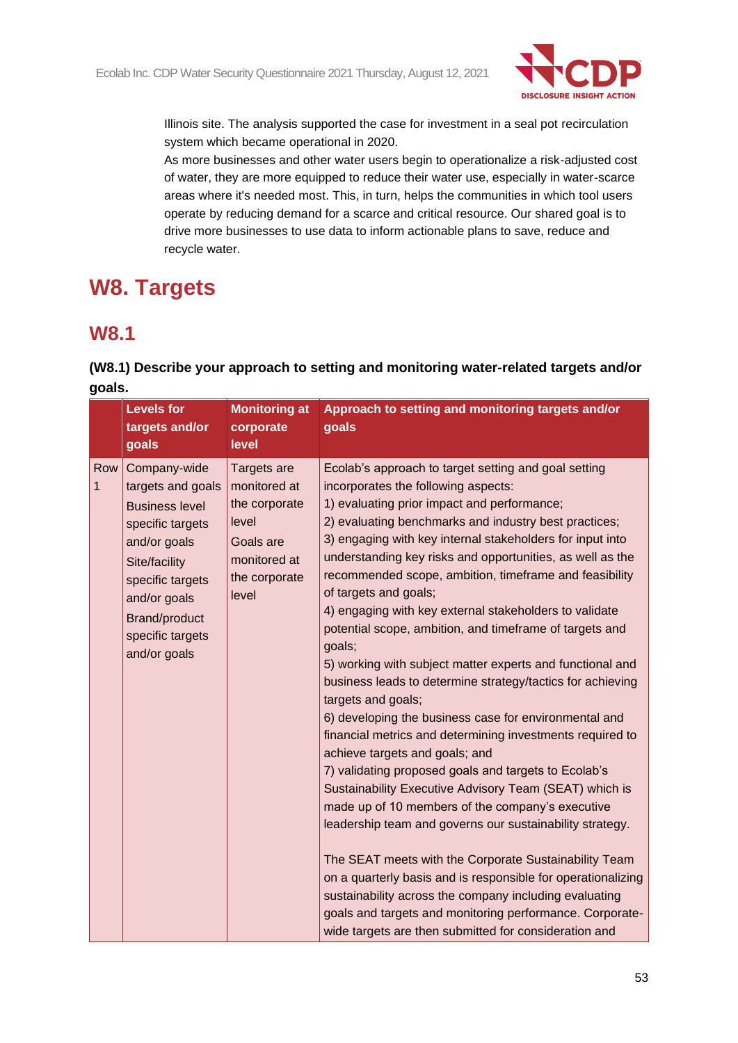Illinois site. The analysis supported the case for investment in a seal pot recirculation system which became operational in 2020.
As more businesses and other water users begin to operationalize a risk-adjusted cost of water, they are more equipped to reduce their water use, especially in water-scarce areas where it's needed most. This, in turn, helps the communities in which tool users operate by reducing demand for a scarce and critical resource. Our shared goal is to drive more businesses to use data to inform actionable plans to save, reduce and recycle water.

# W8. Targets

## W8.1

**(W8.1) Describe your approach to setting and monitoring water-related targets and/or goals.**

| | Levels for targets and/or goals | Monitoring at corporate level | Approach to setting and monitoring targets and/or goals |
|---|---|---|---|
| Row 1 | Company-wide targets and goals<br>Business level specific targets and/or goals<br>Site/facility specific targets and/or goals<br>Brand/product specific targets and/or goals | Targets are monitored at the corporate level<br>Goals are monitored at the corporate level | Ecolab's approach to target setting and goal setting incorporates the following aspects:<br>1) evaluating prior impact and performance;<br>2) evaluating benchmarks and industry best practices;<br>3) engaging with key internal stakeholders for input into understanding key risks and opportunities, as well as the recommended scope, ambition, timeframe and feasibility of targets and goals;<br>4) engaging with key external stakeholders to validate potential scope, ambition, and timeframe of targets and goals;<br>5) working with subject matter experts and functional and business leads to determine strategy/tactics for achieving targets and goals;<br>6) developing the business case for environmental and financial metrics and determining investments required to achieve targets and goals; and<br>7) validating proposed goals and targets to Ecolab's Sustainability Executive Advisory Team (SEAT) which is made up of 10 members of the company's executive leadership team and governs our sustainability strategy.<br><br>The SEAT meets with the Corporate Sustainability Team on a quarterly basis and is responsible for operationalizing sustainability across the company including evaluating goals and targets and monitoring performance. Corporate-wide targets are then submitted for consideration and |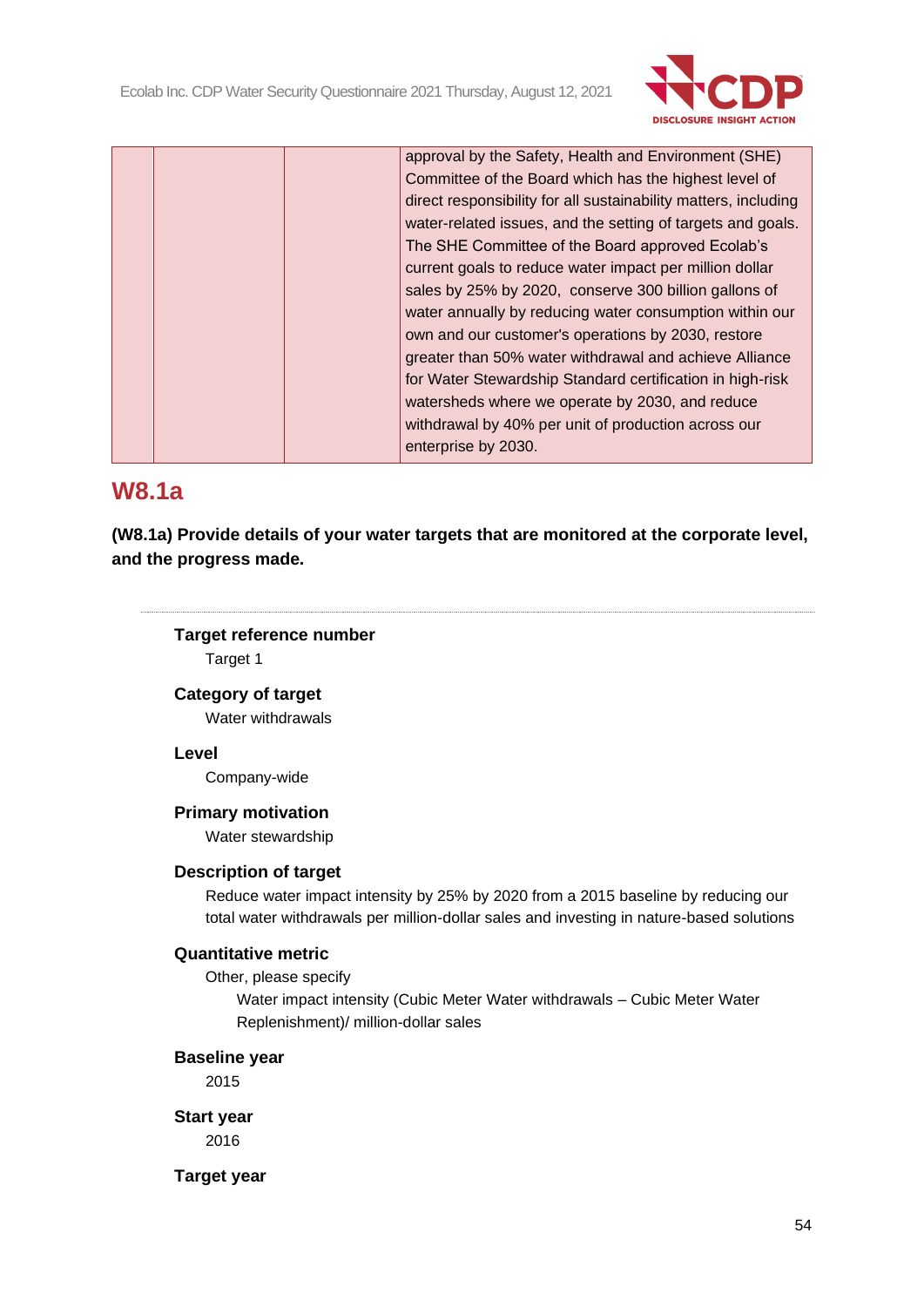| | | | approval by the Safety, Health and Environment (SHE) Committee of the Board which has the highest level of direct responsibility for all sustainability matters, including water-related issues, and the setting of targets and goals. The SHE Committee of the Board approved Ecolab's current goals to reduce water impact per million dollar sales by 25% by 2020, conserve 300 billion gallons of water annually by reducing water consumption within our own and our customer's operations by 2030, restore greater than 50% water withdrawal and achieve Alliance for Water Stewardship Standard certification in high-risk watersheds where we operate by 2030, and reduce withdrawal by 40% per unit of production across our enterprise by 2030. |
|---|---|---|---|

## W8.1a

**(W8.1a) Provide details of your water targets that are monitored at the corporate level, and the progress made.**

---

**Target reference number**

Target 1

**Category of target**

Water withdrawals

**Level**

Company-wide

**Primary motivation**

Water stewardship

**Description of target**

Reduce water impact intensity by 25% by 2020 from a 2015 baseline by reducing our total water withdrawals per million-dollar sales and investing in nature-based solutions

**Quantitative metric**

Other, please specify

Water impact intensity (Cubic Meter Water withdrawals – Cubic Meter Water Replenishment)/ million-dollar sales

**Baseline year**

2015

**Start year**

2016

**Target year**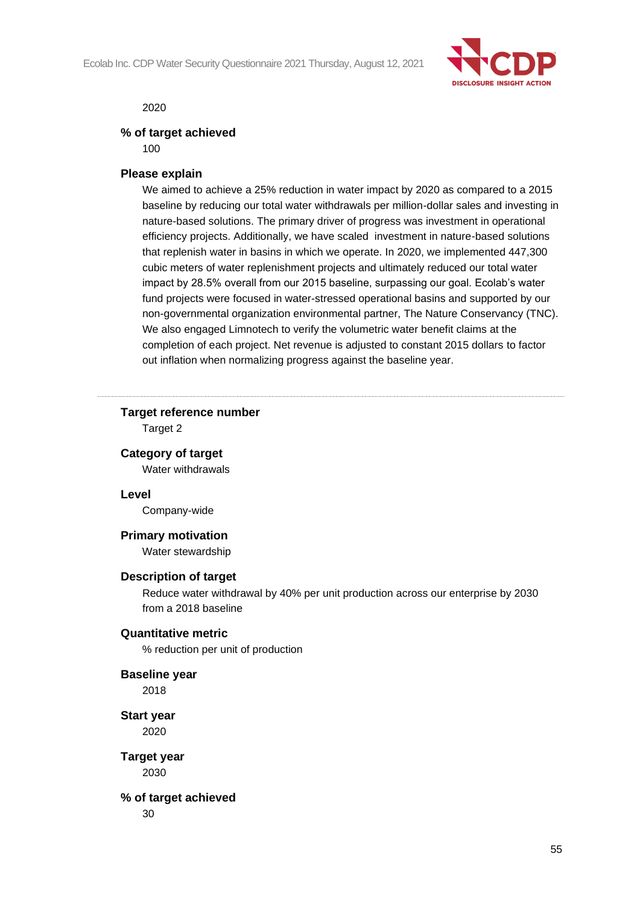2020

**% of target achieved**

100

**Please explain**

We aimed to achieve a 25% reduction in water impact by 2020 as compared to a 2015 baseline by reducing our total water withdrawals per million-dollar sales and investing in nature-based solutions. The primary driver of progress was investment in operational efficiency projects. Additionally, we have scaled investment in nature-based solutions that replenish water in basins in which we operate. In 2020, we implemented 447,300 cubic meters of water replenishment projects and ultimately reduced our total water impact by 28.5% overall from our 2015 baseline, surpassing our goal. Ecolab's water fund projects were focused in water-stressed operational basins and supported by our non-governmental organization environmental partner, The Nature Conservancy (TNC). We also engaged Limnotech to verify the volumetric water benefit claims at the completion of each project. Net revenue is adjusted to constant 2015 dollars to factor out inflation when normalizing progress against the baseline year.

---

**Target reference number**

Target 2

**Category of target**

Water withdrawals

**Level**

Company-wide

**Primary motivation**

Water stewardship

**Description of target**

Reduce water withdrawal by 40% per unit production across our enterprise by 2030 from a 2018 baseline

**Quantitative metric**

% reduction per unit of production

**Baseline year**

2018

**Start year**

2020

**Target year**

2030

**% of target achieved**

30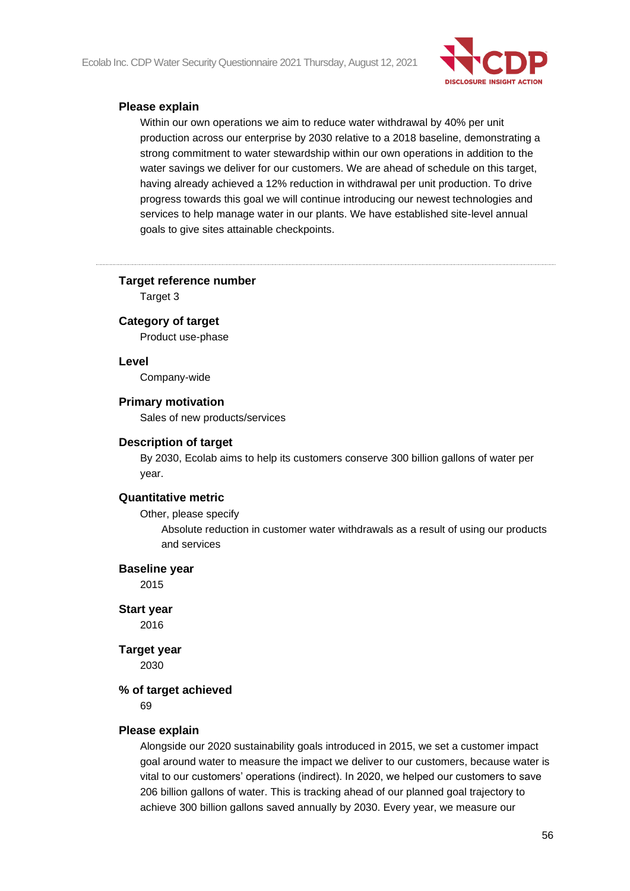**Please explain**

Within our own operations we aim to reduce water withdrawal by 40% per unit production across our enterprise by 2030 relative to a 2018 baseline, demonstrating a strong commitment to water stewardship within our own operations in addition to the water savings we deliver for our customers. We are ahead of schedule on this target, having already achieved a 12% reduction in withdrawal per unit production. To drive progress towards this goal we will continue introducing our newest technologies and services to help manage water in our plants. We have established site-level annual goals to give sites attainable checkpoints.

---

**Target reference number**

Target 3

**Category of target**

Product use-phase

**Level**

Company-wide

**Primary motivation**

Sales of new products/services

**Description of target**

By 2030, Ecolab aims to help its customers conserve 300 billion gallons of water per year.

**Quantitative metric**

Other, please specify

Absolute reduction in customer water withdrawals as a result of using our products and services

**Baseline year**

2015

**Start year**

2016

**Target year**

2030

**% of target achieved**

69

**Please explain**

Alongside our 2020 sustainability goals introduced in 2015, we set a customer impact goal around water to measure the impact we deliver to our customers, because water is vital to our customers' operations (indirect). In 2020, we helped our customers to save 206 billion gallons of water. This is tracking ahead of our planned goal trajectory to achieve 300 billion gallons saved annually by 2030. Every year, we measure our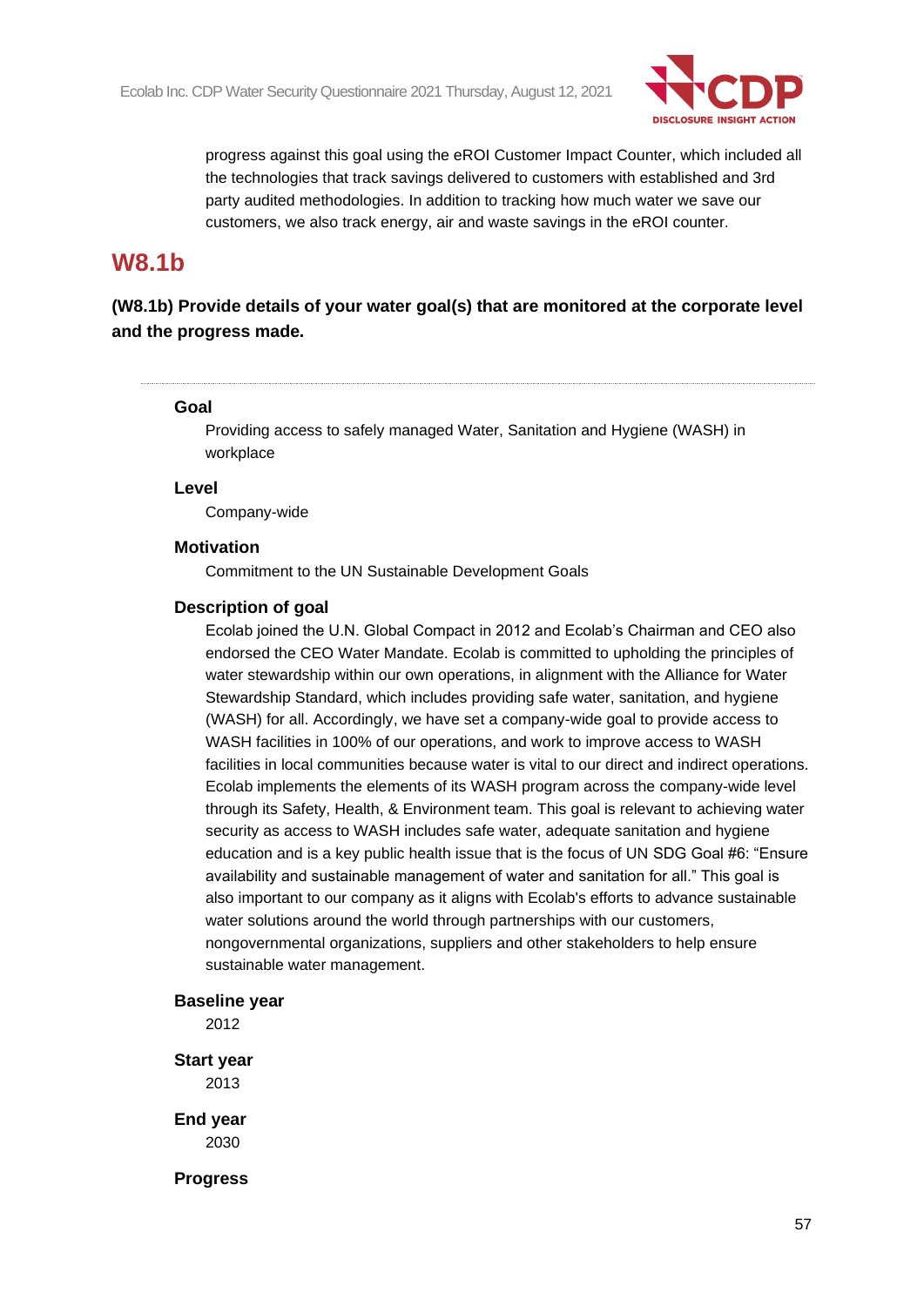progress against this goal using the eROI Customer Impact Counter, which included all the technologies that track savings delivered to customers with established and 3rd party audited methodologies. In addition to tracking how much water we save our customers, we also track energy, air and waste savings in the eROI counter.

## W8.1b

**(W8.1b) Provide details of your water goal(s) that are monitored at the corporate level and the progress made.**

---

**Goal**

Providing access to safely managed Water, Sanitation and Hygiene (WASH) in workplace

**Level**

Company-wide

**Motivation**

Commitment to the UN Sustainable Development Goals

**Description of goal**

Ecolab joined the U.N. Global Compact in 2012 and Ecolab's Chairman and CEO also endorsed the CEO Water Mandate. Ecolab is committed to upholding the principles of water stewardship within our own operations, in alignment with the Alliance for Water Stewardship Standard, which includes providing safe water, sanitation, and hygiene (WASH) for all. Accordingly, we have set a company-wide goal to provide access to WASH facilities in 100% of our operations, and work to improve access to WASH facilities in local communities because water is vital to our direct and indirect operations. Ecolab implements the elements of its WASH program across the company-wide level through its Safety, Health, & Environment team. This goal is relevant to achieving water security as access to WASH includes safe water, adequate sanitation and hygiene education and is a key public health issue that is the focus of UN SDG Goal #6: "Ensure availability and sustainable management of water and sanitation for all." This goal is also important to our company as it aligns with Ecolab's efforts to advance sustainable water solutions around the world through partnerships with our customers, nongovernmental organizations, suppliers and other stakeholders to help ensure sustainable water management.

**Baseline year**

2012

**Start year**

2013

**End year**

2030

**Progress**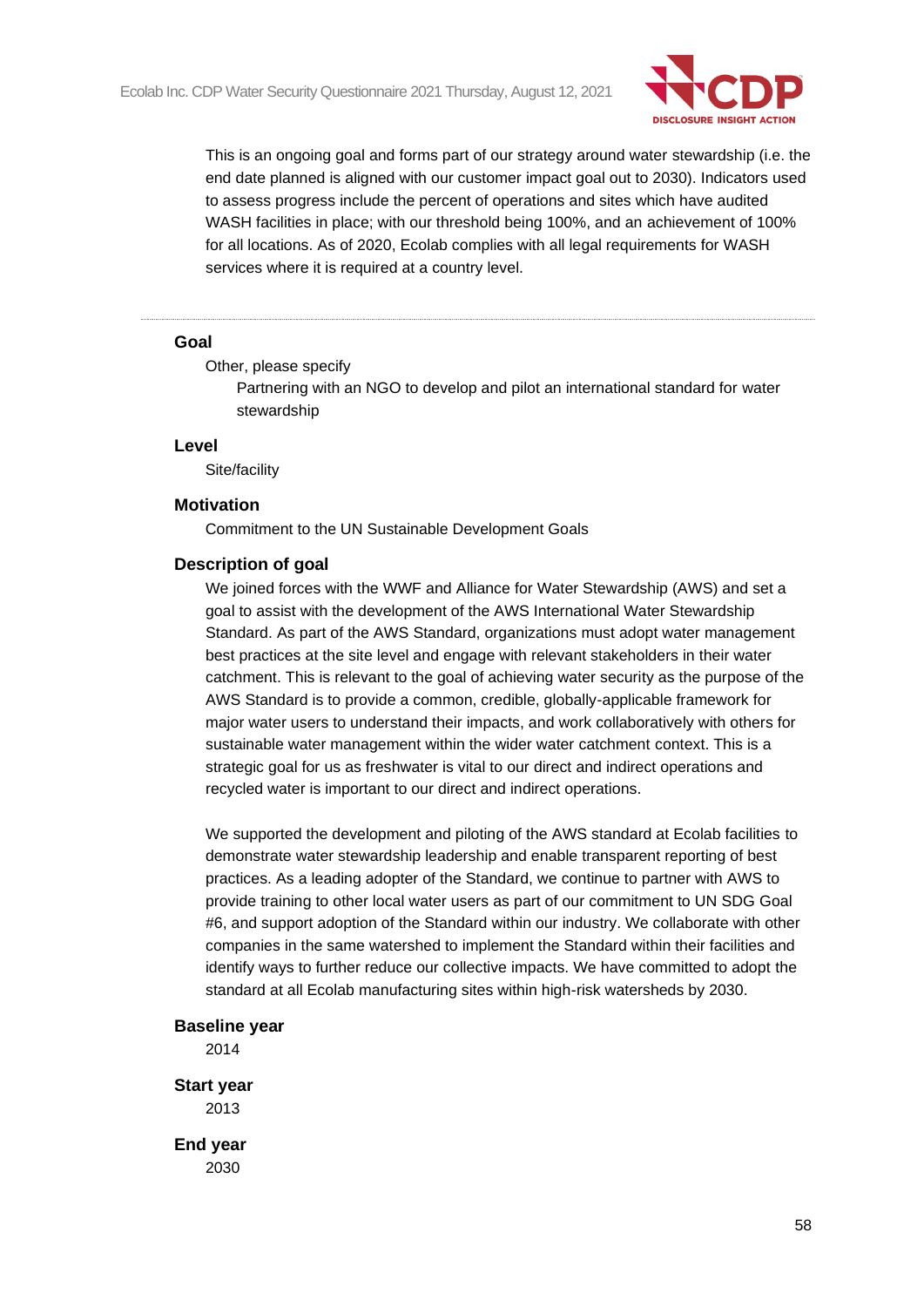This is an ongoing goal and forms part of our strategy around water stewardship (i.e. the end date planned is aligned with our customer impact goal out to 2030). Indicators used to assess progress include the percent of operations and sites which have audited WASH facilities in place; with our threshold being 100%, and an achievement of 100% for all locations. As of 2020, Ecolab complies with all legal requirements for WASH services where it is required at a country level.

---

**Goal**

Other, please specify

Partnering with an NGO to develop and pilot an international standard for water stewardship

**Level**

Site/facility

**Motivation**

Commitment to the UN Sustainable Development Goals

**Description of goal**

We joined forces with the WWF and Alliance for Water Stewardship (AWS) and set a goal to assist with the development of the AWS International Water Stewardship Standard. As part of the AWS Standard, organizations must adopt water management best practices at the site level and engage with relevant stakeholders in their water catchment. This is relevant to the goal of achieving water security as the purpose of the AWS Standard is to provide a common, credible, globally-applicable framework for major water users to understand their impacts, and work collaboratively with others for sustainable water management within the wider water catchment context. This is a strategic goal for us as freshwater is vital to our direct and indirect operations and recycled water is important to our direct and indirect operations.

We supported the development and piloting of the AWS standard at Ecolab facilities to demonstrate water stewardship leadership and enable transparent reporting of best practices. As a leading adopter of the Standard, we continue to partner with AWS to provide training to other local water users as part of our commitment to UN SDG Goal #6, and support adoption of the Standard within our industry. We collaborate with other companies in the same watershed to implement the Standard within their facilities and identify ways to further reduce our collective impacts. We have committed to adopt the standard at all Ecolab manufacturing sites within high-risk watersheds by 2030.

**Baseline year**

2014

**Start year**

2013

**End year**

2030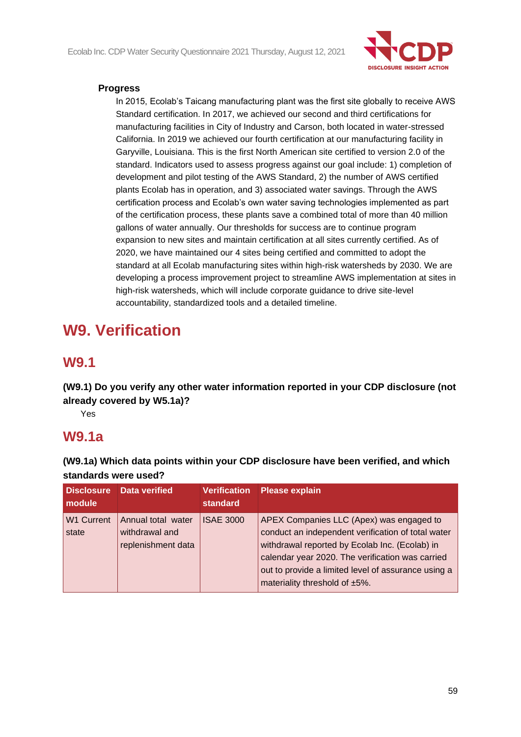**Progress**

In 2015, Ecolab's Taicang manufacturing plant was the first site globally to receive AWS Standard certification. In 2017, we achieved our second and third certifications for manufacturing facilities in City of Industry and Carson, both located in water-stressed California. In 2019 we achieved our fourth certification at our manufacturing facility in Garyville, Louisiana. This is the first North American site certified to version 2.0 of the standard. Indicators used to assess progress against our goal include: 1) completion of development and pilot testing of the AWS Standard, 2) the number of AWS certified plants Ecolab has in operation, and 3) associated water savings. Through the AWS certification process and Ecolab's own water saving technologies implemented as part of the certification process, these plants save a combined total of more than 40 million gallons of water annually. Our thresholds for success are to continue program expansion to new sites and maintain certification at all sites currently certified. As of 2020, we have maintained our 4 sites being certified and committed to adopt the standard at all Ecolab manufacturing sites within high-risk watersheds by 2030. We are developing a process improvement project to streamline AWS implementation at sites in high-risk watersheds, which will include corporate guidance to drive site-level accountability, standardized tools and a detailed timeline.

# W9. Verification

## W9.1

**(W9.1) Do you verify any other water information reported in your CDP disclosure (not already covered by W5.1a)?**

Yes

## W9.1a

**(W9.1a) Which data points within your CDP disclosure have been verified, and which standards were used?**

| Disclosure module | Data verified | Verification standard | Please explain |
|---|---|---|---|
| W1 Current state | Annual total water withdrawal and replenishment data | ISAE 3000 | APEX Companies LLC (Apex) was engaged to conduct an independent verification of total water withdrawal reported by Ecolab Inc. (Ecolab) in calendar year 2020. The verification was carried out to provide a limited level of assurance using a materiality threshold of ±5%. |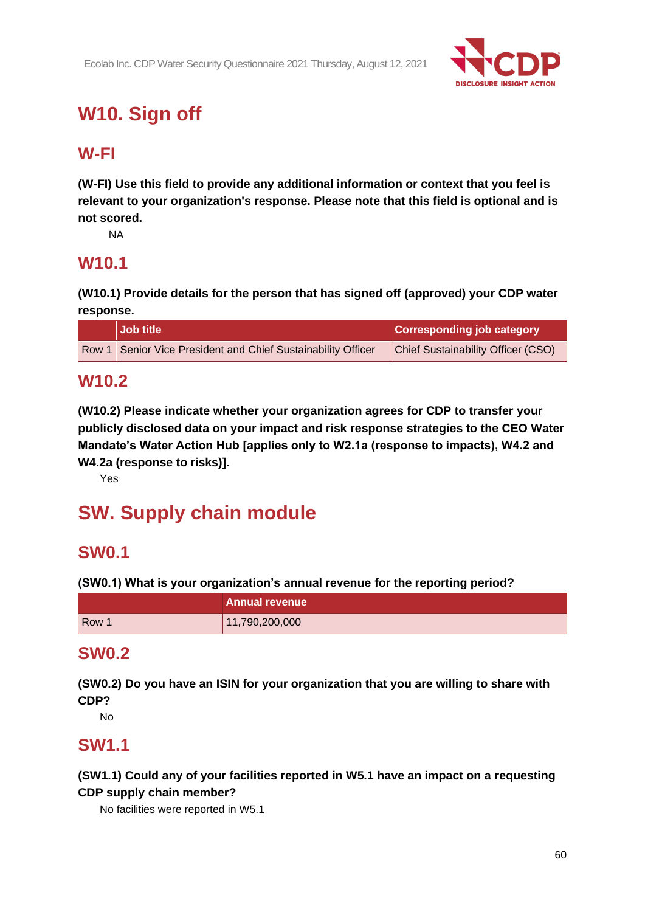# W10. Sign off

## W-FI

**(W-FI) Use this field to provide any additional information or context that you feel is relevant to your organization's response. Please note that this field is optional and is not scored.**

NA

## W10.1

**(W10.1) Provide details for the person that has signed off (approved) your CDP water response.**

| | Job title | Corresponding job category |
|---|---|---|
| Row 1 | Senior Vice President and Chief Sustainability Officer | Chief Sustainability Officer (CSO) |

## W10.2

**(W10.2) Please indicate whether your organization agrees for CDP to transfer your publicly disclosed data on your impact and risk response strategies to the CEO Water Mandate's Water Action Hub [applies only to W2.1a (response to impacts), W4.2 and W4.2a (response to risks)].**

Yes

# SW. Supply chain module

## SW0.1

**(SW0.1) What is your organization's annual revenue for the reporting period?**

| | Annual revenue |
|---|---|
| Row 1 | 11,790,200,000 |

## SW0.2

**(SW0.2) Do you have an ISIN for your organization that you are willing to share with CDP?**

No

## SW1.1

**(SW1.1) Could any of your facilities reported in W5.1 have an impact on a requesting CDP supply chain member?**

No facilities were reported in W5.1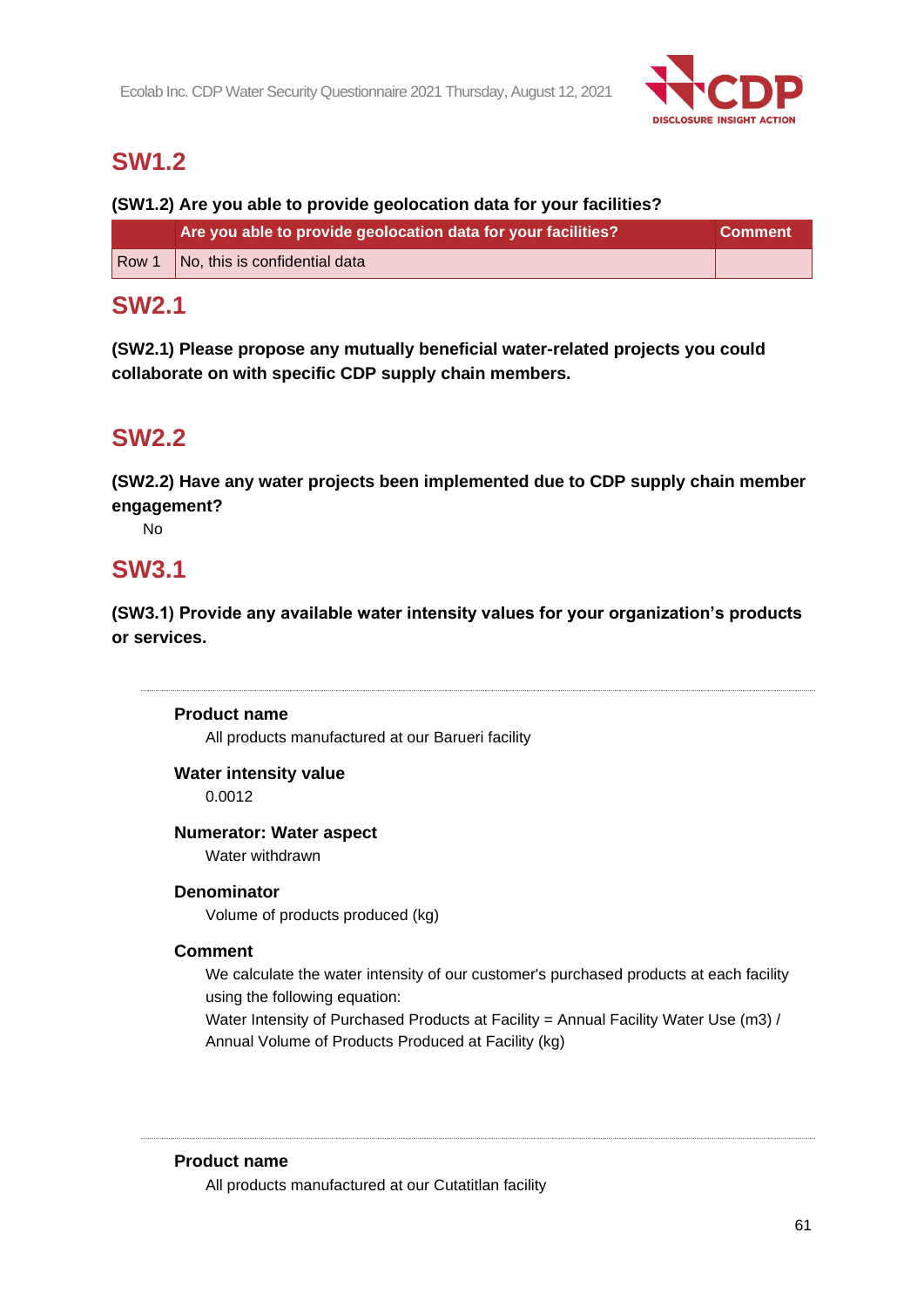## SW1.2

**(SW1.2) Are you able to provide geolocation data for your facilities?**

| | Are you able to provide geolocation data for your facilities? | Comment |
|---|---|---|
| Row 1 | No, this is confidential data | |

## SW2.1

**(SW2.1) Please propose any mutually beneficial water-related projects you could collaborate on with specific CDP supply chain members.**

## SW2.2

**(SW2.2) Have any water projects been implemented due to CDP supply chain member engagement?**

No

## SW3.1

**(SW3.1) Provide any available water intensity values for your organization's products or services.**

---

**Product name**

All products manufactured at our Barueri facility

**Water intensity value**

0.0012

**Numerator: Water aspect**

Water withdrawn

**Denominator**

Volume of products produced (kg)

**Comment**

We calculate the water intensity of our customer's purchased products at each facility using the following equation:
Water Intensity of Purchased Products at Facility = Annual Facility Water Use (m3) / Annual Volume of Products Produced at Facility (kg)

---

**Product name**

All products manufactured at our Cutatitlan facility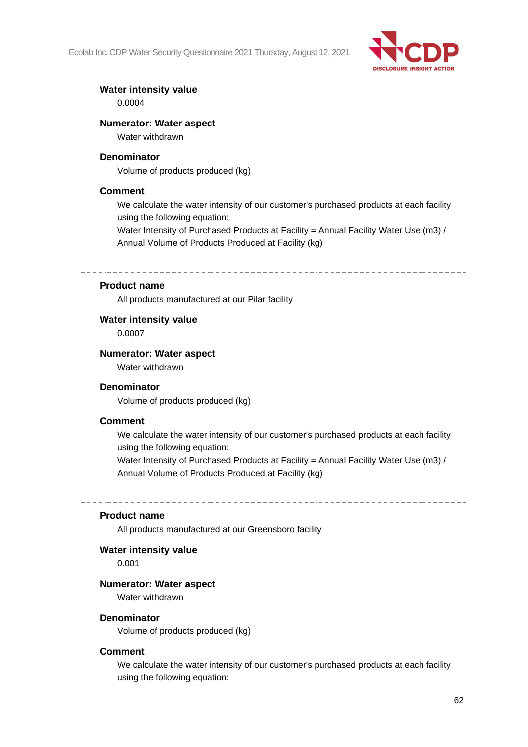**Water intensity value**

0.0004

**Numerator: Water aspect**

Water withdrawn

**Denominator**

Volume of products produced (kg)

**Comment**

We calculate the water intensity of our customer's purchased products at each facility using the following equation:
Water Intensity of Purchased Products at Facility = Annual Facility Water Use (m3) / Annual Volume of Products Produced at Facility (kg)

---

**Product name**

All products manufactured at our Pilar facility

**Water intensity value**

0.0007

**Numerator: Water aspect**

Water withdrawn

**Denominator**

Volume of products produced (kg)

**Comment**

We calculate the water intensity of our customer's purchased products at each facility using the following equation:
Water Intensity of Purchased Products at Facility = Annual Facility Water Use (m3) / Annual Volume of Products Produced at Facility (kg)

---

**Product name**

All products manufactured at our Greensboro facility

**Water intensity value**

0.001

**Numerator: Water aspect**

Water withdrawn

**Denominator**

Volume of products produced (kg)

**Comment**

We calculate the water intensity of our customer's purchased products at each facility using the following equation: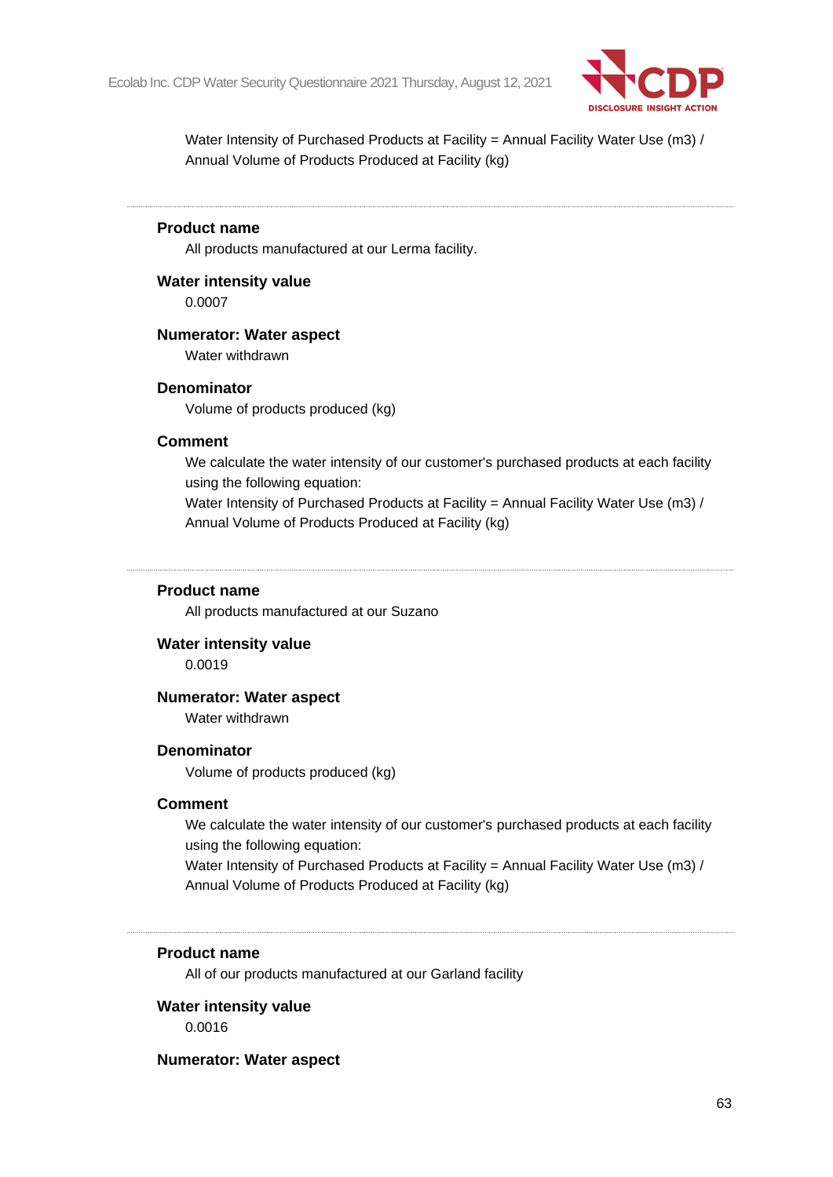Water Intensity of Purchased Products at Facility = Annual Facility Water Use (m3) / Annual Volume of Products Produced at Facility (kg)

---

**Product name**

All products manufactured at our Lerma facility.

**Water intensity value**

0.0007

**Numerator: Water aspect**

Water withdrawn

**Denominator**

Volume of products produced (kg)

**Comment**

We calculate the water intensity of our customer's purchased products at each facility using the following equation:
Water Intensity of Purchased Products at Facility = Annual Facility Water Use (m3) / Annual Volume of Products Produced at Facility (kg)

---

**Product name**

All products manufactured at our Suzano

**Water intensity value**

0.0019

**Numerator: Water aspect**

Water withdrawn

**Denominator**

Volume of products produced (kg)

**Comment**

We calculate the water intensity of our customer's purchased products at each facility using the following equation:
Water Intensity of Purchased Products at Facility = Annual Facility Water Use (m3) / Annual Volume of Products Produced at Facility (kg)

---

**Product name**

All of our products manufactured at our Garland facility

**Water intensity value**

0.0016

**Numerator: Water aspect**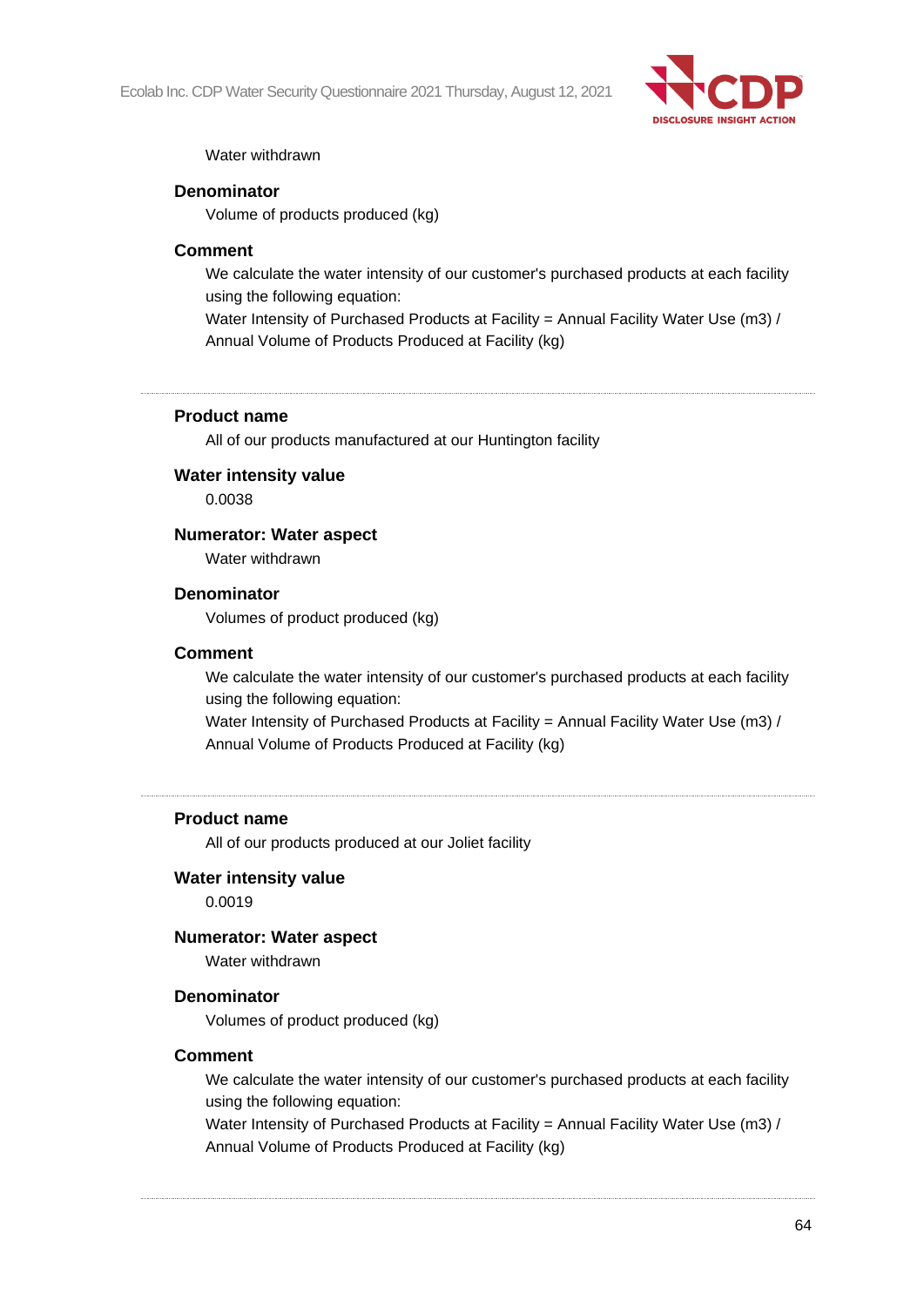Water withdrawn

**Denominator**

Volume of products produced (kg)

**Comment**

We calculate the water intensity of our customer's purchased products at each facility using the following equation:
Water Intensity of Purchased Products at Facility = Annual Facility Water Use (m3) / Annual Volume of Products Produced at Facility (kg)

---

**Product name**

All of our products manufactured at our Huntington facility

**Water intensity value**

0.0038

**Numerator: Water aspect**

Water withdrawn

**Denominator**

Volumes of product produced (kg)

**Comment**

We calculate the water intensity of our customer's purchased products at each facility using the following equation:
Water Intensity of Purchased Products at Facility = Annual Facility Water Use (m3) / Annual Volume of Products Produced at Facility (kg)

---

**Product name**

All of our products produced at our Joliet facility

**Water intensity value**

0.0019

**Numerator: Water aspect**

Water withdrawn

**Denominator**

Volumes of product produced (kg)

**Comment**

We calculate the water intensity of our customer's purchased products at each facility using the following equation:
Water Intensity of Purchased Products at Facility = Annual Facility Water Use (m3) / Annual Volume of Products Produced at Facility (kg)

---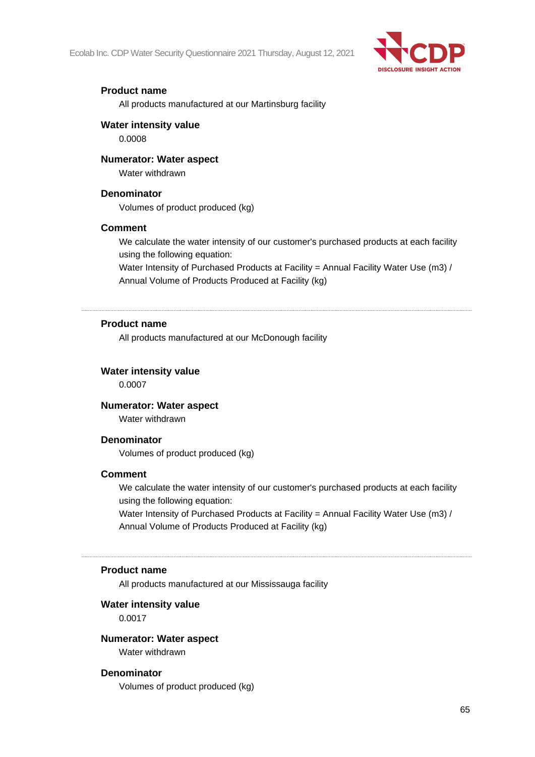**Product name**

All products manufactured at our Martinsburg facility

**Water intensity value**

0.0008

**Numerator: Water aspect**

Water withdrawn

**Denominator**

Volumes of product produced (kg)

**Comment**

We calculate the water intensity of our customer's purchased products at each facility using the following equation:
Water Intensity of Purchased Products at Facility = Annual Facility Water Use (m3) / Annual Volume of Products Produced at Facility (kg)

---

**Product name**

All products manufactured at our McDonough facility

**Water intensity value**

0.0007

**Numerator: Water aspect**

Water withdrawn

**Denominator**

Volumes of product produced (kg)

**Comment**

We calculate the water intensity of our customer's purchased products at each facility using the following equation:
Water Intensity of Purchased Products at Facility = Annual Facility Water Use (m3) / Annual Volume of Products Produced at Facility (kg)

---

**Product name**

All products manufactured at our Mississauga facility

**Water intensity value**

0.0017

**Numerator: Water aspect**

Water withdrawn

**Denominator**

Volumes of product produced (kg)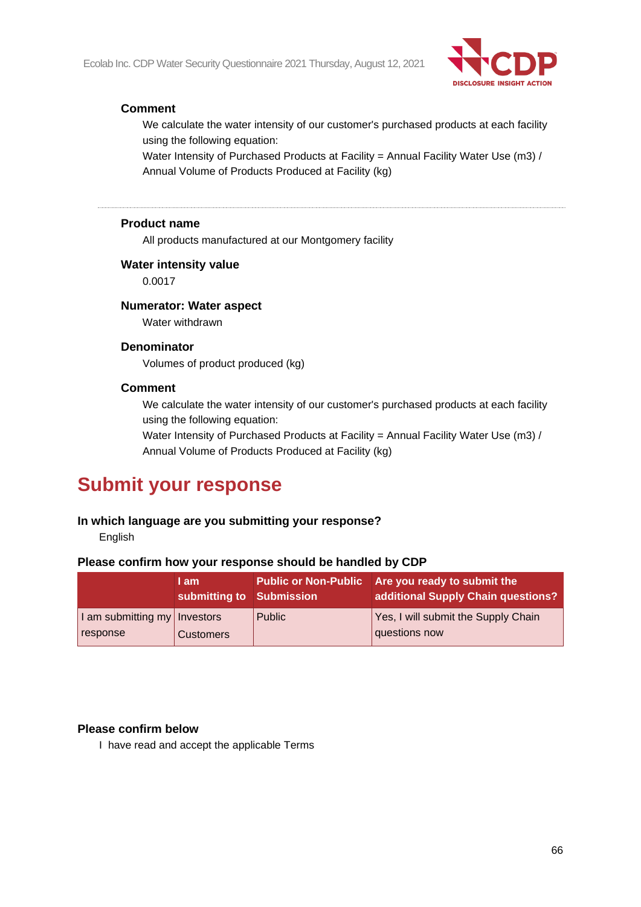#### Comment

We calculate the water intensity of our customer's purchased products at each facility using the following equation:
Water Intensity of Purchased Products at Facility = Annual Facility Water Use (m3) / Annual Volume of Products Produced at Facility (kg)

---

#### Product name

All products manufactured at our Montgomery facility

#### Water intensity value

0.0017

#### Numerator: Water aspect

Water withdrawn

#### Denominator

Volumes of product produced (kg)

#### Comment

We calculate the water intensity of our customer's purchased products at each facility using the following equation:
Water Intensity of Purchased Products at Facility = Annual Facility Water Use (m3) / Annual Volume of Products Produced at Facility (kg)

# Submit your response

### In which language are you submitting your response?

English

### Please confirm how your response should be handled by CDP

| | I am submitting to | Public or Non-Public Submission | Are you ready to submit the additional Supply Chain questions? |
|---|---|---|---|
| I am submitting my response | Investors<br>Customers | Public | Yes, I will submit the Supply Chain questions now |

### Please confirm below

I have read and accept the applicable Terms